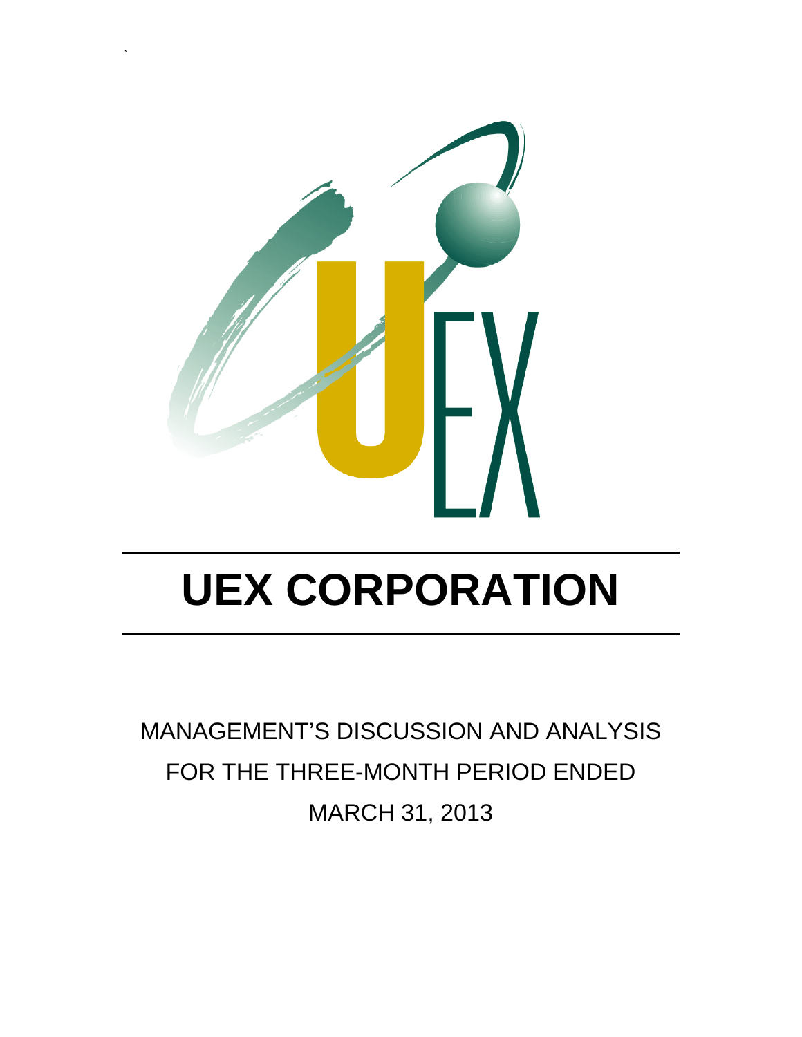# UEX CORPORATION

MANAGEMENT'S DISCUSSION AND ANALYSIS

FOR THE THREE-MONTH PERIOD ENDED

MARCH 31, 2013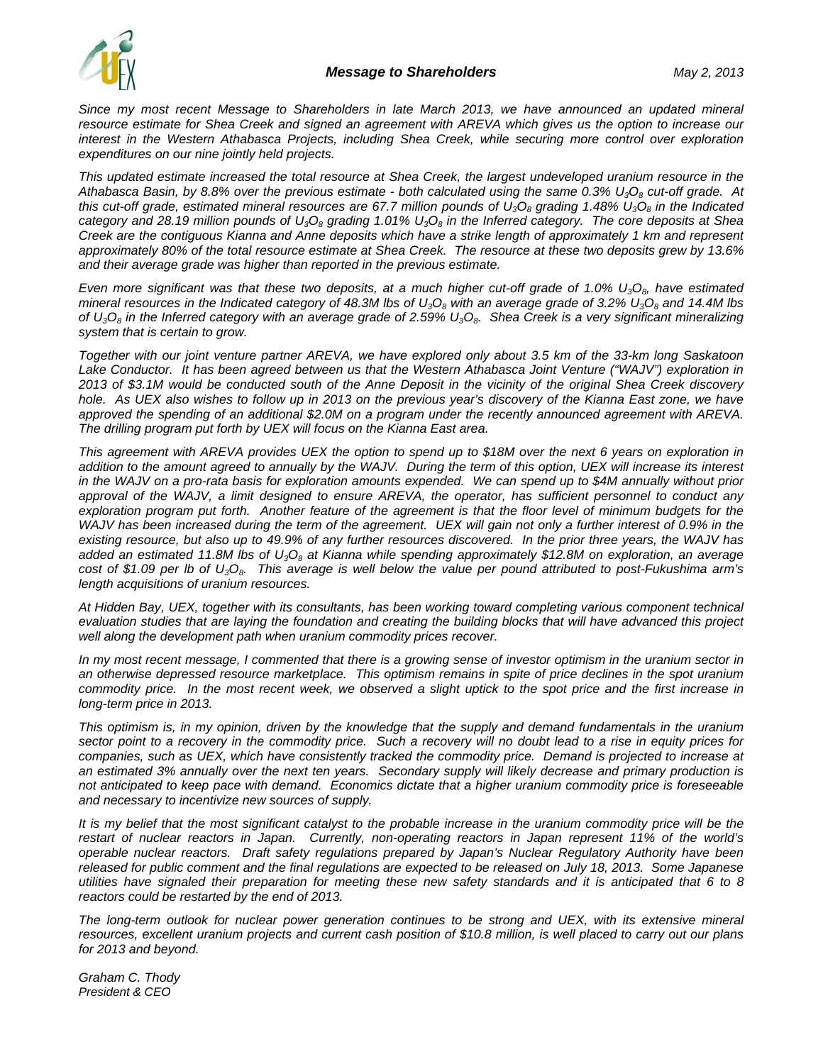## *Message to Shareholders*

*May 2, 2013*

*Since my most recent Message to Shareholders in late March 2013, we have announced an updated mineral resource estimate for Shea Creek and signed an agreement with AREVA which gives us the option to increase our interest in the Western Athabasca Projects, including Shea Creek, while securing more control over exploration expenditures on our nine jointly held projects.*

*This updated estimate increased the total resource at Shea Creek, the largest undeveloped uranium resource in the Athabasca Basin, by 8.8% over the previous estimate - both calculated using the same 0.3% $U_3O_8$ cut-off grade. At this cut-off grade, estimated mineral resources are 67.7 million pounds of $U_3O_8$ grading 1.48% $U_3O_8$ in the Indicated category and 28.19 million pounds of $U_3O_8$ grading 1.01% $U_3O_8$ in the Inferred category. The core deposits at Shea Creek are the contiguous Kianna and Anne deposits which have a strike length of approximately 1 km and represent approximately 80% of the total resource estimate at Shea Creek. The resource at these two deposits grew by 13.6% and their average grade was higher than reported in the previous estimate.*

*Even more significant was that these two deposits, at a much higher cut-off grade of 1.0% $U_3O_8$, have estimated mineral resources in the Indicated category of 48.3M lbs of $U_3O_8$ with an average grade of 3.2% $U_3O_8$ and 14.4M lbs of $U_3O_8$ in the Inferred category with an average grade of 2.59% $U_3O_8$. Shea Creek is a very significant mineralizing system that is certain to grow.*

*Together with our joint venture partner AREVA, we have explored only about 3.5 km of the 33-km long Saskatoon Lake Conductor. It has been agreed between us that the Western Athabasca Joint Venture ("WAJV") exploration in 2013 of $3.1M would be conducted south of the Anne Deposit in the vicinity of the original Shea Creek discovery hole. As UEX also wishes to follow up in 2013 on the previous year's discovery of the Kianna East zone, we have approved the spending of an additional $2.0M on a program under the recently announced agreement with AREVA. The drilling program put forth by UEX will focus on the Kianna East area.*

*This agreement with AREVA provides UEX the option to spend up to $18M over the next 6 years on exploration in addition to the amount agreed to annually by the WAJV. During the term of this option, UEX will increase its interest in the WAJV on a pro-rata basis for exploration amounts expended. We can spend up to $4M annually without prior approval of the WAJV, a limit designed to ensure AREVA, the operator, has sufficient personnel to conduct any exploration program put forth. Another feature of the agreement is that the floor level of minimum budgets for the WAJV has been increased during the term of the agreement. UEX will gain not only a further interest of 0.9% in the existing resource, but also up to 49.9% of any further resources discovered. In the prior three years, the WAJV has added an estimated 11.8M lbs of $U_3O_8$ at Kianna while spending approximately $12.8M on exploration, an average cost of $1.09 per lb of $U_3O_8$. This average is well below the value per pound attributed to post-Fukushima arm's length acquisitions of uranium resources.*

*At Hidden Bay, UEX, together with its consultants, has been working toward completing various component technical evaluation studies that are laying the foundation and creating the building blocks that will have advanced this project well along the development path when uranium commodity prices recover.*

*In my most recent message, I commented that there is a growing sense of investor optimism in the uranium sector in an otherwise depressed resource marketplace. This optimism remains in spite of price declines in the spot uranium commodity price. In the most recent week, we observed a slight uptick to the spot price and the first increase in long-term price in 2013.*

*This optimism is, in my opinion, driven by the knowledge that the supply and demand fundamentals in the uranium sector point to a recovery in the commodity price. Such a recovery will no doubt lead to a rise in equity prices for companies, such as UEX, which have consistently tracked the commodity price. Demand is projected to increase at an estimated 3% annually over the next ten years. Secondary supply will likely decrease and primary production is not anticipated to keep pace with demand. Economics dictate that a higher uranium commodity price is foreseeable and necessary to incentivize new sources of supply.*

*It is my belief that the most significant catalyst to the probable increase in the uranium commodity price will be the restart of nuclear reactors in Japan. Currently, non-operating reactors in Japan represent 11% of the world's operable nuclear reactors. Draft safety regulations prepared by Japan's Nuclear Regulatory Authority have been released for public comment and the final regulations are expected to be released on July 18, 2013. Some Japanese utilities have signaled their preparation for meeting these new safety standards and it is anticipated that 6 to 8 reactors could be restarted by the end of 2013.*

*The long-term outlook for nuclear power generation continues to be strong and UEX, with its extensive mineral resources, excellent uranium projects and current cash position of $10.8 million, is well placed to carry out our plans for 2013 and beyond.*

*Graham C. Thody*
*President & CEO*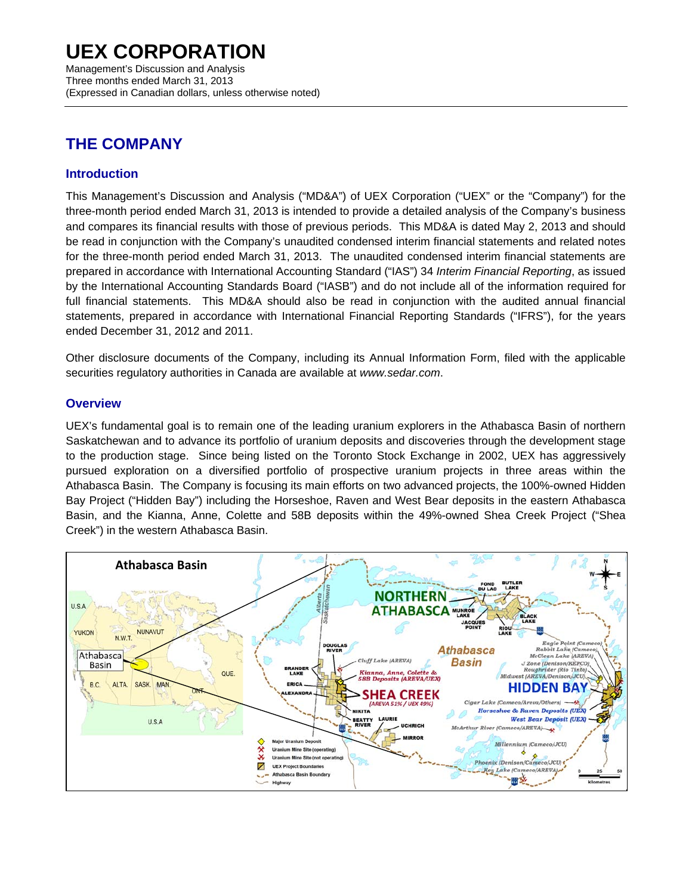# UEX CORPORATION

Management's Discussion and Analysis
Three months ended March 31, 2013
(Expressed in Canadian dollars, unless otherwise noted)

## THE COMPANY

### Introduction

This Management's Discussion and Analysis ("MD&A") of UEX Corporation ("UEX" or the "Company") for the three-month period ended March 31, 2013 is intended to provide a detailed analysis of the Company's business and compares its financial results with those of previous periods. This MD&A is dated May 2, 2013 and should be read in conjunction with the Company's unaudited condensed interim financial statements and related notes for the three-month period ended March 31, 2013. The unaudited condensed interim financial statements are prepared in accordance with International Accounting Standard ("IAS") 34 *Interim Financial Reporting*, as issued by the International Accounting Standards Board ("IASB") and do not include all of the information required for full financial statements. This MD&A should also be read in conjunction with the audited annual financial statements, prepared in accordance with International Financial Reporting Standards ("IFRS"), for the years ended December 31, 2012 and 2011.

Other disclosure documents of the Company, including its Annual Information Form, filed with the applicable securities regulatory authorities in Canada are available at *www.sedar.com*.

### Overview

UEX's fundamental goal is to remain one of the leading uranium explorers in the Athabasca Basin of northern Saskatchewan and to advance its portfolio of uranium deposits and discoveries through the development stage to the production stage. Since being listed on the Toronto Stock Exchange in 2002, UEX has aggressively pursued exploration on a diversified portfolio of prospective uranium projects in three areas within the Athabasca Basin. The Company is focusing its main efforts on two advanced projects, the 100%-owned Hidden Bay Project ("Hidden Bay") including the Horseshoe, Raven and West Bear deposits in the eastern Athabasca Basin, and the Kianna, Anne, Colette and 58B deposits within the 49%-owned Shea Creek Project ("Shea Creek") in the western Athabasca Basin.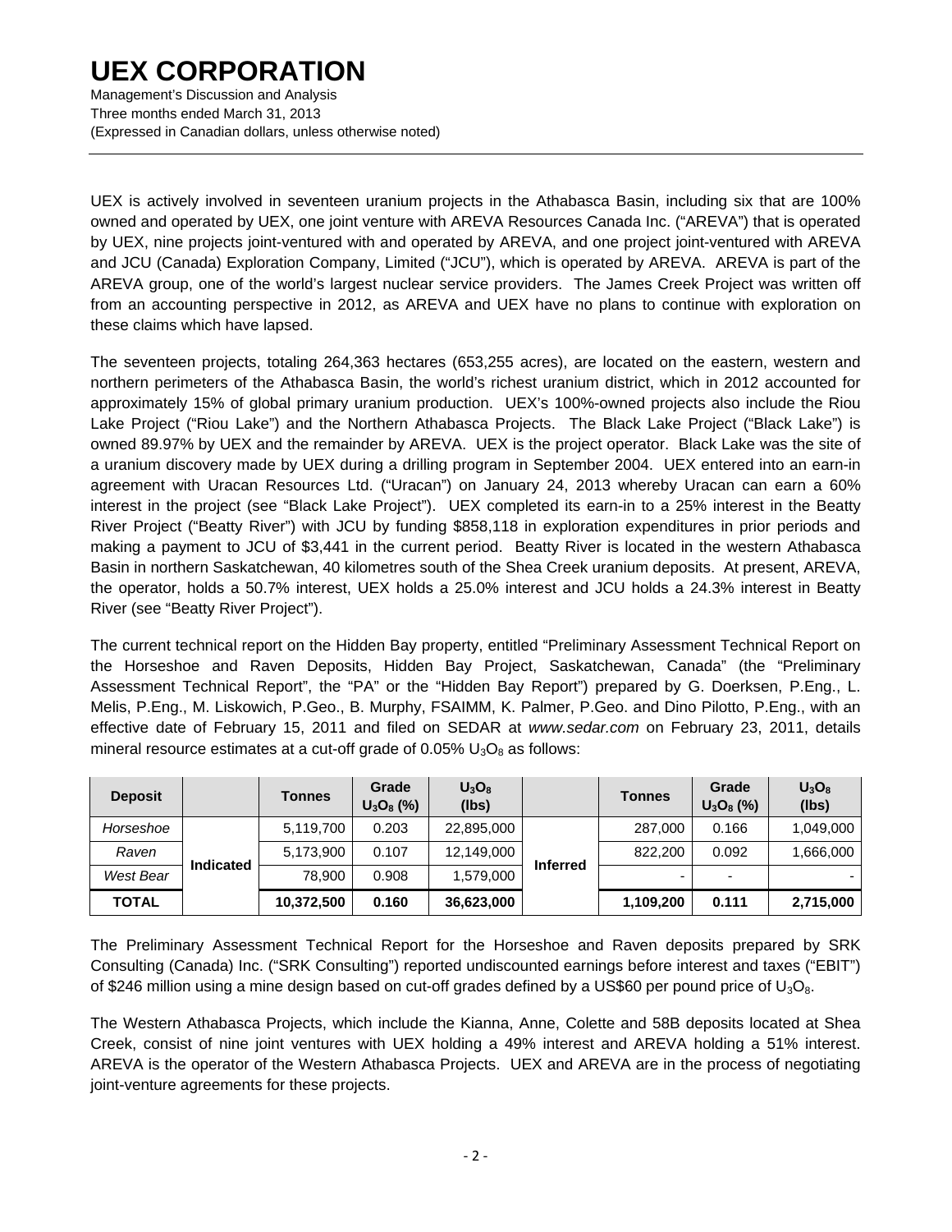UEX is actively involved in seventeen uranium projects in the Athabasca Basin, including six that are 100% owned and operated by UEX, one joint venture with AREVA Resources Canada Inc. ("AREVA") that is operated by UEX, nine projects joint-ventured with and operated by AREVA, and one project joint-ventured with AREVA and JCU (Canada) Exploration Company, Limited ("JCU"), which is operated by AREVA. AREVA is part of the AREVA group, one of the world's largest nuclear service providers. The James Creek Project was written off from an accounting perspective in 2012, as AREVA and UEX have no plans to continue with exploration on these claims which have lapsed.

The seventeen projects, totaling 264,363 hectares (653,255 acres), are located on the eastern, western and northern perimeters of the Athabasca Basin, the world's richest uranium district, which in 2012 accounted for approximately 15% of global primary uranium production. UEX's 100%-owned projects also include the Riou Lake Project ("Riou Lake") and the Northern Athabasca Projects. The Black Lake Project ("Black Lake") is owned 89.97% by UEX and the remainder by AREVA. UEX is the project operator. Black Lake was the site of a uranium discovery made by UEX during a drilling program in September 2004. UEX entered into an earn-in agreement with Uracan Resources Ltd. ("Uracan") on January 24, 2013 whereby Uracan can earn a 60% interest in the project (see "Black Lake Project"). UEX completed its earn-in to a 25% interest in the Beatty River Project ("Beatty River") with JCU by funding $858,118 in exploration expenditures in prior periods and making a payment to JCU of $3,441 in the current period. Beatty River is located in the western Athabasca Basin in northern Saskatchewan, 40 kilometres south of the Shea Creek uranium deposits. At present, AREVA, the operator, holds a 50.7% interest, UEX holds a 25.0% interest and JCU holds a 24.3% interest in Beatty River (see "Beatty River Project").

The current technical report on the Hidden Bay property, entitled "Preliminary Assessment Technical Report on the Horseshoe and Raven Deposits, Hidden Bay Project, Saskatchewan, Canada" (the "Preliminary Assessment Technical Report", the "PA" or the "Hidden Bay Report") prepared by G. Doerksen, P.Eng., L. Melis, P.Eng., M. Liskowich, P.Geo., B. Murphy, FSAIMM, K. Palmer, P.Geo. and Dino Pilotto, P.Eng., with an effective date of February 15, 2011 and filed on SEDAR at *www.sedar.com* on February 23, 2011, details mineral resource estimates at a cut-off grade of 0.05% $U_3O_8$ as follows:

| Deposit | | Tonnes | Grade $U_3O_8$ (%) | $U_3O_8$ (lbs) | | Tonnes | Grade $U_3O_8$ (%) | $U_3O_8$ (lbs) |
|---|---|---|---|---|---|---|---|---|
| *Horseshoe* | Indicated | 5,119,700 | 0.203 | 22,895,000 | Inferred | 287,000 | 0.166 | 1,049,000 |
| *Raven* | | 5,173,900 | 0.107 | 12,149,000 | | 822,200 | 0.092 | 1,666,000 |
| *West Bear* | | 78,900 | 0.908 | 1,579,000 | | - | - | - |
| **TOTAL** | | **10,372,500** | **0.160** | **36,623,000** | | **1,109,200** | **0.111** | **2,715,000** |

The Preliminary Assessment Technical Report for the Horseshoe and Raven deposits prepared by SRK Consulting (Canada) Inc. ("SRK Consulting") reported undiscounted earnings before interest and taxes ("EBIT") of $246 million using a mine design based on cut-off grades defined by a US$60 per pound price of $U_3O_8$.

The Western Athabasca Projects, which include the Kianna, Anne, Colette and 58B deposits located at Shea Creek, consist of nine joint ventures with UEX holding a 49% interest and AREVA holding a 51% interest. AREVA is the operator of the Western Athabasca Projects. UEX and AREVA are in the process of negotiating joint-venture agreements for these projects.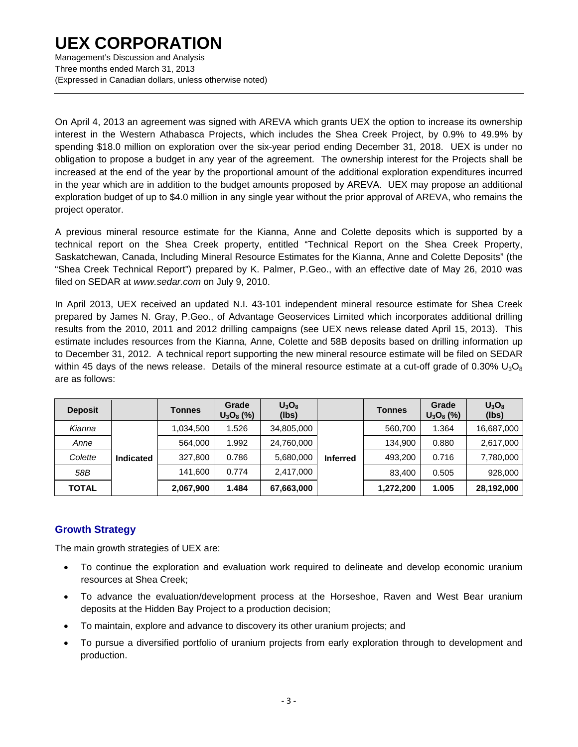On April 4, 2013 an agreement was signed with AREVA which grants UEX the option to increase its ownership interest in the Western Athabasca Projects, which includes the Shea Creek Project, by 0.9% to 49.9% by spending $18.0 million on exploration over the six-year period ending December 31, 2018. UEX is under no obligation to propose a budget in any year of the agreement. The ownership interest for the Projects shall be increased at the end of the year by the proportional amount of the additional exploration expenditures incurred in the year which are in addition to the budget amounts proposed by AREVA. UEX may propose an additional exploration budget of up to $4.0 million in any single year without the prior approval of AREVA, who remains the project operator.

A previous mineral resource estimate for the Kianna, Anne and Colette deposits which is supported by a technical report on the Shea Creek property, entitled "Technical Report on the Shea Creek Property, Saskatchewan, Canada, Including Mineral Resource Estimates for the Kianna, Anne and Colette Deposits" (the "Shea Creek Technical Report") prepared by K. Palmer, P.Geo., with an effective date of May 26, 2010 was filed on SEDAR at *www.sedar.com* on July 9, 2010.

In April 2013, UEX received an updated N.I. 43-101 independent mineral resource estimate for Shea Creek prepared by James N. Gray, P.Geo., of Advantage Geoservices Limited which incorporates additional drilling results from the 2010, 2011 and 2012 drilling campaigns (see UEX news release dated April 15, 2013). This estimate includes resources from the Kianna, Anne, Colette and 58B deposits based on drilling information up to December 31, 2012. A technical report supporting the new mineral resource estimate will be filed on SEDAR within 45 days of the news release. Details of the mineral resource estimate at a cut-off grade of 0.30% $U_3O_8$ are as follows:

| Deposit | | Tonnes | Grade $U_3O_8$ (%) | $U_3O_8$ (lbs) | | Tonnes | Grade $U_3O_8$ (%) | $U_3O_8$ (lbs) |
|---|---|---|---|---|---|---|---|---|
| *Kianna* | **Indicated** | 1,034,500 | 1.526 | 34,805,000 | **Inferred** | 560,700 | 1.364 | 16,687,000 |
| *Anne* | | 564,000 | 1.992 | 24,760,000 | | 134,900 | 0.880 | 2,617,000 |
| *Colette* | | 327,800 | 0.786 | 5,680,000 | | 493,200 | 0.716 | 7,780,000 |
| *58B* | | 141,600 | 0.774 | 2,417,000 | | 83,400 | 0.505 | 928,000 |
| **TOTAL** | | **2,067,900** | **1.484** | **67,663,000** | | **1,272,200** | **1.005** | **28,192,000** |

## Growth Strategy

The main growth strategies of UEX are:

- To continue the exploration and evaluation work required to delineate and develop economic uranium resources at Shea Creek;
- To advance the evaluation/development process at the Horseshoe, Raven and West Bear uranium deposits at the Hidden Bay Project to a production decision;
- To maintain, explore and advance to discovery its other uranium projects; and
- To pursue a diversified portfolio of uranium projects from early exploration through to development and production.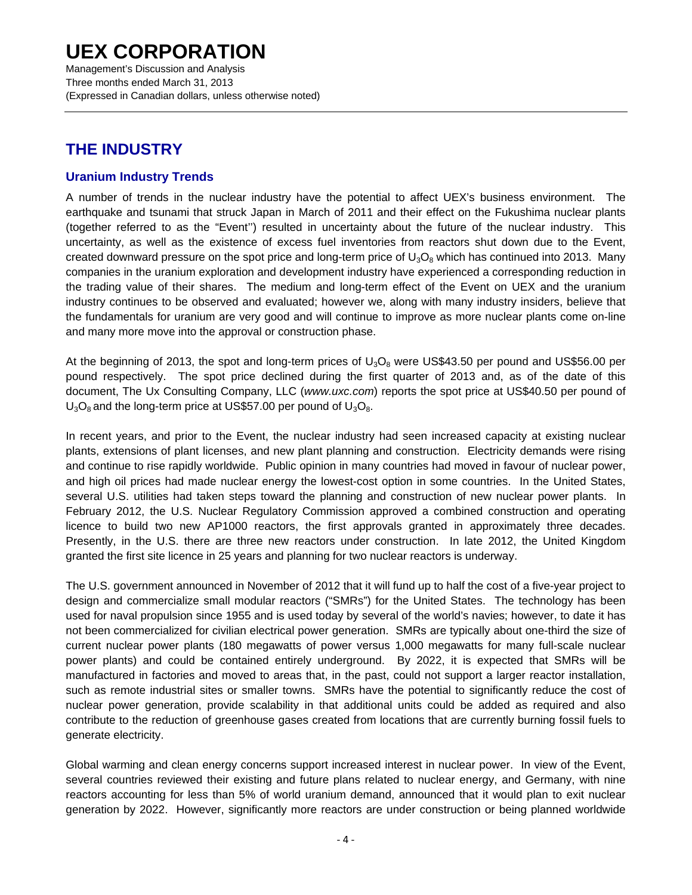# THE INDUSTRY

## Uranium Industry Trends

A number of trends in the nuclear industry have the potential to affect UEX's business environment. The earthquake and tsunami that struck Japan in March of 2011 and their effect on the Fukushima nuclear plants (together referred to as the "Event'') resulted in uncertainty about the future of the nuclear industry. This uncertainty, as well as the existence of excess fuel inventories from reactors shut down due to the Event, created downward pressure on the spot price and long-term price of $U_3O_8$ which has continued into 2013. Many companies in the uranium exploration and development industry have experienced a corresponding reduction in the trading value of their shares. The medium and long-term effect of the Event on UEX and the uranium industry continues to be observed and evaluated; however we, along with many industry insiders, believe that the fundamentals for uranium are very good and will continue to improve as more nuclear plants come on-line and many more move into the approval or construction phase.

At the beginning of 2013, the spot and long-term prices of $U_3O_8$ were US$43.50 per pound and US$56.00 per pound respectively. The spot price declined during the first quarter of 2013 and, as of the date of this document, The Ux Consulting Company, LLC (*www.uxc.com*) reports the spot price at US$40.50 per pound of $U_3O_8$ and the long-term price at US$57.00 per pound of $U_3O_8$.

In recent years, and prior to the Event, the nuclear industry had seen increased capacity at existing nuclear plants, extensions of plant licenses, and new plant planning and construction. Electricity demands were rising and continue to rise rapidly worldwide. Public opinion in many countries had moved in favour of nuclear power, and high oil prices had made nuclear energy the lowest-cost option in some countries. In the United States, several U.S. utilities had taken steps toward the planning and construction of new nuclear power plants. In February 2012, the U.S. Nuclear Regulatory Commission approved a combined construction and operating licence to build two new AP1000 reactors, the first approvals granted in approximately three decades. Presently, in the U.S. there are three new reactors under construction. In late 2012, the United Kingdom granted the first site licence in 25 years and planning for two nuclear reactors is underway.

The U.S. government announced in November of 2012 that it will fund up to half the cost of a five-year project to design and commercialize small modular reactors ("SMRs") for the United States. The technology has been used for naval propulsion since 1955 and is used today by several of the world's navies; however, to date it has not been commercialized for civilian electrical power generation. SMRs are typically about one-third the size of current nuclear power plants (180 megawatts of power versus 1,000 megawatts for many full-scale nuclear power plants) and could be contained entirely underground. By 2022, it is expected that SMRs will be manufactured in factories and moved to areas that, in the past, could not support a larger reactor installation, such as remote industrial sites or smaller towns. SMRs have the potential to significantly reduce the cost of nuclear power generation, provide scalability in that additional units could be added as required and also contribute to the reduction of greenhouse gases created from locations that are currently burning fossil fuels to generate electricity.

Global warming and clean energy concerns support increased interest in nuclear power. In view of the Event, several countries reviewed their existing and future plans related to nuclear energy, and Germany, with nine reactors accounting for less than 5% of world uranium demand, announced that it would plan to exit nuclear generation by 2022. However, significantly more reactors are under construction or being planned worldwide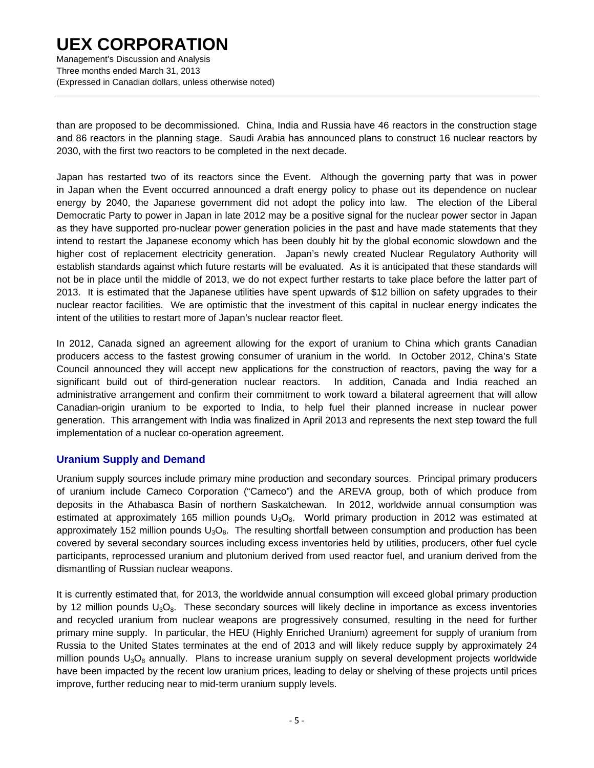than are proposed to be decommissioned. China, India and Russia have 46 reactors in the construction stage and 86 reactors in the planning stage. Saudi Arabia has announced plans to construct 16 nuclear reactors by 2030, with the first two reactors to be completed in the next decade.

Japan has restarted two of its reactors since the Event. Although the governing party that was in power in Japan when the Event occurred announced a draft energy policy to phase out its dependence on nuclear energy by 2040, the Japanese government did not adopt the policy into law. The election of the Liberal Democratic Party to power in Japan in late 2012 may be a positive signal for the nuclear power sector in Japan as they have supported pro-nuclear power generation policies in the past and have made statements that they intend to restart the Japanese economy which has been doubly hit by the global economic slowdown and the higher cost of replacement electricity generation. Japan's newly created Nuclear Regulatory Authority will establish standards against which future restarts will be evaluated. As it is anticipated that these standards will not be in place until the middle of 2013, we do not expect further restarts to take place before the latter part of 2013. It is estimated that the Japanese utilities have spent upwards of $12 billion on safety upgrades to their nuclear reactor facilities. We are optimistic that the investment of this capital in nuclear energy indicates the intent of the utilities to restart more of Japan's nuclear reactor fleet.

In 2012, Canada signed an agreement allowing for the export of uranium to China which grants Canadian producers access to the fastest growing consumer of uranium in the world. In October 2012, China's State Council announced they will accept new applications for the construction of reactors, paving the way for a significant build out of third-generation nuclear reactors. In addition, Canada and India reached an administrative arrangement and confirm their commitment to work toward a bilateral agreement that will allow Canadian-origin uranium to be exported to India, to help fuel their planned increase in nuclear power generation. This arrangement with India was finalized in April 2013 and represents the next step toward the full implementation of a nuclear co-operation agreement.

## Uranium Supply and Demand

Uranium supply sources include primary mine production and secondary sources. Principal primary producers of uranium include Cameco Corporation ("Cameco") and the AREVA group, both of which produce from deposits in the Athabasca Basin of northern Saskatchewan. In 2012, worldwide annual consumption was estimated at approximately 165 million pounds $U_3O_8$. World primary production in 2012 was estimated at approximately 152 million pounds $U_3O_8$. The resulting shortfall between consumption and production has been covered by several secondary sources including excess inventories held by utilities, producers, other fuel cycle participants, reprocessed uranium and plutonium derived from used reactor fuel, and uranium derived from the dismantling of Russian nuclear weapons.

It is currently estimated that, for 2013, the worldwide annual consumption will exceed global primary production by 12 million pounds $U_3O_8$. These secondary sources will likely decline in importance as excess inventories and recycled uranium from nuclear weapons are progressively consumed, resulting in the need for further primary mine supply. In particular, the HEU (Highly Enriched Uranium) agreement for supply of uranium from Russia to the United States terminates at the end of 2013 and will likely reduce supply by approximately 24 million pounds $U_3O_8$ annually. Plans to increase uranium supply on several development projects worldwide have been impacted by the recent low uranium prices, leading to delay or shelving of these projects until prices improve, further reducing near to mid-term uranium supply levels.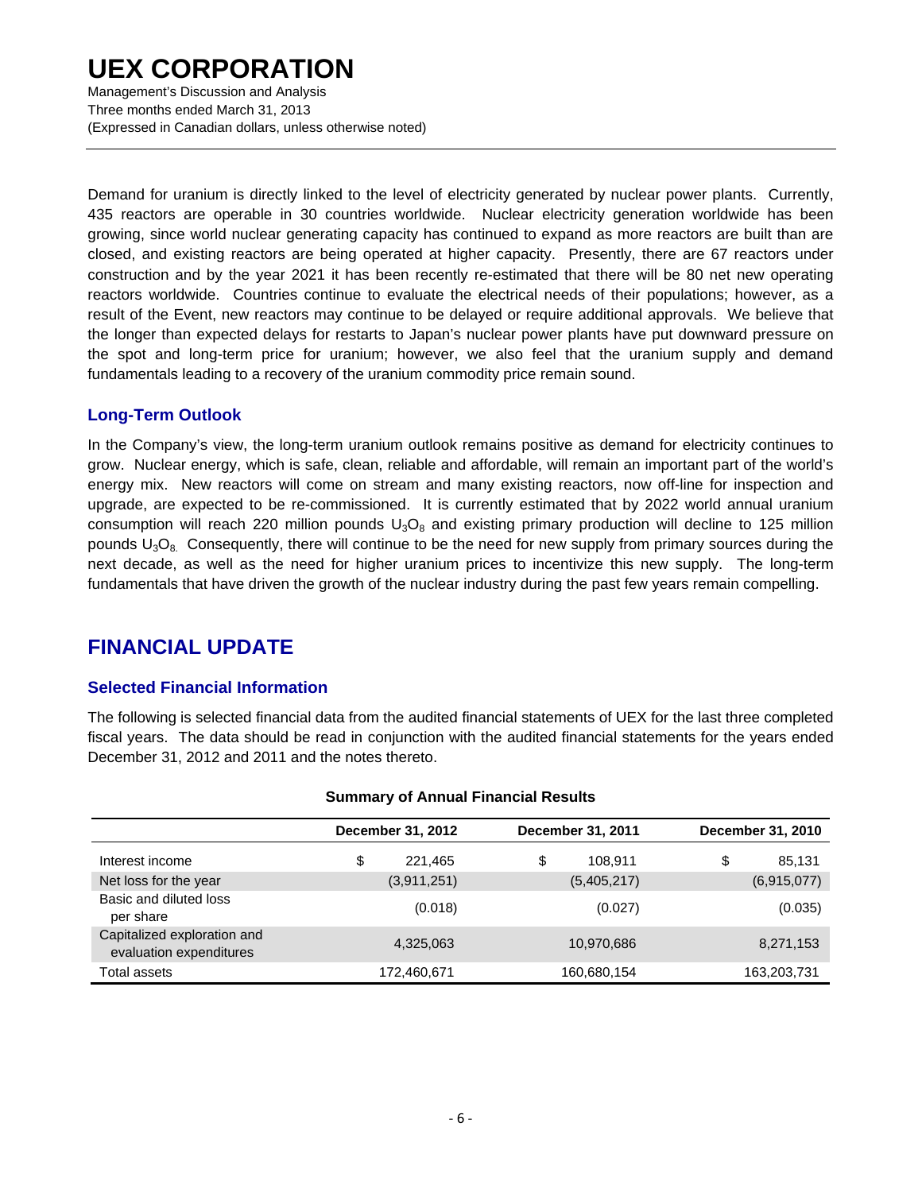Demand for uranium is directly linked to the level of electricity generated by nuclear power plants. Currently, 435 reactors are operable in 30 countries worldwide. Nuclear electricity generation worldwide has been growing, since world nuclear generating capacity has continued to expand as more reactors are built than are closed, and existing reactors are being operated at higher capacity. Presently, there are 67 reactors under construction and by the year 2021 it has been recently re-estimated that there will be 80 net new operating reactors worldwide. Countries continue to evaluate the electrical needs of their populations; however, as a result of the Event, new reactors may continue to be delayed or require additional approvals. We believe that the longer than expected delays for restarts to Japan's nuclear power plants have put downward pressure on the spot and long-term price for uranium; however, we also feel that the uranium supply and demand fundamentals leading to a recovery of the uranium commodity price remain sound.

### Long-Term Outlook

In the Company's view, the long-term uranium outlook remains positive as demand for electricity continues to grow. Nuclear energy, which is safe, clean, reliable and affordable, will remain an important part of the world's energy mix. New reactors will come on stream and many existing reactors, now off-line for inspection and upgrade, are expected to be re-commissioned. It is currently estimated that by 2022 world annual uranium consumption will reach 220 million pounds $U_3O_8$ and existing primary production will decline to 125 million pounds $U_3O_8$. Consequently, there will continue to be the need for new supply from primary sources during the next decade, as well as the need for higher uranium prices to incentivize this new supply. The long-term fundamentals that have driven the growth of the nuclear industry during the past few years remain compelling.

## FINANCIAL UPDATE

### Selected Financial Information

The following is selected financial data from the audited financial statements of UEX for the last three completed fiscal years. The data should be read in conjunction with the audited financial statements for the years ended December 31, 2012 and 2011 and the notes thereto.

**Summary of Annual Financial Results**

| | December 31, 2012 | December 31, 2011 | December 31, 2010 |
|---|---|---|---|
| Interest income | $ 221,465 | $ 108,911 | $ 85,131 |
| Net loss for the year | (3,911,251) | (5,405,217) | (6,915,077) |
| Basic and diluted loss per share | (0.018) | (0.027) | (0.035) |
| Capitalized exploration and evaluation expenditures | 4,325,063 | 10,970,686 | 8,271,153 |
| Total assets | 172,460,671 | 160,680,154 | 163,203,731 |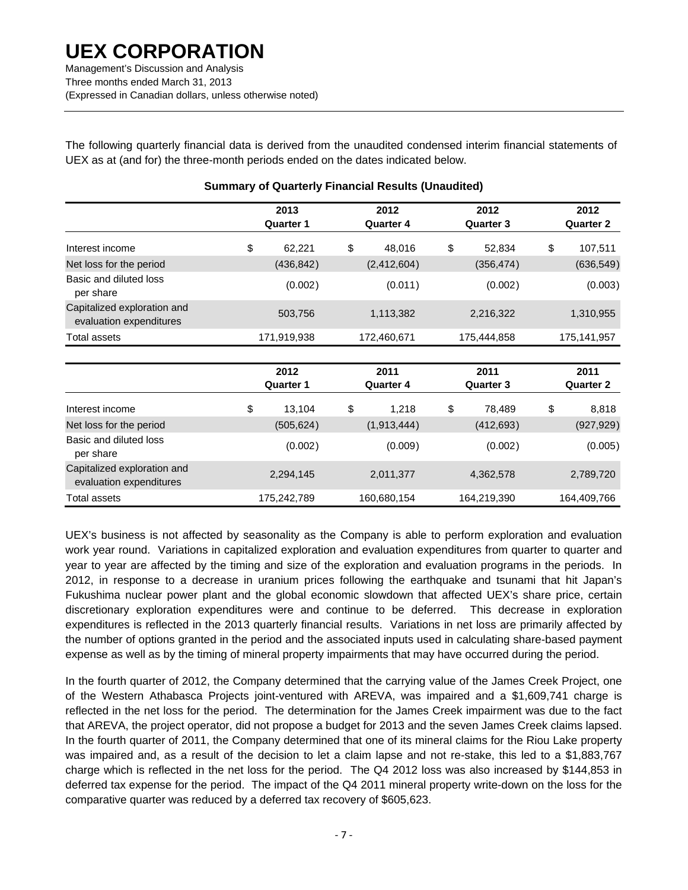The following quarterly financial data is derived from the unaudited condensed interim financial statements of UEX as at (and for) the three-month periods ended on the dates indicated below.

**Summary of Quarterly Financial Results (Unaudited)**

| | 2013 Quarter 1 | 2012 Quarter 4 | 2012 Quarter 3 | 2012 Quarter 2 |
|---|---|---|---|---|
| Interest income | $ 62,221 | $ 48,016 | $ 52,834 | $ 107,511 |
| Net loss for the period | (436,842) | (2,412,604) | (356,474) | (636,549) |
| Basic and diluted loss per share | (0.002) | (0.011) | (0.002) | (0.003) |
| Capitalized exploration and evaluation expenditures | 503,756 | 1,113,382 | 2,216,322 | 1,310,955 |
| Total assets | 171,919,938 | 172,460,671 | 175,444,858 | 175,141,957 |

| | 2012 Quarter 1 | 2011 Quarter 4 | 2011 Quarter 3 | 2011 Quarter 2 |
|---|---|---|---|---|
| Interest income | $ 13,104 | $ 1,218 | $ 78,489 | $ 8,818 |
| Net loss for the period | (505,624) | (1,913,444) | (412,693) | (927,929) |
| Basic and diluted loss per share | (0.002) | (0.009) | (0.002) | (0.005) |
| Capitalized exploration and evaluation expenditures | 2,294,145 | 2,011,377 | 4,362,578 | 2,789,720 |
| Total assets | 175,242,789 | 160,680,154 | 164,219,390 | 164,409,766 |

UEX's business is not affected by seasonality as the Company is able to perform exploration and evaluation work year round. Variations in capitalized exploration and evaluation expenditures from quarter to quarter and year to year are affected by the timing and size of the exploration and evaluation programs in the periods. In 2012, in response to a decrease in uranium prices following the earthquake and tsunami that hit Japan's Fukushima nuclear power plant and the global economic slowdown that affected UEX's share price, certain discretionary exploration expenditures were and continue to be deferred. This decrease in exploration expenditures is reflected in the 2013 quarterly financial results. Variations in net loss are primarily affected by the number of options granted in the period and the associated inputs used in calculating share-based payment expense as well as by the timing of mineral property impairments that may have occurred during the period.

In the fourth quarter of 2012, the Company determined that the carrying value of the James Creek Project, one of the Western Athabasca Projects joint-ventured with AREVA, was impaired and a $1,609,741 charge is reflected in the net loss for the period. The determination for the James Creek impairment was due to the fact that AREVA, the project operator, did not propose a budget for 2013 and the seven James Creek claims lapsed. In the fourth quarter of 2011, the Company determined that one of its mineral claims for the Riou Lake property was impaired and, as a result of the decision to let a claim lapse and not re-stake, this led to a $1,883,767 charge which is reflected in the net loss for the period. The Q4 2012 loss was also increased by $144,853 in deferred tax expense for the period. The impact of the Q4 2011 mineral property write-down on the loss for the comparative quarter was reduced by a deferred tax recovery of $605,623.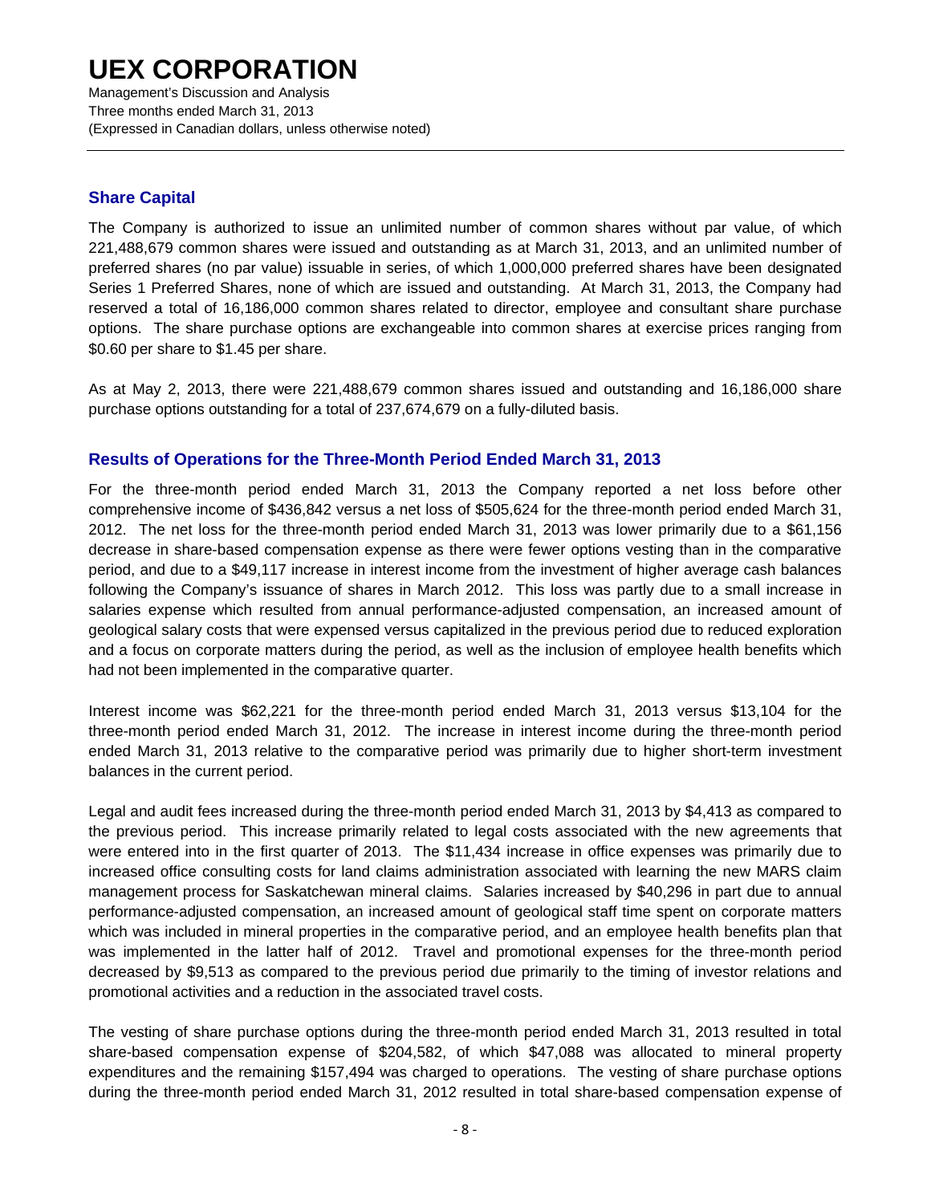## Share Capital

The Company is authorized to issue an unlimited number of common shares without par value, of which 221,488,679 common shares were issued and outstanding as at March 31, 2013, and an unlimited number of preferred shares (no par value) issuable in series, of which 1,000,000 preferred shares have been designated Series 1 Preferred Shares, none of which are issued and outstanding. At March 31, 2013, the Company had reserved a total of 16,186,000 common shares related to director, employee and consultant share purchase options. The share purchase options are exchangeable into common shares at exercise prices ranging from $0.60 per share to $1.45 per share.

As at May 2, 2013, there were 221,488,679 common shares issued and outstanding and 16,186,000 share purchase options outstanding for a total of 237,674,679 on a fully-diluted basis.

## Results of Operations for the Three-Month Period Ended March 31, 2013

For the three-month period ended March 31, 2013 the Company reported a net loss before other comprehensive income of $436,842 versus a net loss of $505,624 for the three-month period ended March 31, 2012. The net loss for the three-month period ended March 31, 2013 was lower primarily due to a $61,156 decrease in share-based compensation expense as there were fewer options vesting than in the comparative period, and due to a $49,117 increase in interest income from the investment of higher average cash balances following the Company's issuance of shares in March 2012. This loss was partly due to a small increase in salaries expense which resulted from annual performance-adjusted compensation, an increased amount of geological salary costs that were expensed versus capitalized in the previous period due to reduced exploration and a focus on corporate matters during the period, as well as the inclusion of employee health benefits which had not been implemented in the comparative quarter.

Interest income was $62,221 for the three-month period ended March 31, 2013 versus $13,104 for the three-month period ended March 31, 2012. The increase in interest income during the three-month period ended March 31, 2013 relative to the comparative period was primarily due to higher short-term investment balances in the current period.

Legal and audit fees increased during the three-month period ended March 31, 2013 by $4,413 as compared to the previous period. This increase primarily related to legal costs associated with the new agreements that were entered into in the first quarter of 2013. The $11,434 increase in office expenses was primarily due to increased office consulting costs for land claims administration associated with learning the new MARS claim management process for Saskatchewan mineral claims. Salaries increased by $40,296 in part due to annual performance-adjusted compensation, an increased amount of geological staff time spent on corporate matters which was included in mineral properties in the comparative period, and an employee health benefits plan that was implemented in the latter half of 2012. Travel and promotional expenses for the three-month period decreased by $9,513 as compared to the previous period due primarily to the timing of investor relations and promotional activities and a reduction in the associated travel costs.

The vesting of share purchase options during the three-month period ended March 31, 2013 resulted in total share-based compensation expense of $204,582, of which $47,088 was allocated to mineral property expenditures and the remaining $157,494 was charged to operations. The vesting of share purchase options during the three-month period ended March 31, 2012 resulted in total share-based compensation expense of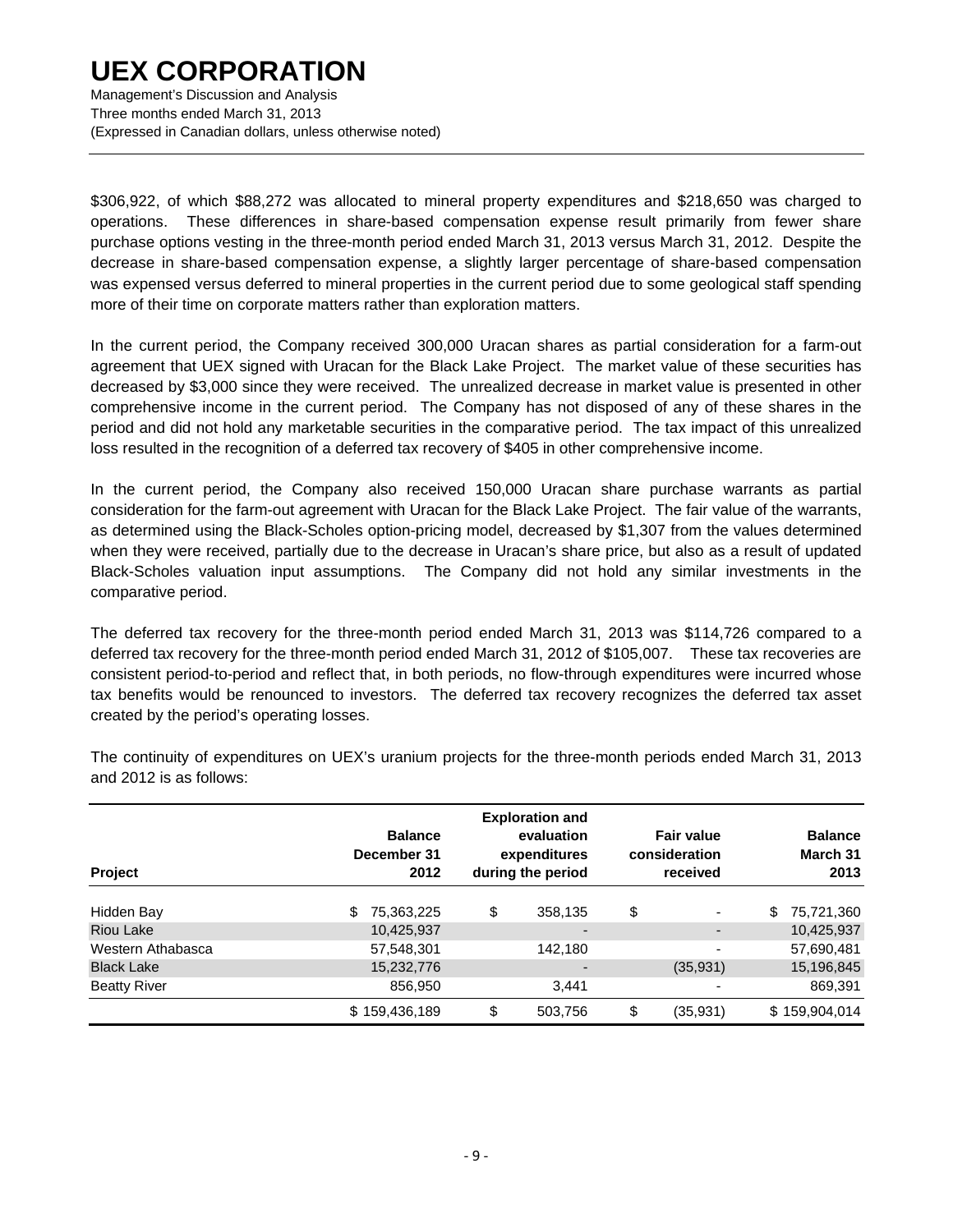$306,922, of which $88,272 was allocated to mineral property expenditures and $218,650 was charged to operations. These differences in share-based compensation expense result primarily from fewer share purchase options vesting in the three-month period ended March 31, 2013 versus March 31, 2012. Despite the decrease in share-based compensation expense, a slightly larger percentage of share-based compensation was expensed versus deferred to mineral properties in the current period due to some geological staff spending more of their time on corporate matters rather than exploration matters.

In the current period, the Company received 300,000 Uracan shares as partial consideration for a farm-out agreement that UEX signed with Uracan for the Black Lake Project. The market value of these securities has decreased by $3,000 since they were received. The unrealized decrease in market value is presented in other comprehensive income in the current period. The Company has not disposed of any of these shares in the period and did not hold any marketable securities in the comparative period. The tax impact of this unrealized loss resulted in the recognition of a deferred tax recovery of $405 in other comprehensive income.

In the current period, the Company also received 150,000 Uracan share purchase warrants as partial consideration for the farm-out agreement with Uracan for the Black Lake Project. The fair value of the warrants, as determined using the Black-Scholes option-pricing model, decreased by $1,307 from the values determined when they were received, partially due to the decrease in Uracan's share price, but also as a result of updated Black-Scholes valuation input assumptions. The Company did not hold any similar investments in the comparative period.

The deferred tax recovery for the three-month period ended March 31, 2013 was $114,726 compared to a deferred tax recovery for the three-month period ended March 31, 2012 of $105,007. These tax recoveries are consistent period-to-period and reflect that, in both periods, no flow-through expenditures were incurred whose tax benefits would be renounced to investors. The deferred tax recovery recognizes the deferred tax asset created by the period's operating losses.

The continuity of expenditures on UEX's uranium projects for the three-month periods ended March 31, 2013 and 2012 is as follows:

| Project | Balance December 31 2012 | Exploration and evaluation expenditures during the period | Fair value consideration received | Balance March 31 2013 |
|---|---|---|---|---|
| Hidden Bay | $ 75,363,225 | $ 358,135 | $ - | $ 75,721,360 |
| Riou Lake | 10,425,937 | - | - | 10,425,937 |
| Western Athabasca | 57,548,301 | 142,180 | - | 57,690,481 |
| Black Lake | 15,232,776 | - | (35,931) | 15,196,845 |
| Beatty River | 856,950 | 3,441 | - | 869,391 |
| | $ 159,436,189 | $ 503,756 | $ (35,931) | $ 159,904,014 |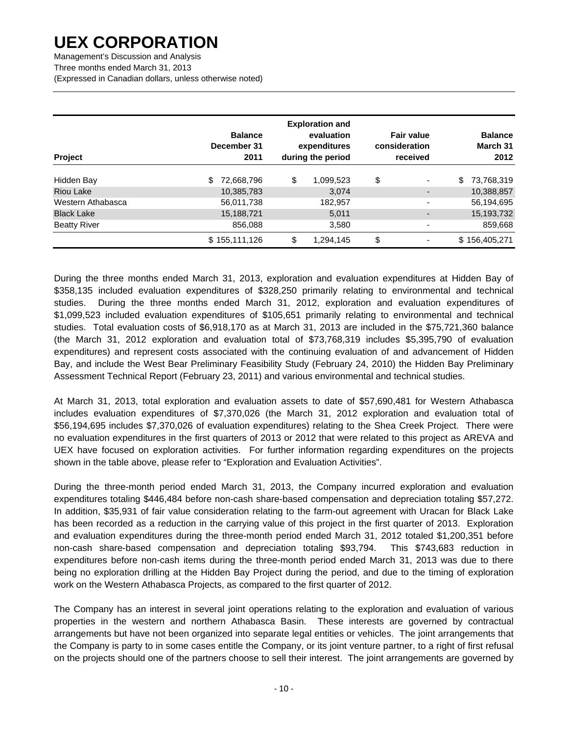| Project | Balance December 31 2011 | Exploration and evaluation expenditures during the period | Fair value consideration received | Balance March 31 2012 |
|---|---|---|---|---|
| Hidden Bay | $ 72,668,796 | $ 1,099,523 | $ - | $ 73,768,319 |
| Riou Lake | 10,385,783 | 3,074 | - | 10,388,857 |
| Western Athabasca | 56,011,738 | 182,957 | - | 56,194,695 |
| Black Lake | 15,188,721 | 5,011 | - | 15,193,732 |
| Beatty River | 856,088 | 3,580 | - | 859,668 |
| | $ 155,111,126 | $ 1,294,145 | $ - | $ 156,405,271 |

During the three months ended March 31, 2013, exploration and evaluation expenditures at Hidden Bay of $358,135 included evaluation expenditures of $328,250 primarily relating to environmental and technical studies. During the three months ended March 31, 2012, exploration and evaluation expenditures of $1,099,523 included evaluation expenditures of $105,651 primarily relating to environmental and technical studies. Total evaluation costs of $6,918,170 as at March 31, 2013 are included in the $75,721,360 balance (the March 31, 2012 exploration and evaluation total of $73,768,319 includes $5,395,790 of evaluation expenditures) and represent costs associated with the continuing evaluation of and advancement of Hidden Bay, and include the West Bear Preliminary Feasibility Study (February 24, 2010) the Hidden Bay Preliminary Assessment Technical Report (February 23, 2011) and various environmental and technical studies.

At March 31, 2013, total exploration and evaluation assets to date of $57,690,481 for Western Athabasca includes evaluation expenditures of $7,370,026 (the March 31, 2012 exploration and evaluation total of $56,194,695 includes $7,370,026 of evaluation expenditures) relating to the Shea Creek Project. There were no evaluation expenditures in the first quarters of 2013 or 2012 that were related to this project as AREVA and UEX have focused on exploration activities. For further information regarding expenditures on the projects shown in the table above, please refer to "Exploration and Evaluation Activities".

During the three-month period ended March 31, 2013, the Company incurred exploration and evaluation expenditures totaling $446,484 before non-cash share-based compensation and depreciation totaling $57,272. In addition, $35,931 of fair value consideration relating to the farm-out agreement with Uracan for Black Lake has been recorded as a reduction in the carrying value of this project in the first quarter of 2013. Exploration and evaluation expenditures during the three-month period ended March 31, 2012 totaled $1,200,351 before non-cash share-based compensation and depreciation totaling $93,794. This $743,683 reduction in expenditures before non-cash items during the three-month period ended March 31, 2013 was due to there being no exploration drilling at the Hidden Bay Project during the period, and due to the timing of exploration work on the Western Athabasca Projects, as compared to the first quarter of 2012.

The Company has an interest in several joint operations relating to the exploration and evaluation of various properties in the western and northern Athabasca Basin. These interests are governed by contractual arrangements but have not been organized into separate legal entities or vehicles. The joint arrangements that the Company is party to in some cases entitle the Company, or its joint venture partner, to a right of first refusal on the projects should one of the partners choose to sell their interest. The joint arrangements are governed by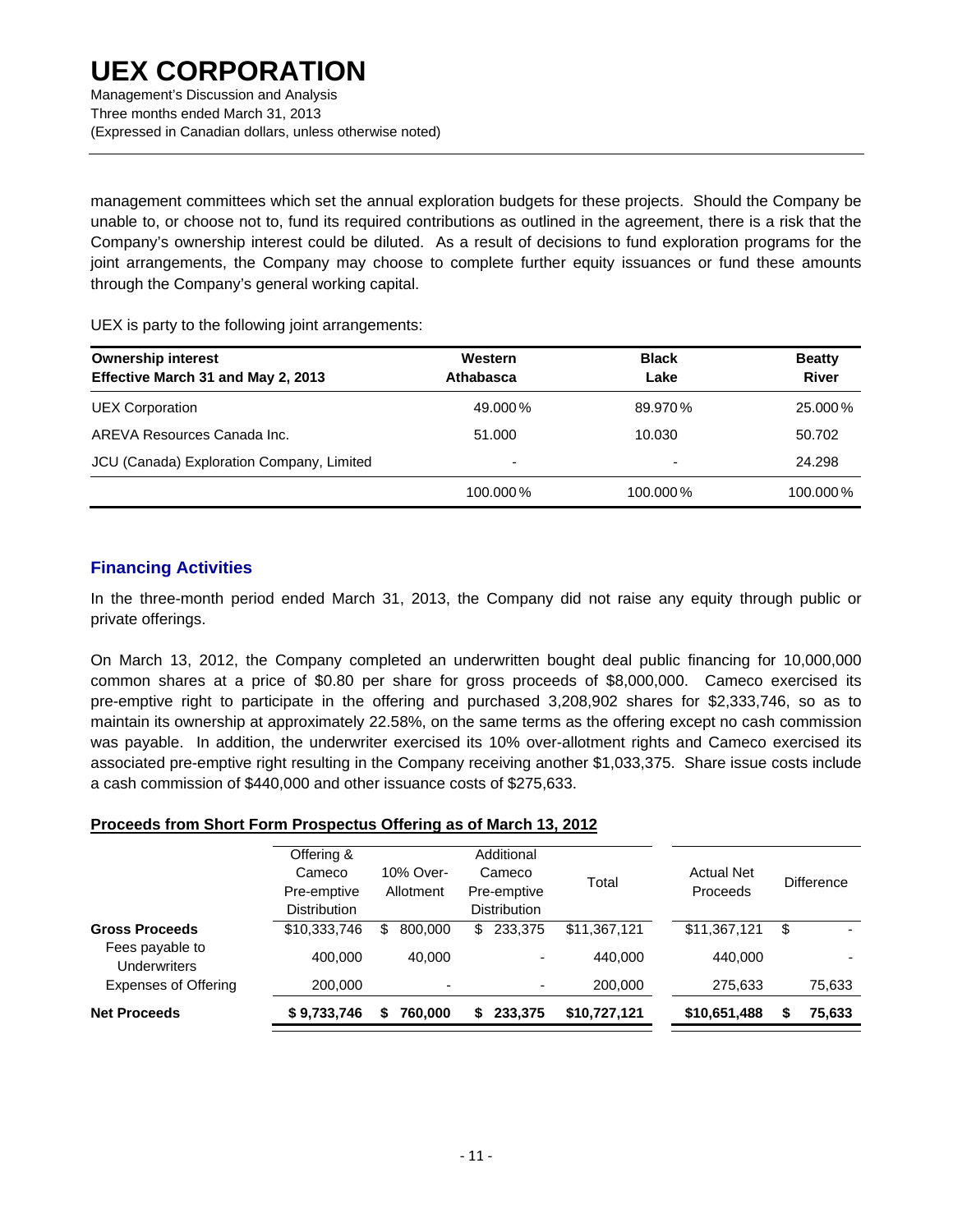management committees which set the annual exploration budgets for these projects. Should the Company be unable to, or choose not to, fund its required contributions as outlined in the agreement, there is a risk that the Company's ownership interest could be diluted. As a result of decisions to fund exploration programs for the joint arrangements, the Company may choose to complete further equity issuances or fund these amounts through the Company's general working capital.

UEX is party to the following joint arrangements:

| Ownership interest Effective March 31 and May 2, 2013 | Western Athabasca | Black Lake | Beatty River |
|---|---|---|---|
| UEX Corporation | 49.000% | 89.970% | 25.000% |
| AREVA Resources Canada Inc. | 51.000 | 10.030 | 50.702 |
| JCU (Canada) Exploration Company, Limited | - | - | 24.298 |
| | 100.000% | 100.000% | 100.000% |

## Financing Activities

In the three-month period ended March 31, 2013, the Company did not raise any equity through public or private offerings.

On March 13, 2012, the Company completed an underwritten bought deal public financing for 10,000,000 common shares at a price of $0.80 per share for gross proceeds of $8,000,000. Cameco exercised its pre-emptive right to participate in the offering and purchased 3,208,902 shares for $2,333,746, so as to maintain its ownership at approximately 22.58%, on the same terms as the offering except no cash commission was payable. In addition, the underwriter exercised its 10% over-allotment rights and Cameco exercised its associated pre-emptive right resulting in the Company receiving another $1,033,375. Share issue costs include a cash commission of $440,000 and other issuance costs of $275,633.

**Proceeds from Short Form Prospectus Offering as of March 13, 2012**

| | Offering & Cameco Pre-emptive Distribution | 10% Over-Allotment | Additional Cameco Pre-emptive Distribution | Total | Actual Net Proceeds | Difference |
|---|---|---|---|---|---|---|
| **Gross Proceeds** | $10,333,746 | $ 800,000 | $ 233,375 | $11,367,121 | $11,367,121 | $ - |
| Fees payable to Underwriters | 400,000 | 40,000 | - | 440,000 | 440,000 | - |
| Expenses of Offering | 200,000 | - | - | 200,000 | 275,633 | 75,633 |
| **Net Proceeds** | **$ 9,733,746** | **$ 760,000** | **$ 233,375** | **$10,727,121** | **$10,651,488** | **$ 75,633** |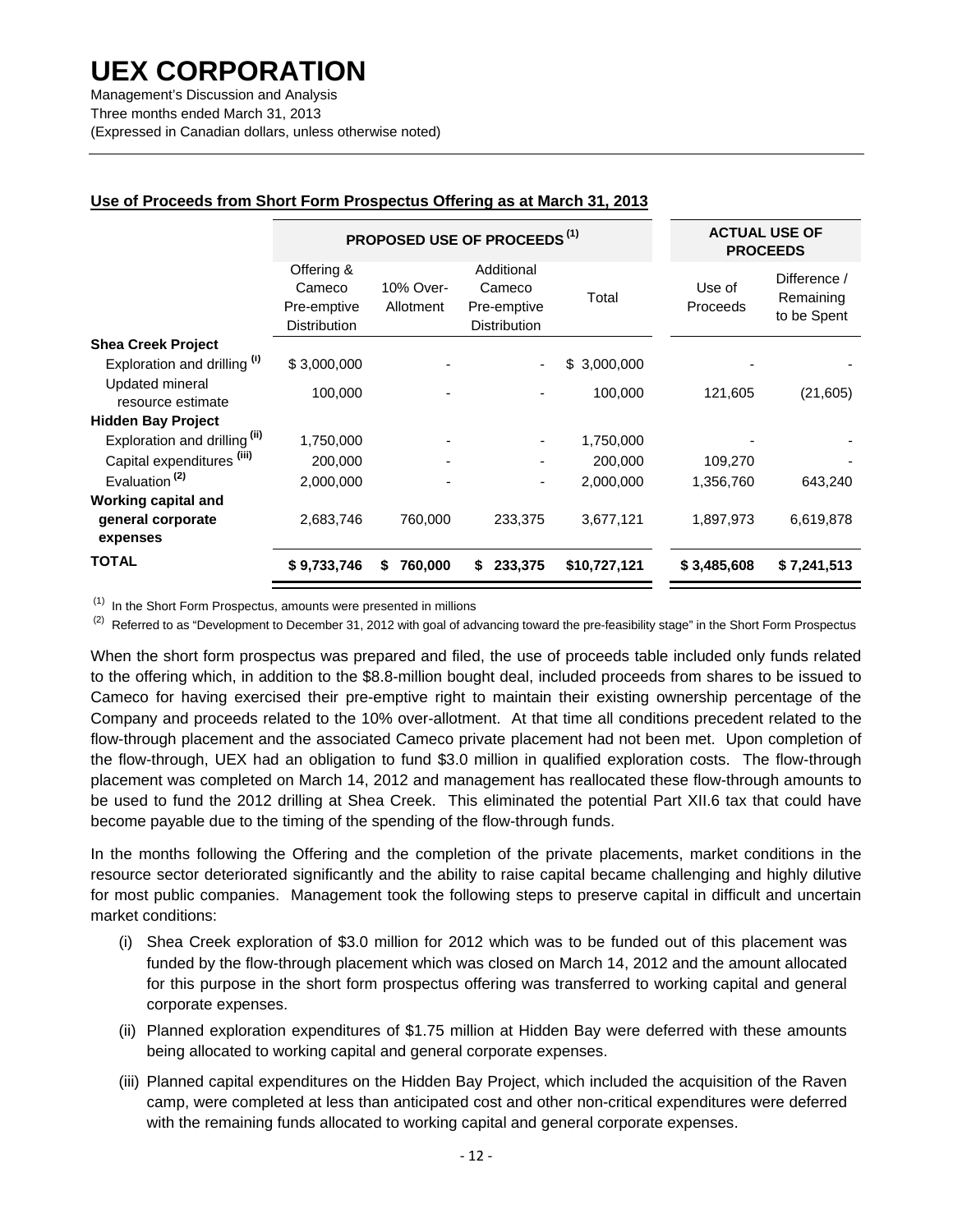**Use of Proceeds from Short Form Prospectus Offering as at March 31, 2013**

| | PROPOSED USE OF PROCEEDS (1) | | | | ACTUAL USE OF PROCEEDS | |
|---|---|---|---|---|---|---|
| | Offering & Cameco Pre-emptive Distribution | 10% Over-Allotment | Additional Cameco Pre-emptive Distribution | Total | Use of Proceeds | Difference / Remaining to be Spent |
| **Shea Creek Project** | | | | | | |
| Exploration and drilling (i) | $ 3,000,000 | - | - | $ 3,000,000 | - | - |
| Updated mineral resource estimate | 100,000 | - | - | 100,000 | 121,605 | (21,605) |
| **Hidden Bay Project** | | | | | | |
| Exploration and drilling (ii) | 1,750,000 | - | - | 1,750,000 | - | - |
| Capital expenditures (iii) | 200,000 | - | - | 200,000 | 109,270 | - |
| Evaluation (2) | 2,000,000 | - | - | 2,000,000 | 1,356,760 | 643,240 |
| **Working capital and general corporate expenses** | 2,683,746 | 760,000 | 233,375 | 3,677,121 | 1,897,973 | 6,619,878 |
| **TOTAL** | **$ 9,733,746** | **$ 760,000** | **$ 233,375** | **$10,727,121** | **$ 3,485,608** | **$ 7,241,513** |

(1) In the Short Form Prospectus, amounts were presented in millions

(2) Referred to as "Development to December 31, 2012 with goal of advancing toward the pre-feasibility stage" in the Short Form Prospectus

When the short form prospectus was prepared and filed, the use of proceeds table included only funds related to the offering which, in addition to the $8.8-million bought deal, included proceeds from shares to be issued to Cameco for having exercised their pre-emptive right to maintain their existing ownership percentage of the Company and proceeds related to the 10% over-allotment. At that time all conditions precedent related to the flow-through placement and the associated Cameco private placement had not been met. Upon completion of the flow-through, UEX had an obligation to fund $3.0 million in qualified exploration costs. The flow-through placement was completed on March 14, 2012 and management has reallocated these flow-through amounts to be used to fund the 2012 drilling at Shea Creek. This eliminated the potential Part XII.6 tax that could have become payable due to the timing of the spending of the flow-through funds.

In the months following the Offering and the completion of the private placements, market conditions in the resource sector deteriorated significantly and the ability to raise capital became challenging and highly dilutive for most public companies. Management took the following steps to preserve capital in difficult and uncertain market conditions:

(i) Shea Creek exploration of $3.0 million for 2012 which was to be funded out of this placement was funded by the flow-through placement which was closed on March 14, 2012 and the amount allocated for this purpose in the short form prospectus offering was transferred to working capital and general corporate expenses.

(ii) Planned exploration expenditures of $1.75 million at Hidden Bay were deferred with these amounts being allocated to working capital and general corporate expenses.

(iii) Planned capital expenditures on the Hidden Bay Project, which included the acquisition of the Raven camp, were completed at less than anticipated cost and other non-critical expenditures were deferred with the remaining funds allocated to working capital and general corporate expenses.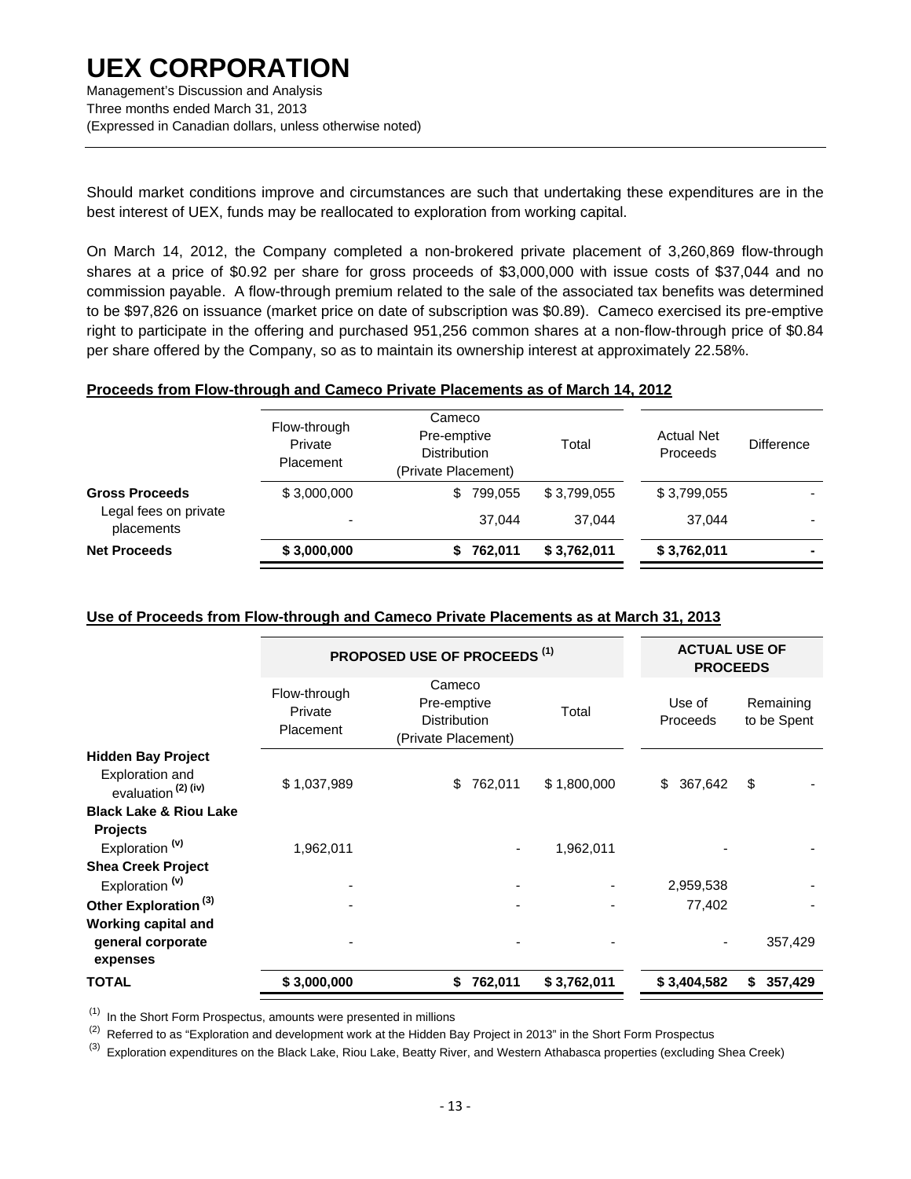Should market conditions improve and circumstances are such that undertaking these expenditures are in the best interest of UEX, funds may be reallocated to exploration from working capital.

On March 14, 2012, the Company completed a non-brokered private placement of 3,260,869 flow-through shares at a price of $0.92 per share for gross proceeds of $3,000,000 with issue costs of $37,044 and no commission payable. A flow-through premium related to the sale of the associated tax benefits was determined to be $97,826 on issuance (market price on date of subscription was $0.89). Cameco exercised its pre-emptive right to participate in the offering and purchased 951,256 common shares at a non-flow-through price of $0.84 per share offered by the Company, so as to maintain its ownership interest at approximately 22.58%.

**Proceeds from Flow-through and Cameco Private Placements as of March 14, 2012**

| | Flow-through Private Placement | Cameco Pre-emptive Distribution (Private Placement) | Total | Actual Net Proceeds | Difference |
|---|---|---|---|---|---|
| **Gross Proceeds** | $ 3,000,000 | $ 799,055 | $ 3,799,055 | $ 3,799,055 | - |
| Legal fees on private placements | - | 37,044 | 37,044 | 37,044 | - |
| **Net Proceeds** | **$ 3,000,000** | **$ 762,011** | **$ 3,762,011** | **$ 3,762,011** | **-** |

**Use of Proceeds from Flow-through and Cameco Private Placements as at March 31, 2013**

| | PROPOSED USE OF PROCEEDS [1] | | | ACTUAL USE OF PROCEEDS | |
|---|---|---|---|---|---|
| | Flow-through Private Placement | Cameco Pre-emptive Distribution (Private Placement) | Total | Use of Proceeds | Remaining to be Spent |
| **Hidden Bay Project** | | | | | |
| Exploration and evaluation [(2) (iv)] | $ 1,037,989 | $ 762,011 | $ 1,800,000 | $ 367,642 | $ - |
| **Black Lake & Riou Lake Projects** | | | | | |
| Exploration [(v)] | 1,962,011 | - | 1,962,011 | - | - |
| **Shea Creek Project** | | | | | |
| Exploration [(v)] | - | - | - | 2,959,538 | - |
| **Other Exploration [3]** | - | - | - | 77,402 | - |
| **Working capital and general corporate expenses** | - | - | - | - | 357,429 |
| **TOTAL** | **$ 3,000,000** | **$ 762,011** | **$ 3,762,011** | **$ 3,404,582** | **$ 357,429** |

[1] In the Short Form Prospectus, amounts were presented in millions

[2] Referred to as "Exploration and development work at the Hidden Bay Project in 2013" in the Short Form Prospectus

[3] Exploration expenditures on the Black Lake, Riou Lake, Beatty River, and Western Athabasca properties (excluding Shea Creek)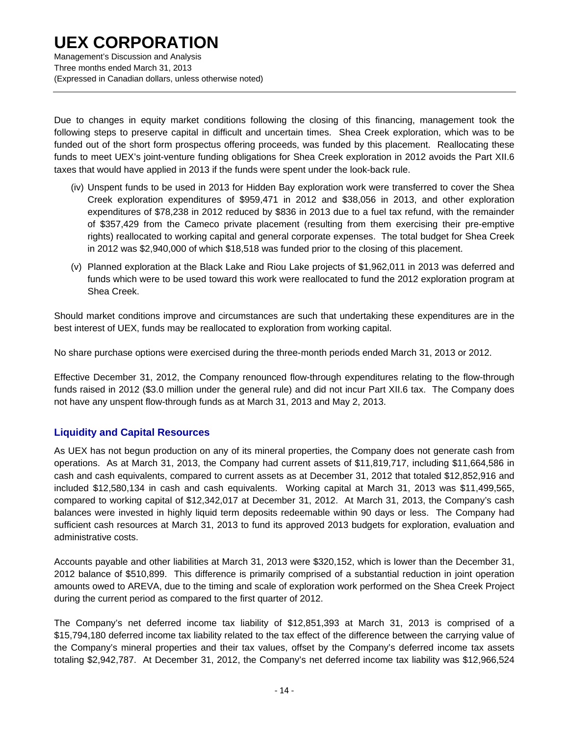Due to changes in equity market conditions following the closing of this financing, management took the following steps to preserve capital in difficult and uncertain times. Shea Creek exploration, which was to be funded out of the short form prospectus offering proceeds, was funded by this placement. Reallocating these funds to meet UEX's joint-venture funding obligations for Shea Creek exploration in 2012 avoids the Part XII.6 taxes that would have applied in 2013 if the funds were spent under the look-back rule.

(iv) Unspent funds to be used in 2013 for Hidden Bay exploration work were transferred to cover the Shea Creek exploration expenditures of $959,471 in 2012 and $38,056 in 2013, and other exploration expenditures of $78,238 in 2012 reduced by $836 in 2013 due to a fuel tax refund, with the remainder of $357,429 from the Cameco private placement (resulting from them exercising their pre-emptive rights) reallocated to working capital and general corporate expenses. The total budget for Shea Creek in 2012 was $2,940,000 of which $18,518 was funded prior to the closing of this placement.

(v) Planned exploration at the Black Lake and Riou Lake projects of $1,962,011 in 2013 was deferred and funds which were to be used toward this work were reallocated to fund the 2012 exploration program at Shea Creek.

Should market conditions improve and circumstances are such that undertaking these expenditures are in the best interest of UEX, funds may be reallocated to exploration from working capital.

No share purchase options were exercised during the three-month periods ended March 31, 2013 or 2012.

Effective December 31, 2012, the Company renounced flow-through expenditures relating to the flow-through funds raised in 2012 ($3.0 million under the general rule) and did not incur Part XII.6 tax. The Company does not have any unspent flow-through funds as at March 31, 2013 and May 2, 2013.

## Liquidity and Capital Resources

As UEX has not begun production on any of its mineral properties, the Company does not generate cash from operations. As at March 31, 2013, the Company had current assets of $11,819,717, including $11,664,586 in cash and cash equivalents, compared to current assets as at December 31, 2012 that totaled $12,852,916 and included $12,580,134 in cash and cash equivalents. Working capital at March 31, 2013 was $11,499,565, compared to working capital of $12,342,017 at December 31, 2012. At March 31, 2013, the Company's cash balances were invested in highly liquid term deposits redeemable within 90 days or less. The Company had sufficient cash resources at March 31, 2013 to fund its approved 2013 budgets for exploration, evaluation and administrative costs.

Accounts payable and other liabilities at March 31, 2013 were $320,152, which is lower than the December 31, 2012 balance of $510,899. This difference is primarily comprised of a substantial reduction in joint operation amounts owed to AREVA, due to the timing and scale of exploration work performed on the Shea Creek Project during the current period as compared to the first quarter of 2012.

The Company's net deferred income tax liability of $12,851,393 at March 31, 2013 is comprised of a $15,794,180 deferred income tax liability related to the tax effect of the difference between the carrying value of the Company's mineral properties and their tax values, offset by the Company's deferred income tax assets totaling $2,942,787. At December 31, 2012, the Company's net deferred income tax liability was $12,966,524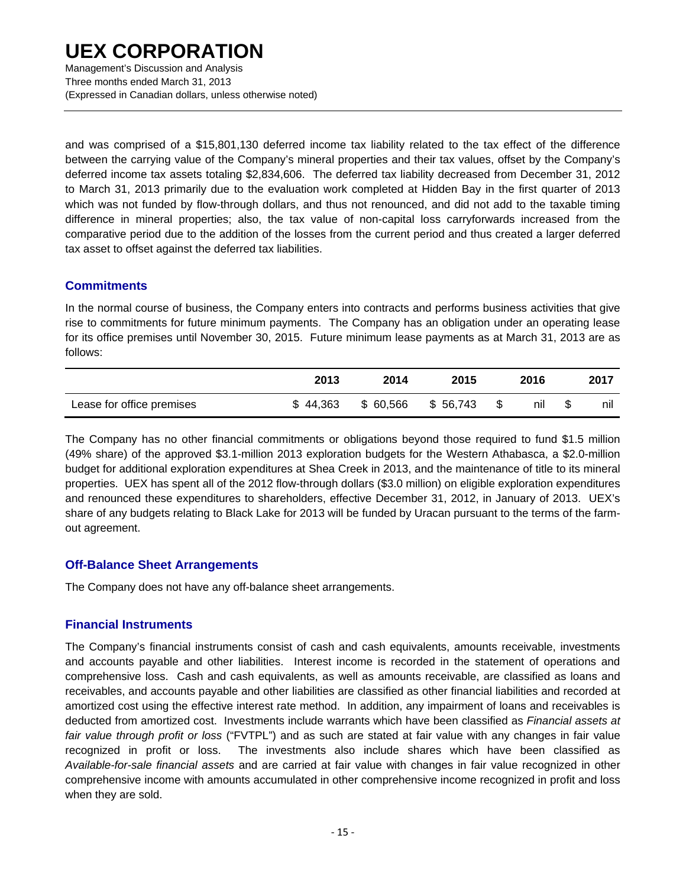and was comprised of a $15,801,130 deferred income tax liability related to the tax effect of the difference between the carrying value of the Company's mineral properties and their tax values, offset by the Company's deferred income tax assets totaling $2,834,606. The deferred tax liability decreased from December 31, 2012 to March 31, 2013 primarily due to the evaluation work completed at Hidden Bay in the first quarter of 2013 which was not funded by flow-through dollars, and thus not renounced, and did not add to the taxable timing difference in mineral properties; also, the tax value of non-capital loss carryforwards increased from the comparative period due to the addition of the losses from the current period and thus created a larger deferred tax asset to offset against the deferred tax liabilities.

## Commitments

In the normal course of business, the Company enters into contracts and performs business activities that give rise to commitments for future minimum payments. The Company has an obligation under an operating lease for its office premises until November 30, 2015. Future minimum lease payments as at March 31, 2013 are as follows:

| | 2013 | 2014 | 2015 | 2016 | 2017 |
|---|---|---|---|---|---|
| Lease for office premises | $ 44,363 | $ 60,566 | $ 56,743 | $ nil | $ nil |

The Company has no other financial commitments or obligations beyond those required to fund $1.5 million (49% share) of the approved $3.1-million 2013 exploration budgets for the Western Athabasca, a $2.0-million budget for additional exploration expenditures at Shea Creek in 2013, and the maintenance of title to its mineral properties. UEX has spent all of the 2012 flow-through dollars ($3.0 million) on eligible exploration expenditures and renounced these expenditures to shareholders, effective December 31, 2012, in January of 2013. UEX's share of any budgets relating to Black Lake for 2013 will be funded by Uracan pursuant to the terms of the farm-out agreement.

## Off-Balance Sheet Arrangements

The Company does not have any off-balance sheet arrangements.

## Financial Instruments

The Company's financial instruments consist of cash and cash equivalents, amounts receivable, investments and accounts payable and other liabilities. Interest income is recorded in the statement of operations and comprehensive loss. Cash and cash equivalents, as well as amounts receivable, are classified as loans and receivables, and accounts payable and other liabilities are classified as other financial liabilities and recorded at amortized cost using the effective interest rate method. In addition, any impairment of loans and receivables is deducted from amortized cost. Investments include warrants which have been classified as *Financial assets at fair value through profit or loss* ("FVTPL") and as such are stated at fair value with any changes in fair value recognized in profit or loss. The investments also include shares which have been classified as *Available-for-sale financial assets* and are carried at fair value with changes in fair value recognized in other comprehensive income with amounts accumulated in other comprehensive income recognized in profit and loss when they are sold.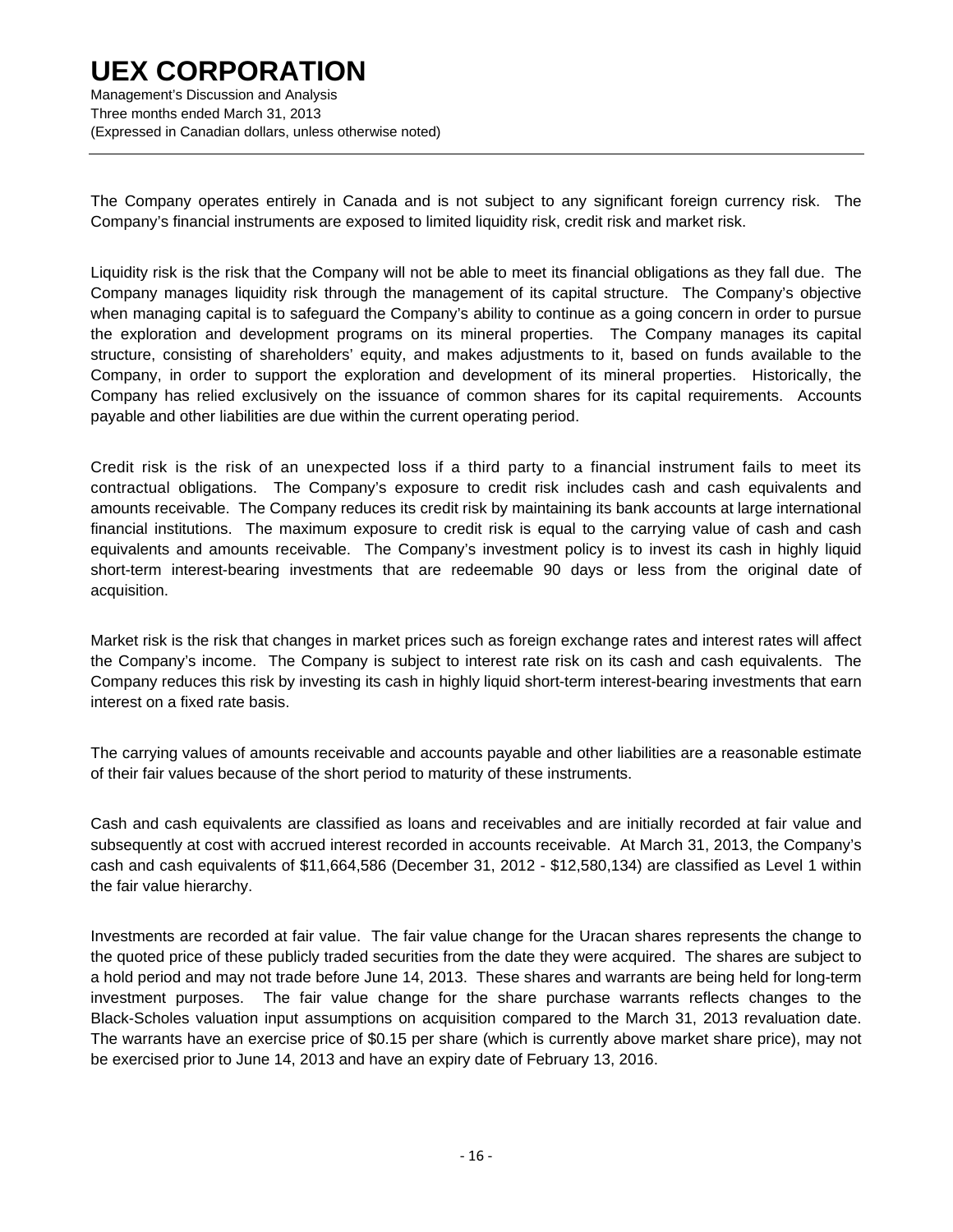The Company operates entirely in Canada and is not subject to any significant foreign currency risk. The Company's financial instruments are exposed to limited liquidity risk, credit risk and market risk.

Liquidity risk is the risk that the Company will not be able to meet its financial obligations as they fall due. The Company manages liquidity risk through the management of its capital structure. The Company's objective when managing capital is to safeguard the Company's ability to continue as a going concern in order to pursue the exploration and development programs on its mineral properties. The Company manages its capital structure, consisting of shareholders' equity, and makes adjustments to it, based on funds available to the Company, in order to support the exploration and development of its mineral properties. Historically, the Company has relied exclusively on the issuance of common shares for its capital requirements. Accounts payable and other liabilities are due within the current operating period.

Credit risk is the risk of an unexpected loss if a third party to a financial instrument fails to meet its contractual obligations. The Company's exposure to credit risk includes cash and cash equivalents and amounts receivable. The Company reduces its credit risk by maintaining its bank accounts at large international financial institutions. The maximum exposure to credit risk is equal to the carrying value of cash and cash equivalents and amounts receivable. The Company's investment policy is to invest its cash in highly liquid short-term interest-bearing investments that are redeemable 90 days or less from the original date of acquisition.

Market risk is the risk that changes in market prices such as foreign exchange rates and interest rates will affect the Company's income. The Company is subject to interest rate risk on its cash and cash equivalents. The Company reduces this risk by investing its cash in highly liquid short-term interest-bearing investments that earn interest on a fixed rate basis.

The carrying values of amounts receivable and accounts payable and other liabilities are a reasonable estimate of their fair values because of the short period to maturity of these instruments.

Cash and cash equivalents are classified as loans and receivables and are initially recorded at fair value and subsequently at cost with accrued interest recorded in accounts receivable. At March 31, 2013, the Company's cash and cash equivalents of $11,664,586 (December 31, 2012 - $12,580,134) are classified as Level 1 within the fair value hierarchy.

Investments are recorded at fair value. The fair value change for the Uracan shares represents the change to the quoted price of these publicly traded securities from the date they were acquired. The shares are subject to a hold period and may not trade before June 14, 2013. These shares and warrants are being held for long-term investment purposes. The fair value change for the share purchase warrants reflects changes to the Black-Scholes valuation input assumptions on acquisition compared to the March 31, 2013 revaluation date. The warrants have an exercise price of $0.15 per share (which is currently above market share price), may not be exercised prior to June 14, 2013 and have an expiry date of February 13, 2016.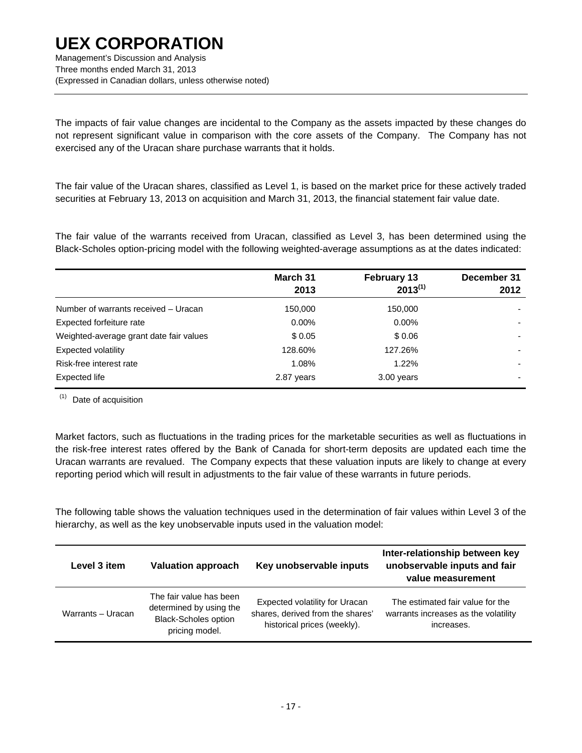The impacts of fair value changes are incidental to the Company as the assets impacted by these changes do not represent significant value in comparison with the core assets of the Company. The Company has not exercised any of the Uracan share purchase warrants that it holds.

The fair value of the Uracan shares, classified as Level 1, is based on the market price for these actively traded securities at February 13, 2013 on acquisition and March 31, 2013, the financial statement fair value date.

The fair value of the warrants received from Uracan, classified as Level 3, has been determined using the Black-Scholes option-pricing model with the following weighted-average assumptions as at the dates indicated:

| | March 31 2013 | February 13 2013[1] | December 31 2012 |
|---|---|---|---|
| Number of warrants received – Uracan | 150,000 | 150,000 | - |
| Expected forfeiture rate | 0.00% | 0.00% | - |
| Weighted-average grant date fair values | $ 0.05 | $ 0.06 | - |
| Expected volatility | 128.60% | 127.26% | - |
| Risk-free interest rate | 1.08% | 1.22% | - |
| Expected life | 2.87 years | 3.00 years | - |

[1] Date of acquisition

Market factors, such as fluctuations in the trading prices for the marketable securities as well as fluctuations in the risk-free interest rates offered by the Bank of Canada for short-term deposits are updated each time the Uracan warrants are revalued. The Company expects that these valuation inputs are likely to change at every reporting period which will result in adjustments to the fair value of these warrants in future periods.

The following table shows the valuation techniques used in the determination of fair values within Level 3 of the hierarchy, as well as the key unobservable inputs used in the valuation model:

| Level 3 item | Valuation approach | Key unobservable inputs | Inter-relationship between key unobservable inputs and fair value measurement |
|---|---|---|---|
| Warrants – Uracan | The fair value has been determined by using the Black-Scholes option pricing model. | Expected volatility for Uracan shares, derived from the shares' historical prices (weekly). | The estimated fair value for the warrants increases as the volatility increases. |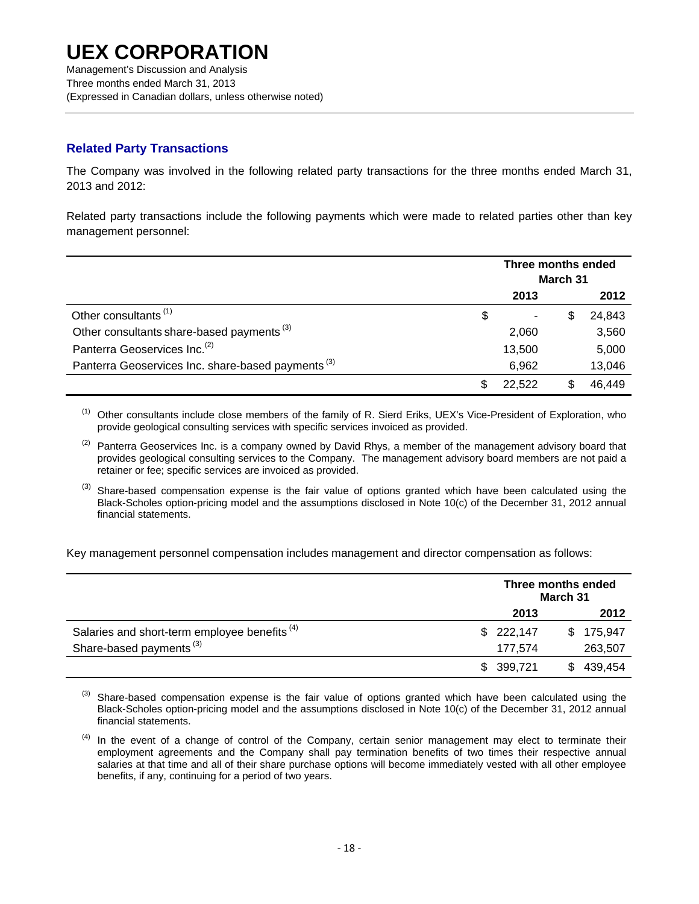## Related Party Transactions

The Company was involved in the following related party transactions for the three months ended March 31, 2013 and 2012:

Related party transactions include the following payments which were made to related parties other than key management personnel:

| | Three months ended March 31 | |
|---|---|---|
| | 2013 | 2012 |
| Other consultants [(1)] | $ - | $ 24,843 |
| Other consultants share-based payments [(3)] | 2,060 | 3,560 |
| Panterra Geoservices Inc. [(2)] | 13,500 | 5,000 |
| Panterra Geoservices Inc. share-based payments [(3)] | 6,962 | 13,046 |
| | $ 22,522 | $ 46,449 |

[(1)] Other consultants include close members of the family of R. Sierd Eriks, UEX's Vice-President of Exploration, who provide geological consulting services with specific services invoiced as provided.

[(2)] Panterra Geoservices Inc. is a company owned by David Rhys, a member of the management advisory board that provides geological consulting services to the Company. The management advisory board members are not paid a retainer or fee; specific services are invoiced as provided.

[(3)] Share-based compensation expense is the fair value of options granted which have been calculated using the Black-Scholes option-pricing model and the assumptions disclosed in Note 10(c) of the December 31, 2012 annual financial statements.

Key management personnel compensation includes management and director compensation as follows:

| | Three months ended March 31 | |
|---|---|---|
| | 2013 | 2012 |
| Salaries and short-term employee benefits [(4)] | $ 222,147 | $ 175,947 |
| Share-based payments [(3)] | 177,574 | 263,507 |
| | $ 399,721 | $ 439,454 |

[(3)] Share-based compensation expense is the fair value of options granted which have been calculated using the Black-Scholes option-pricing model and the assumptions disclosed in Note 10(c) of the December 31, 2012 annual financial statements.

[(4)] In the event of a change of control of the Company, certain senior management may elect to terminate their employment agreements and the Company shall pay termination benefits of two times their respective annual salaries at that time and all of their share purchase options will become immediately vested with all other employee benefits, if any, continuing for a period of two years.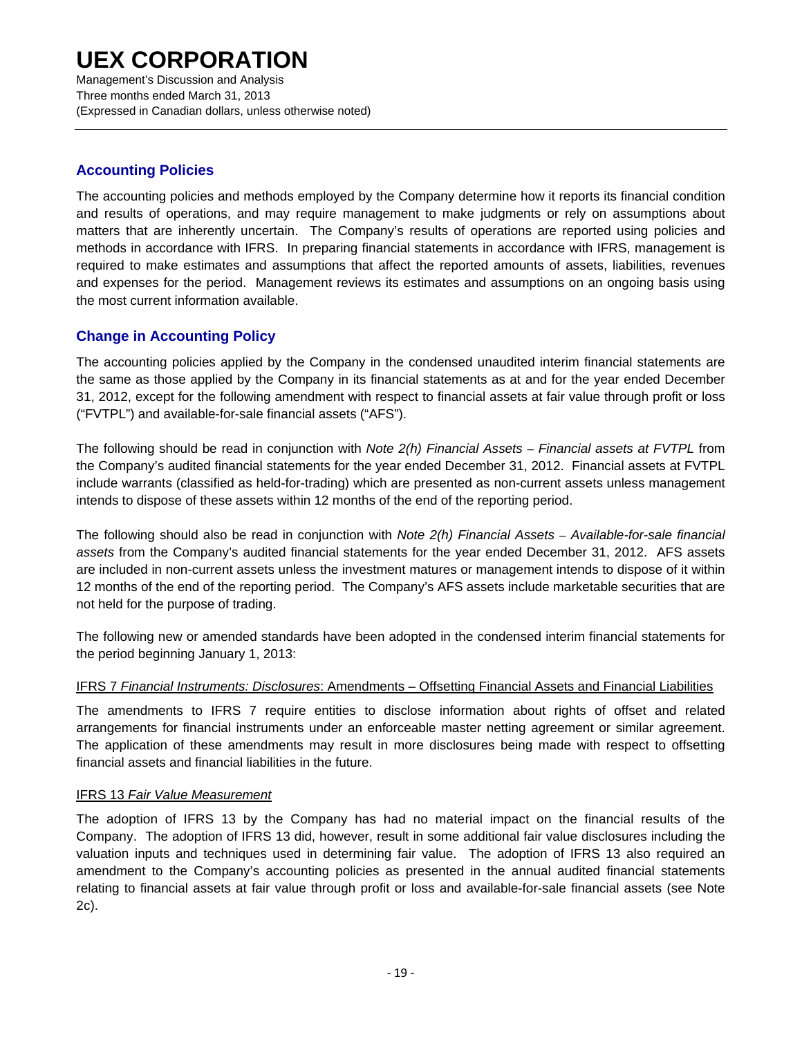## Accounting Policies

The accounting policies and methods employed by the Company determine how it reports its financial condition and results of operations, and may require management to make judgments or rely on assumptions about matters that are inherently uncertain. The Company's results of operations are reported using policies and methods in accordance with IFRS. In preparing financial statements in accordance with IFRS, management is required to make estimates and assumptions that affect the reported amounts of assets, liabilities, revenues and expenses for the period. Management reviews its estimates and assumptions on an ongoing basis using the most current information available.

## Change in Accounting Policy

The accounting policies applied by the Company in the condensed unaudited interim financial statements are the same as those applied by the Company in its financial statements as at and for the year ended December 31, 2012, except for the following amendment with respect to financial assets at fair value through profit or loss ("FVTPL") and available-for-sale financial assets ("AFS").

The following should be read in conjunction with *Note 2(h) Financial Assets – Financial assets at FVTPL* from the Company's audited financial statements for the year ended December 31, 2012. Financial assets at FVTPL include warrants (classified as held-for-trading) which are presented as non-current assets unless management intends to dispose of these assets within 12 months of the end of the reporting period.

The following should also be read in conjunction with *Note 2(h) Financial Assets – Available-for-sale financial assets* from the Company's audited financial statements for the year ended December 31, 2012. AFS assets are included in non-current assets unless the investment matures or management intends to dispose of it within 12 months of the end of the reporting period. The Company's AFS assets include marketable securities that are not held for the purpose of trading.

The following new or amended standards have been adopted in the condensed interim financial statements for the period beginning January 1, 2013:

IFRS 7 *Financial Instruments: Disclosures*: Amendments – Offsetting Financial Assets and Financial Liabilities

The amendments to IFRS 7 require entities to disclose information about rights of offset and related arrangements for financial instruments under an enforceable master netting agreement or similar agreement. The application of these amendments may result in more disclosures being made with respect to offsetting financial assets and financial liabilities in the future.

IFRS 13 *Fair Value Measurement*

The adoption of IFRS 13 by the Company has had no material impact on the financial results of the Company. The adoption of IFRS 13 did, however, result in some additional fair value disclosures including the valuation inputs and techniques used in determining fair value. The adoption of IFRS 13 also required an amendment to the Company's accounting policies as presented in the annual audited financial statements relating to financial assets at fair value through profit or loss and available-for-sale financial assets (see Note 2c).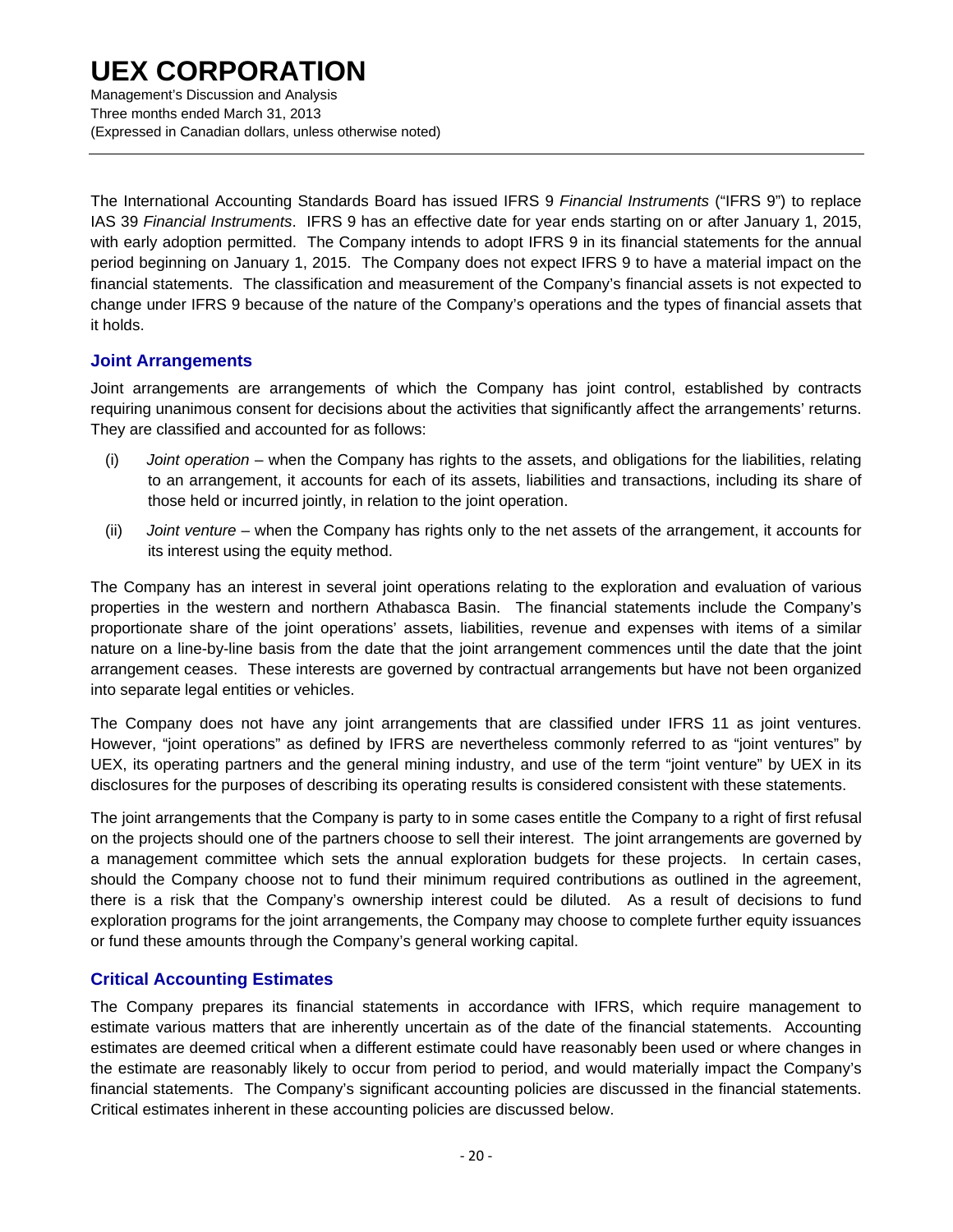The International Accounting Standards Board has issued IFRS 9 *Financial Instruments* ("IFRS 9") to replace IAS 39 *Financial Instruments*. IFRS 9 has an effective date for year ends starting on or after January 1, 2015, with early adoption permitted. The Company intends to adopt IFRS 9 in its financial statements for the annual period beginning on January 1, 2015. The Company does not expect IFRS 9 to have a material impact on the financial statements. The classification and measurement of the Company's financial assets is not expected to change under IFRS 9 because of the nature of the Company's operations and the types of financial assets that it holds.

## Joint Arrangements

Joint arrangements are arrangements of which the Company has joint control, established by contracts requiring unanimous consent for decisions about the activities that significantly affect the arrangements' returns. They are classified and accounted for as follows:

(i) *Joint operation* – when the Company has rights to the assets, and obligations for the liabilities, relating to an arrangement, it accounts for each of its assets, liabilities and transactions, including its share of those held or incurred jointly, in relation to the joint operation.

(ii) *Joint venture* – when the Company has rights only to the net assets of the arrangement, it accounts for its interest using the equity method.

The Company has an interest in several joint operations relating to the exploration and evaluation of various properties in the western and northern Athabasca Basin. The financial statements include the Company's proportionate share of the joint operations' assets, liabilities, revenue and expenses with items of a similar nature on a line-by-line basis from the date that the joint arrangement commences until the date that the joint arrangement ceases. These interests are governed by contractual arrangements but have not been organized into separate legal entities or vehicles.

The Company does not have any joint arrangements that are classified under IFRS 11 as joint ventures. However, "joint operations" as defined by IFRS are nevertheless commonly referred to as "joint ventures" by UEX, its operating partners and the general mining industry, and use of the term "joint venture" by UEX in its disclosures for the purposes of describing its operating results is considered consistent with these statements.

The joint arrangements that the Company is party to in some cases entitle the Company to a right of first refusal on the projects should one of the partners choose to sell their interest. The joint arrangements are governed by a management committee which sets the annual exploration budgets for these projects. In certain cases, should the Company choose not to fund their minimum required contributions as outlined in the agreement, there is a risk that the Company's ownership interest could be diluted. As a result of decisions to fund exploration programs for the joint arrangements, the Company may choose to complete further equity issuances or fund these amounts through the Company's general working capital.

## Critical Accounting Estimates

The Company prepares its financial statements in accordance with IFRS, which require management to estimate various matters that are inherently uncertain as of the date of the financial statements. Accounting estimates are deemed critical when a different estimate could have reasonably been used or where changes in the estimate are reasonably likely to occur from period to period, and would materially impact the Company's financial statements. The Company's significant accounting policies are discussed in the financial statements. Critical estimates inherent in these accounting policies are discussed below.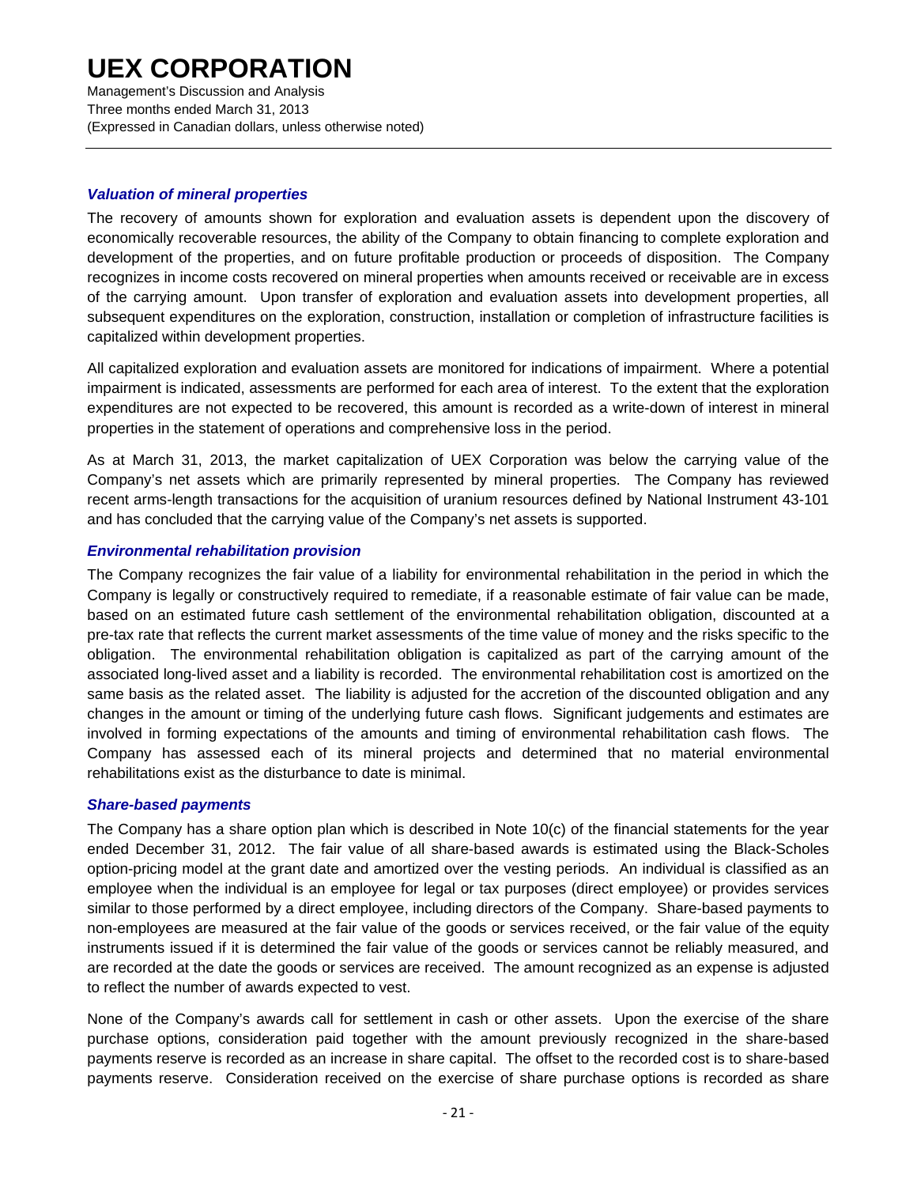### *Valuation of mineral properties*

The recovery of amounts shown for exploration and evaluation assets is dependent upon the discovery of economically recoverable resources, the ability of the Company to obtain financing to complete exploration and development of the properties, and on future profitable production or proceeds of disposition. The Company recognizes in income costs recovered on mineral properties when amounts received or receivable are in excess of the carrying amount. Upon transfer of exploration and evaluation assets into development properties, all subsequent expenditures on the exploration, construction, installation or completion of infrastructure facilities is capitalized within development properties.

All capitalized exploration and evaluation assets are monitored for indications of impairment. Where a potential impairment is indicated, assessments are performed for each area of interest. To the extent that the exploration expenditures are not expected to be recovered, this amount is recorded as a write-down of interest in mineral properties in the statement of operations and comprehensive loss in the period.

As at March 31, 2013, the market capitalization of UEX Corporation was below the carrying value of the Company's net assets which are primarily represented by mineral properties. The Company has reviewed recent arms-length transactions for the acquisition of uranium resources defined by National Instrument 43-101 and has concluded that the carrying value of the Company's net assets is supported.

### *Environmental rehabilitation provision*

The Company recognizes the fair value of a liability for environmental rehabilitation in the period in which the Company is legally or constructively required to remediate, if a reasonable estimate of fair value can be made, based on an estimated future cash settlement of the environmental rehabilitation obligation, discounted at a pre-tax rate that reflects the current market assessments of the time value of money and the risks specific to the obligation. The environmental rehabilitation obligation is capitalized as part of the carrying amount of the associated long-lived asset and a liability is recorded. The environmental rehabilitation cost is amortized on the same basis as the related asset. The liability is adjusted for the accretion of the discounted obligation and any changes in the amount or timing of the underlying future cash flows. Significant judgements and estimates are involved in forming expectations of the amounts and timing of environmental rehabilitation cash flows. The Company has assessed each of its mineral projects and determined that no material environmental rehabilitations exist as the disturbance to date is minimal.

### *Share-based payments*

The Company has a share option plan which is described in Note 10(c) of the financial statements for the year ended December 31, 2012. The fair value of all share-based awards is estimated using the Black-Scholes option-pricing model at the grant date and amortized over the vesting periods. An individual is classified as an employee when the individual is an employee for legal or tax purposes (direct employee) or provides services similar to those performed by a direct employee, including directors of the Company. Share-based payments to non-employees are measured at the fair value of the goods or services received, or the fair value of the equity instruments issued if it is determined the fair value of the goods or services cannot be reliably measured, and are recorded at the date the goods or services are received. The amount recognized as an expense is adjusted to reflect the number of awards expected to vest.

None of the Company's awards call for settlement in cash or other assets. Upon the exercise of the share purchase options, consideration paid together with the amount previously recognized in the share-based payments reserve is recorded as an increase in share capital. The offset to the recorded cost is to share-based payments reserve. Consideration received on the exercise of share purchase options is recorded as share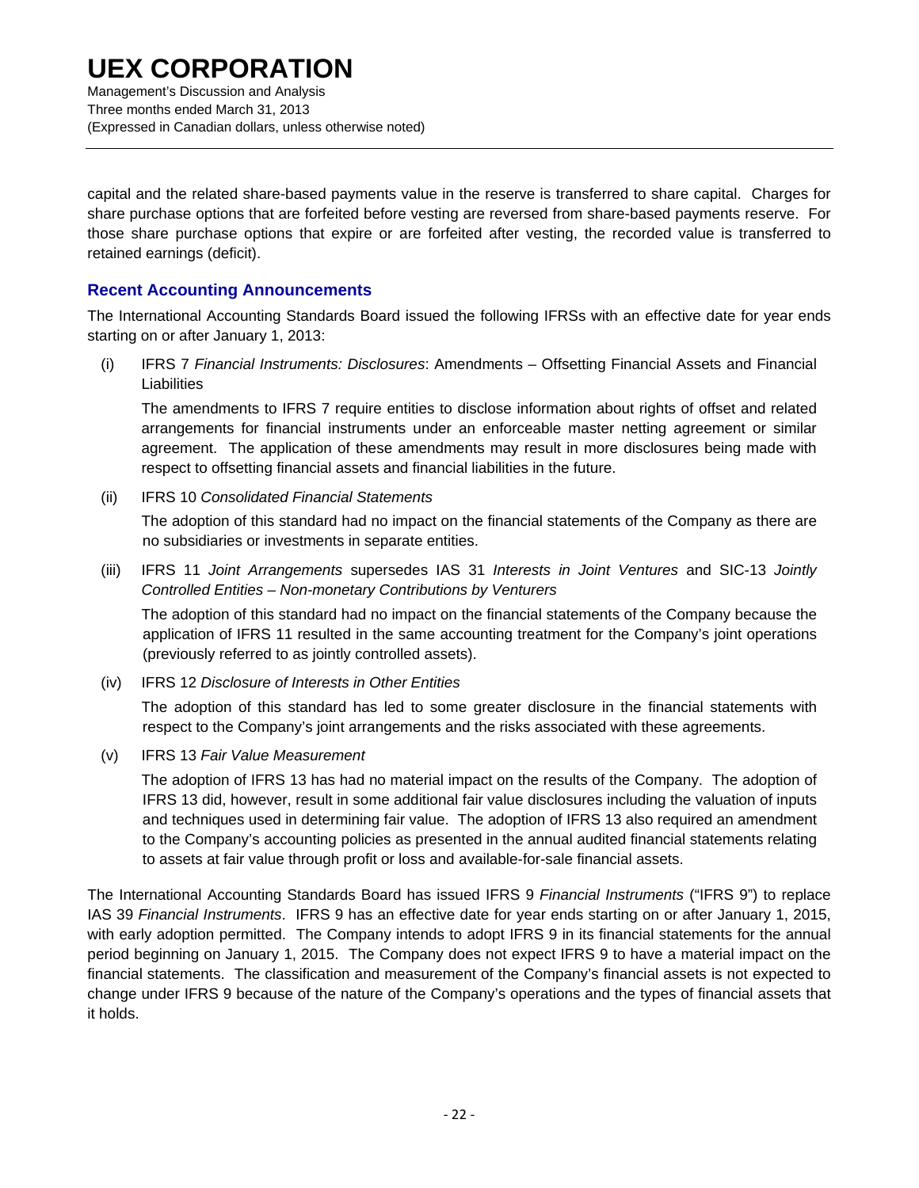capital and the related share-based payments value in the reserve is transferred to share capital. Charges for share purchase options that are forfeited before vesting are reversed from share-based payments reserve. For those share purchase options that expire or are forfeited after vesting, the recorded value is transferred to retained earnings (deficit).

## Recent Accounting Announcements

The International Accounting Standards Board issued the following IFRSs with an effective date for year ends starting on or after January 1, 2013:

(i) IFRS 7 *Financial Instruments: Disclosures*: Amendments – Offsetting Financial Assets and Financial Liabilities

The amendments to IFRS 7 require entities to disclose information about rights of offset and related arrangements for financial instruments under an enforceable master netting agreement or similar agreement. The application of these amendments may result in more disclosures being made with respect to offsetting financial assets and financial liabilities in the future.

(ii) IFRS 10 *Consolidated Financial Statements*

The adoption of this standard had no impact on the financial statements of the Company as there are no subsidiaries or investments in separate entities.

(iii) IFRS 11 *Joint Arrangements* supersedes IAS 31 *Interests in Joint Ventures* and SIC-13 *Jointly Controlled Entities – Non-monetary Contributions by Venturers*

The adoption of this standard had no impact on the financial statements of the Company because the application of IFRS 11 resulted in the same accounting treatment for the Company's joint operations (previously referred to as jointly controlled assets).

(iv) IFRS 12 *Disclosure of Interests in Other Entities*

The adoption of this standard has led to some greater disclosure in the financial statements with respect to the Company's joint arrangements and the risks associated with these agreements.

(v) IFRS 13 *Fair Value Measurement*

The adoption of IFRS 13 has had no material impact on the results of the Company. The adoption of IFRS 13 did, however, result in some additional fair value disclosures including the valuation of inputs and techniques used in determining fair value. The adoption of IFRS 13 also required an amendment to the Company's accounting policies as presented in the annual audited financial statements relating to assets at fair value through profit or loss and available-for-sale financial assets.

The International Accounting Standards Board has issued IFRS 9 *Financial Instruments* ("IFRS 9") to replace IAS 39 *Financial Instruments*. IFRS 9 has an effective date for year ends starting on or after January 1, 2015, with early adoption permitted. The Company intends to adopt IFRS 9 in its financial statements for the annual period beginning on January 1, 2015. The Company does not expect IFRS 9 to have a material impact on the financial statements. The classification and measurement of the Company's financial assets is not expected to change under IFRS 9 because of the nature of the Company's operations and the types of financial assets that it holds.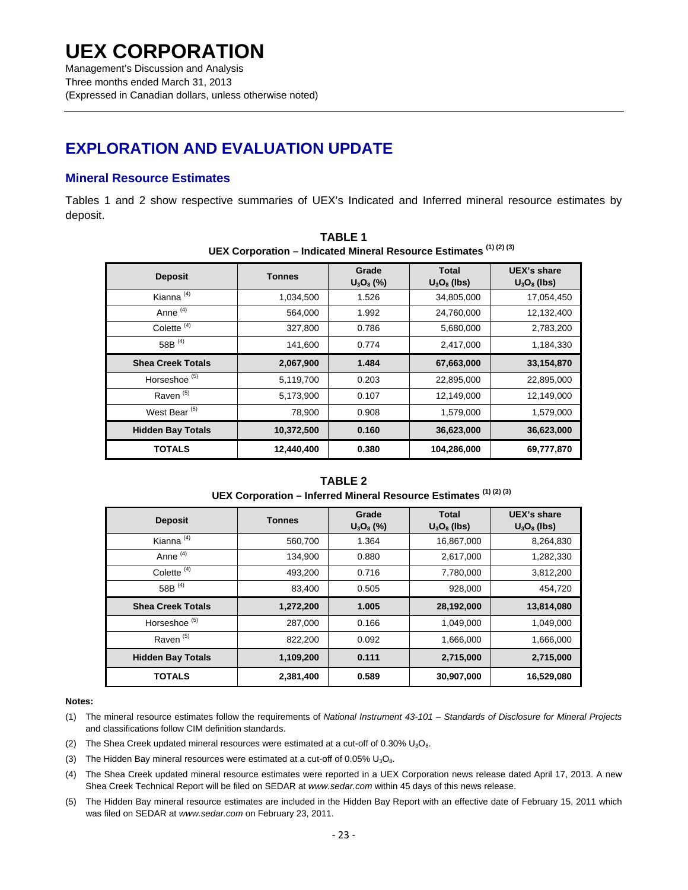# EXPLORATION AND EVALUATION UPDATE

## Mineral Resource Estimates

Tables 1 and 2 show respective summaries of UEX's Indicated and Inferred mineral resource estimates by deposit.

**TABLE 1**
**UEX Corporation – Indicated Mineral Resource Estimates (1) (2) (3)**

| Deposit | Tonnes | Grade $U_3O_8$ (%) | Total $U_3O_8$ (lbs) | UEX's share $U_3O_8$ (lbs) |
|---|---|---|---|---|
| Kianna (4) | 1,034,500 | 1.526 | 34,805,000 | 17,054,450 |
| Anne (4) | 564,000 | 1.992 | 24,760,000 | 12,132,400 |
| Colette (4) | 327,800 | 0.786 | 5,680,000 | 2,783,200 |
| 58B (4) | 141,600 | 0.774 | 2,417,000 | 1,184,330 |
| **Shea Creek Totals** | **2,067,900** | **1.484** | **67,663,000** | **33,154,870** |
| Horseshoe (5) | 5,119,700 | 0.203 | 22,895,000 | 22,895,000 |
| Raven (5) | 5,173,900 | 0.107 | 12,149,000 | 12,149,000 |
| West Bear (5) | 78,900 | 0.908 | 1,579,000 | 1,579,000 |
| **Hidden Bay Totals** | **10,372,500** | **0.160** | **36,623,000** | **36,623,000** |
| **TOTALS** | **12,440,400** | **0.380** | **104,286,000** | **69,777,870** |

**TABLE 2**
**UEX Corporation – Inferred Mineral Resource Estimates (1) (2) (3)**

| Deposit | Tonnes | Grade $U_3O_8$ (%) | Total $U_3O_8$ (lbs) | UEX's share $U_3O_8$ (lbs) |
|---|---|---|---|---|
| Kianna (4) | 560,700 | 1.364 | 16,867,000 | 8,264,830 |
| Anne (4) | 134,900 | 0.880 | 2,617,000 | 1,282,330 |
| Colette (4) | 493,200 | 0.716 | 7,780,000 | 3,812,200 |
| 58B (4) | 83,400 | 0.505 | 928,000 | 454,720 |
| **Shea Creek Totals** | **1,272,200** | **1.005** | **28,192,000** | **13,814,080** |
| Horseshoe (5) | 287,000 | 0.166 | 1,049,000 | 1,049,000 |
| Raven (5) | 822,200 | 0.092 | 1,666,000 | 1,666,000 |
| **Hidden Bay Totals** | **1,109,200** | **0.111** | **2,715,000** | **2,715,000** |
| **TOTALS** | **2,381,400** | **0.589** | **30,907,000** | **16,529,080** |

**Notes:**

(1) The mineral resource estimates follow the requirements of *National Instrument 43-101 – Standards of Disclosure for Mineral Projects* and classifications follow CIM definition standards.

(2) The Shea Creek updated mineral resources were estimated at a cut-off of 0.30% $U_3O_8$.

(3) The Hidden Bay mineral resources were estimated at a cut-off of 0.05% $U_3O_8$.

(4) The Shea Creek updated mineral resource estimates were reported in a UEX Corporation news release dated April 17, 2013. A new Shea Creek Technical Report will be filed on SEDAR at *www.sedar.com* within 45 days of this news release.

(5) The Hidden Bay mineral resource estimates are included in the Hidden Bay Report with an effective date of February 15, 2011 which was filed on SEDAR at *www.sedar.com* on February 23, 2011.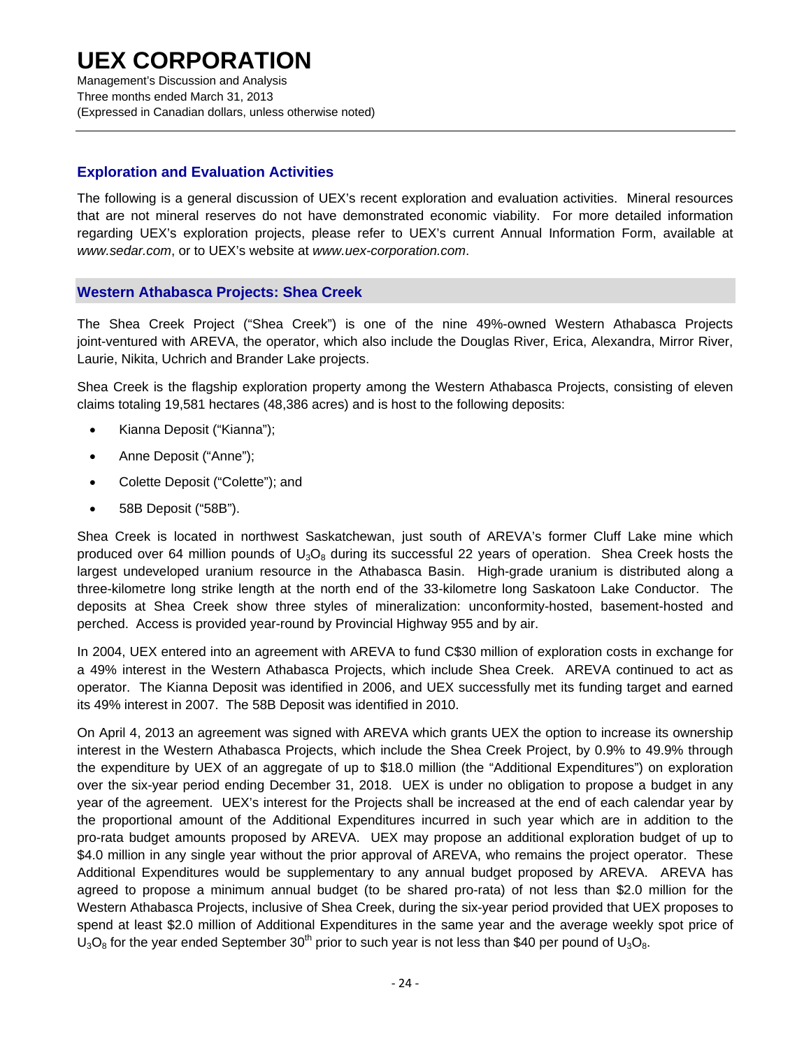## Exploration and Evaluation Activities

The following is a general discussion of UEX's recent exploration and evaluation activities. Mineral resources that are not mineral reserves do not have demonstrated economic viability. For more detailed information regarding UEX's exploration projects, please refer to UEX's current Annual Information Form, available at *www.sedar.com*, or to UEX's website at *www.uex-corporation.com*.

### Western Athabasca Projects: Shea Creek

The Shea Creek Project ("Shea Creek") is one of the nine 49%-owned Western Athabasca Projects joint-ventured with AREVA, the operator, which also include the Douglas River, Erica, Alexandra, Mirror River, Laurie, Nikita, Uchrich and Brander Lake projects.

Shea Creek is the flagship exploration property among the Western Athabasca Projects, consisting of eleven claims totaling 19,581 hectares (48,386 acres) and is host to the following deposits:

- Kianna Deposit ("Kianna");
- Anne Deposit ("Anne");
- Colette Deposit ("Colette"); and
- 58B Deposit ("58B").

Shea Creek is located in northwest Saskatchewan, just south of AREVA's former Cluff Lake mine which produced over 64 million pounds of $U_3O_8$ during its successful 22 years of operation. Shea Creek hosts the largest undeveloped uranium resource in the Athabasca Basin. High-grade uranium is distributed along a three-kilometre long strike length at the north end of the 33-kilometre long Saskatoon Lake Conductor. The deposits at Shea Creek show three styles of mineralization: unconformity-hosted, basement-hosted and perched. Access is provided year-round by Provincial Highway 955 and by air.

In 2004, UEX entered into an agreement with AREVA to fund C$30 million of exploration costs in exchange for a 49% interest in the Western Athabasca Projects, which include Shea Creek. AREVA continued to act as operator. The Kianna Deposit was identified in 2006, and UEX successfully met its funding target and earned its 49% interest in 2007. The 58B Deposit was identified in 2010.

On April 4, 2013 an agreement was signed with AREVA which grants UEX the option to increase its ownership interest in the Western Athabasca Projects, which include the Shea Creek Project, by 0.9% to 49.9% through the expenditure by UEX of an aggregate of up to $18.0 million (the "Additional Expenditures") on exploration over the six-year period ending December 31, 2018. UEX is under no obligation to propose a budget in any year of the agreement. UEX's interest for the Projects shall be increased at the end of each calendar year by the proportional amount of the Additional Expenditures incurred in such year which are in addition to the pro-rata budget amounts proposed by AREVA. UEX may propose an additional exploration budget of up to $4.0 million in any single year without the prior approval of AREVA, who remains the project operator. These Additional Expenditures would be supplementary to any annual budget proposed by AREVA. AREVA has agreed to propose a minimum annual budget (to be shared pro-rata) of not less than $2.0 million for the Western Athabasca Projects, inclusive of Shea Creek, during the six-year period provided that UEX proposes to spend at least $2.0 million of Additional Expenditures in the same year and the average weekly spot price of $U_3O_8$ for the year ended September 30th prior to such year is not less than $40 per pound of $U_3O_8$.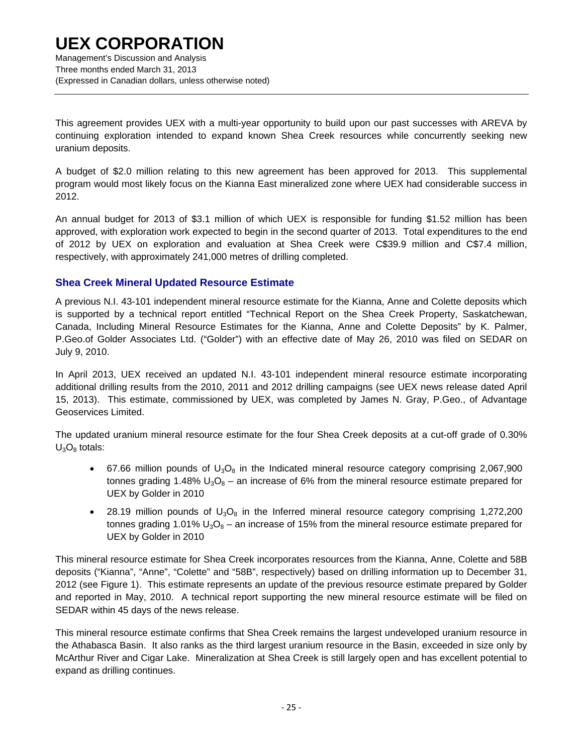This agreement provides UEX with a multi-year opportunity to build upon our past successes with AREVA by continuing exploration intended to expand known Shea Creek resources while concurrently seeking new uranium deposits.

A budget of $2.0 million relating to this new agreement has been approved for 2013. This supplemental program would most likely focus on the Kianna East mineralized zone where UEX had considerable success in 2012.

An annual budget for 2013 of $3.1 million of which UEX is responsible for funding $1.52 million has been approved, with exploration work expected to begin in the second quarter of 2013. Total expenditures to the end of 2012 by UEX on exploration and evaluation at Shea Creek were C$39.9 million and C$7.4 million, respectively, with approximately 241,000 metres of drilling completed.

### Shea Creek Mineral Updated Resource Estimate

A previous N.I. 43-101 independent mineral resource estimate for the Kianna, Anne and Colette deposits which is supported by a technical report entitled "Technical Report on the Shea Creek Property, Saskatchewan, Canada, Including Mineral Resource Estimates for the Kianna, Anne and Colette Deposits" by K. Palmer, P.Geo.of Golder Associates Ltd. ("Golder") with an effective date of May 26, 2010 was filed on SEDAR on July 9, 2010.

In April 2013, UEX received an updated N.I. 43-101 independent mineral resource estimate incorporating additional drilling results from the 2010, 2011 and 2012 drilling campaigns (see UEX news release dated April 15, 2013). This estimate, commissioned by UEX, was completed by James N. Gray, P.Geo., of Advantage Geoservices Limited.

The updated uranium mineral resource estimate for the four Shea Creek deposits at a cut-off grade of 0.30% $U_3O_8$ totals:

- 67.66 million pounds of $U_3O_8$ in the Indicated mineral resource category comprising 2,067,900 tonnes grading 1.48% $U_3O_8$ – an increase of 6% from the mineral resource estimate prepared for UEX by Golder in 2010
- 28.19 million pounds of $U_3O_8$ in the Inferred mineral resource category comprising 1,272,200 tonnes grading 1.01% $U_3O_8$ – an increase of 15% from the mineral resource estimate prepared for UEX by Golder in 2010

This mineral resource estimate for Shea Creek incorporates resources from the Kianna, Anne, Colette and 58B deposits ("Kianna", "Anne", "Colette" and "58B", respectively) based on drilling information up to December 31, 2012 (see Figure 1). This estimate represents an update of the previous resource estimate prepared by Golder and reported in May, 2010. A technical report supporting the new mineral resource estimate will be filed on SEDAR within 45 days of the news release.

This mineral resource estimate confirms that Shea Creek remains the largest undeveloped uranium resource in the Athabasca Basin. It also ranks as the third largest uranium resource in the Basin, exceeded in size only by McArthur River and Cigar Lake. Mineralization at Shea Creek is still largely open and has excellent potential to expand as drilling continues.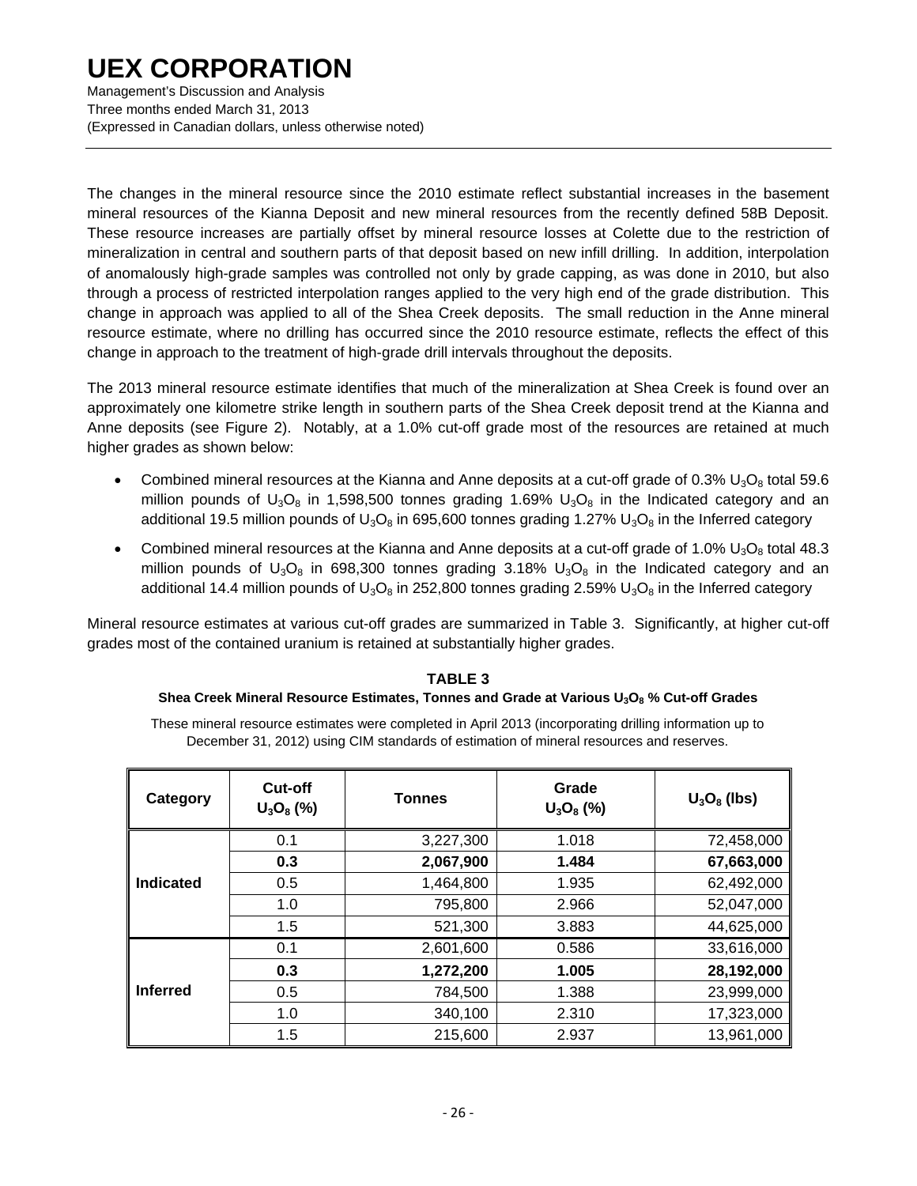The changes in the mineral resource since the 2010 estimate reflect substantial increases in the basement mineral resources of the Kianna Deposit and new mineral resources from the recently defined 58B Deposit. These resource increases are partially offset by mineral resource losses at Colette due to the restriction of mineralization in central and southern parts of that deposit based on new infill drilling. In addition, interpolation of anomalously high-grade samples was controlled not only by grade capping, as was done in 2010, but also through a process of restricted interpolation ranges applied to the very high end of the grade distribution. This change in approach was applied to all of the Shea Creek deposits. The small reduction in the Anne mineral resource estimate, where no drilling has occurred since the 2010 resource estimate, reflects the effect of this change in approach to the treatment of high-grade drill intervals throughout the deposits.

The 2013 mineral resource estimate identifies that much of the mineralization at Shea Creek is found over an approximately one kilometre strike length in southern parts of the Shea Creek deposit trend at the Kianna and Anne deposits (see Figure 2). Notably, at a 1.0% cut-off grade most of the resources are retained at much higher grades as shown below:

- Combined mineral resources at the Kianna and Anne deposits at a cut-off grade of 0.3% $U_3O_8$ total 59.6 million pounds of $U_3O_8$ in 1,598,500 tonnes grading 1.69% $U_3O_8$ in the Indicated category and an additional 19.5 million pounds of $U_3O_8$ in 695,600 tonnes grading 1.27% $U_3O_8$ in the Inferred category
- Combined mineral resources at the Kianna and Anne deposits at a cut-off grade of 1.0% $U_3O_8$ total 48.3 million pounds of $U_3O_8$ in 698,300 tonnes grading 3.18% $U_3O_8$ in the Indicated category and an additional 14.4 million pounds of $U_3O_8$ in 252,800 tonnes grading 2.59% $U_3O_8$ in the Inferred category

Mineral resource estimates at various cut-off grades are summarized in Table 3. Significantly, at higher cut-off grades most of the contained uranium is retained at substantially higher grades.

**TABLE 3**

**Shea Creek Mineral Resource Estimates, Tonnes and Grade at Various $U_3O_8$ % Cut-off Grades**

These mineral resource estimates were completed in April 2013 (incorporating drilling information up to December 31, 2012) using CIM standards of estimation of mineral resources and reserves.

| Category | Cut-off $U_3O_8$ (%) | Tonnes | Grade $U_3O_8$ (%) | $U_3O_8$ (lbs) |
|---|---|---|---|---|
| Indicated | 0.1 | 3,227,300 | 1.018 | 72,458,000 |
| | **0.3** | **2,067,900** | **1.484** | **67,663,000** |
| | 0.5 | 1,464,800 | 1.935 | 62,492,000 |
| | 1.0 | 795,800 | 2.966 | 52,047,000 |
| | 1.5 | 521,300 | 3.883 | 44,625,000 |
| Inferred | 0.1 | 2,601,600 | 0.586 | 33,616,000 |
| | **0.3** | **1,272,200** | **1.005** | **28,192,000** |
| | 0.5 | 784,500 | 1.388 | 23,999,000 |
| | 1.0 | 340,100 | 2.310 | 17,323,000 |
| | 1.5 | 215,600 | 2.937 | 13,961,000 |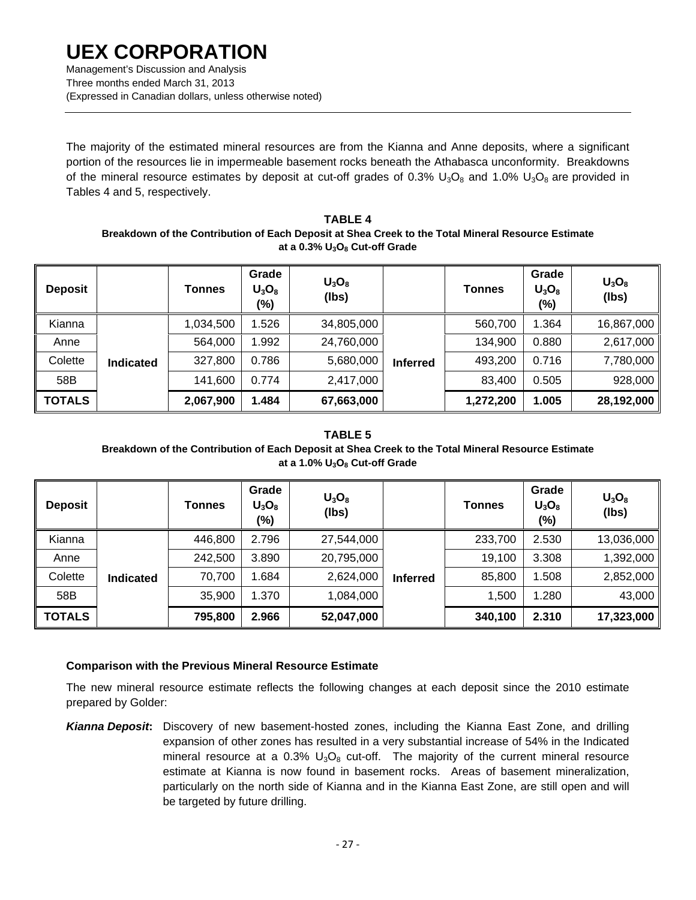The majority of the estimated mineral resources are from the Kianna and Anne deposits, where a significant portion of the resources lie in impermeable basement rocks beneath the Athabasca unconformity. Breakdowns of the mineral resource estimates by deposit at cut-off grades of 0.3% $U_3O_8$ and 1.0% $U_3O_8$ are provided in Tables 4 and 5, respectively.

**TABLE 4**
**Breakdown of the Contribution of Each Deposit at Shea Creek to the Total Mineral Resource Estimate at a 0.3% $U_3O_8$ Cut-off Grade**

| Deposit | | Tonnes | Grade $U_3O_8$ (%) | $U_3O_8$ (lbs) | | Tonnes | Grade $U_3O_8$ (%) | $U_3O_8$ (lbs) |
|---|---|---|---|---|---|---|---|---|
| Kianna | Indicated | 1,034,500 | 1.526 | 34,805,000 | Inferred | 560,700 | 1.364 | 16,867,000 |
| Anne | | 564,000 | 1.992 | 24,760,000 | | 134,900 | 0.880 | 2,617,000 |
| Colette | | 327,800 | 0.786 | 5,680,000 | | 493,200 | 0.716 | 7,780,000 |
| 58B | | 141,600 | 0.774 | 2,417,000 | | 83,400 | 0.505 | 928,000 |
| **TOTALS** | | **2,067,900** | **1.484** | **67,663,000** | | **1,272,200** | **1.005** | **28,192,000** |

**TABLE 5**
**Breakdown of the Contribution of Each Deposit at Shea Creek to the Total Mineral Resource Estimate at a 1.0% $U_3O_8$ Cut-off Grade**

| Deposit | | Tonnes | Grade $U_3O_8$ (%) | $U_3O_8$ (lbs) | | Tonnes | Grade $U_3O_8$ (%) | $U_3O_8$ (lbs) |
|---|---|---|---|---|---|---|---|---|
| Kianna | Indicated | 446,800 | 2.796 | 27,544,000 | Inferred | 233,700 | 2.530 | 13,036,000 |
| Anne | | 242,500 | 3.890 | 20,795,000 | | 19,100 | 3.308 | 1,392,000 |
| Colette | | 70,700 | 1.684 | 2,624,000 | | 85,800 | 1.508 | 2,852,000 |
| 58B | | 35,900 | 1.370 | 1,084,000 | | 1,500 | 1.280 | 43,000 |
| **TOTALS** | | **795,800** | **2.966** | **52,047,000** | | **340,100** | **2.310** | **17,323,000** |

**Comparison with the Previous Mineral Resource Estimate**

The new mineral resource estimate reflects the following changes at each deposit since the 2010 estimate prepared by Golder:

***Kianna Deposit*:** Discovery of new basement-hosted zones, including the Kianna East Zone, and drilling expansion of other zones has resulted in a very substantial increase of 54% in the Indicated mineral resource at a 0.3% $U_3O_8$ cut-off. The majority of the current mineral resource estimate at Kianna is now found in basement rocks. Areas of basement mineralization, particularly on the north side of Kianna and in the Kianna East Zone, are still open and will be targeted by future drilling.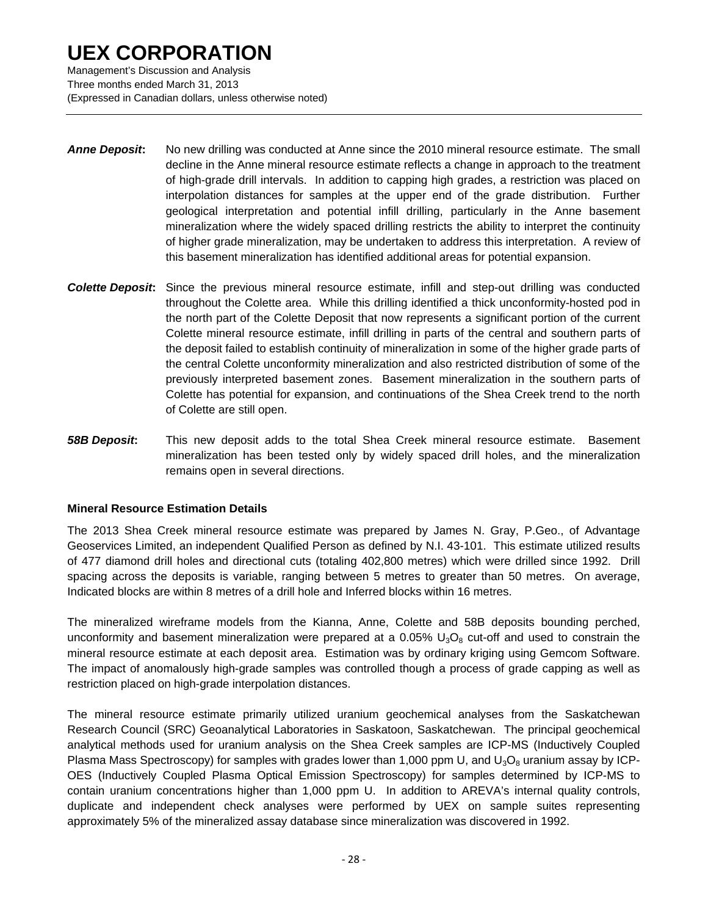***Anne Deposit*:** No new drilling was conducted at Anne since the 2010 mineral resource estimate. The small decline in the Anne mineral resource estimate reflects a change in approach to the treatment of high-grade drill intervals. In addition to capping high grades, a restriction was placed on interpolation distances for samples at the upper end of the grade distribution. Further geological interpretation and potential infill drilling, particularly in the Anne basement mineralization where the widely spaced drilling restricts the ability to interpret the continuity of higher grade mineralization, may be undertaken to address this interpretation. A review of this basement mineralization has identified additional areas for potential expansion.

***Colette Deposit*:** Since the previous mineral resource estimate, infill and step-out drilling was conducted throughout the Colette area. While this drilling identified a thick unconformity-hosted pod in the north part of the Colette Deposit that now represents a significant portion of the current Colette mineral resource estimate, infill drilling in parts of the central and southern parts of the deposit failed to establish continuity of mineralization in some of the higher grade parts of the central Colette unconformity mineralization and also restricted distribution of some of the previously interpreted basement zones. Basement mineralization in the southern parts of Colette has potential for expansion, and continuations of the Shea Creek trend to the north of Colette are still open.

***58B Deposit*:** This new deposit adds to the total Shea Creek mineral resource estimate. Basement mineralization has been tested only by widely spaced drill holes, and the mineralization remains open in several directions.

**Mineral Resource Estimation Details**

The 2013 Shea Creek mineral resource estimate was prepared by James N. Gray, P.Geo., of Advantage Geoservices Limited, an independent Qualified Person as defined by N.I. 43-101. This estimate utilized results of 477 diamond drill holes and directional cuts (totaling 402,800 metres) which were drilled since 1992. Drill spacing across the deposits is variable, ranging between 5 metres to greater than 50 metres. On average, Indicated blocks are within 8 metres of a drill hole and Inferred blocks within 16 metres.

The mineralized wireframe models from the Kianna, Anne, Colette and 58B deposits bounding perched, unconformity and basement mineralization were prepared at a 0.05% $U_3O_8$ cut-off and used to constrain the mineral resource estimate at each deposit area. Estimation was by ordinary kriging using Gemcom Software. The impact of anomalously high-grade samples was controlled though a process of grade capping as well as restriction placed on high-grade interpolation distances.

The mineral resource estimate primarily utilized uranium geochemical analyses from the Saskatchewan Research Council (SRC) Geoanalytical Laboratories in Saskatoon, Saskatchewan. The principal geochemical analytical methods used for uranium analysis on the Shea Creek samples are ICP-MS (Inductively Coupled Plasma Mass Spectroscopy) for samples with grades lower than 1,000 ppm U, and $U_3O_8$ uranium assay by ICP-OES (Inductively Coupled Plasma Optical Emission Spectroscopy) for samples determined by ICP-MS to contain uranium concentrations higher than 1,000 ppm U. In addition to AREVA's internal quality controls, duplicate and independent check analyses were performed by UEX on sample suites representing approximately 5% of the mineralized assay database since mineralization was discovered in 1992.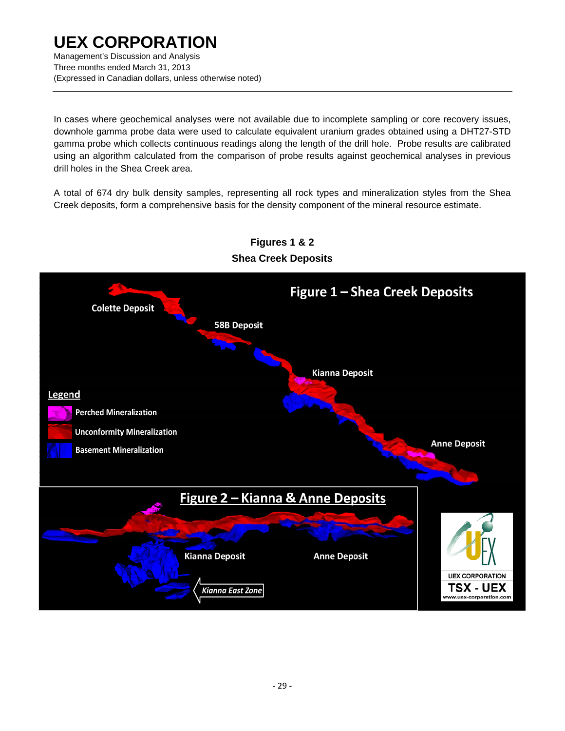In cases where geochemical analyses were not available due to incomplete sampling or core recovery issues, downhole gamma probe data were used to calculate equivalent uranium grades obtained using a DHT27-STD gamma probe which collects continuous readings along the length of the drill hole. Probe results are calibrated using an algorithm calculated from the comparison of probe results against geochemical analyses in previous drill holes in the Shea Creek area.

A total of 674 dry bulk density samples, representing all rock types and mineralization styles from the Shea Creek deposits, form a comprehensive basis for the density component of the mineral resource estimate.

**Figures 1 & 2**
**Shea Creek Deposits**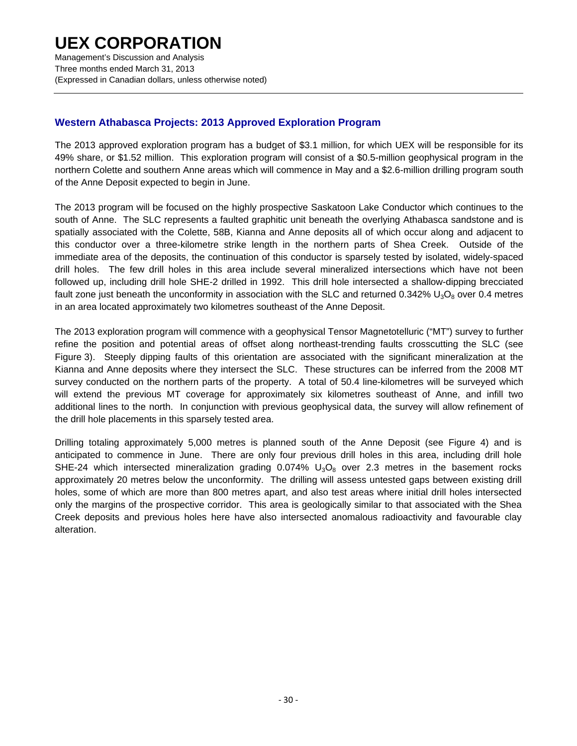## Western Athabasca Projects: 2013 Approved Exploration Program

The 2013 approved exploration program has a budget of $3.1 million, for which UEX will be responsible for its 49% share, or $1.52 million. This exploration program will consist of a $0.5-million geophysical program in the northern Colette and southern Anne areas which will commence in May and a $2.6-million drilling program south of the Anne Deposit expected to begin in June.

The 2013 program will be focused on the highly prospective Saskatoon Lake Conductor which continues to the south of Anne. The SLC represents a faulted graphitic unit beneath the overlying Athabasca sandstone and is spatially associated with the Colette, 58B, Kianna and Anne deposits all of which occur along and adjacent to this conductor over a three-kilometre strike length in the northern parts of Shea Creek. Outside of the immediate area of the deposits, the continuation of this conductor is sparsely tested by isolated, widely-spaced drill holes. The few drill holes in this area include several mineralized intersections which have not been followed up, including drill hole SHE-2 drilled in 1992. This drill hole intersected a shallow-dipping brecciated fault zone just beneath the unconformity in association with the SLC and returned 0.342% $U_3O_8$ over 0.4 metres in an area located approximately two kilometres southeast of the Anne Deposit.

The 2013 exploration program will commence with a geophysical Tensor Magnetotelluric ("MT") survey to further refine the position and potential areas of offset along northeast-trending faults crosscutting the SLC (see Figure 3). Steeply dipping faults of this orientation are associated with the significant mineralization at the Kianna and Anne deposits where they intersect the SLC. These structures can be inferred from the 2008 MT survey conducted on the northern parts of the property. A total of 50.4 line-kilometres will be surveyed which will extend the previous MT coverage for approximately six kilometres southeast of Anne, and infill two additional lines to the north. In conjunction with previous geophysical data, the survey will allow refinement of the drill hole placements in this sparsely tested area.

Drilling totaling approximately 5,000 metres is planned south of the Anne Deposit (see Figure 4) and is anticipated to commence in June. There are only four previous drill holes in this area, including drill hole SHE-24 which intersected mineralization grading 0.074% $U_3O_8$ over 2.3 metres in the basement rocks approximately 20 metres below the unconformity. The drilling will assess untested gaps between existing drill holes, some of which are more than 800 metres apart, and also test areas where initial drill holes intersected only the margins of the prospective corridor. This area is geologically similar to that associated with the Shea Creek deposits and previous holes here have also intersected anomalous radioactivity and favourable clay alteration.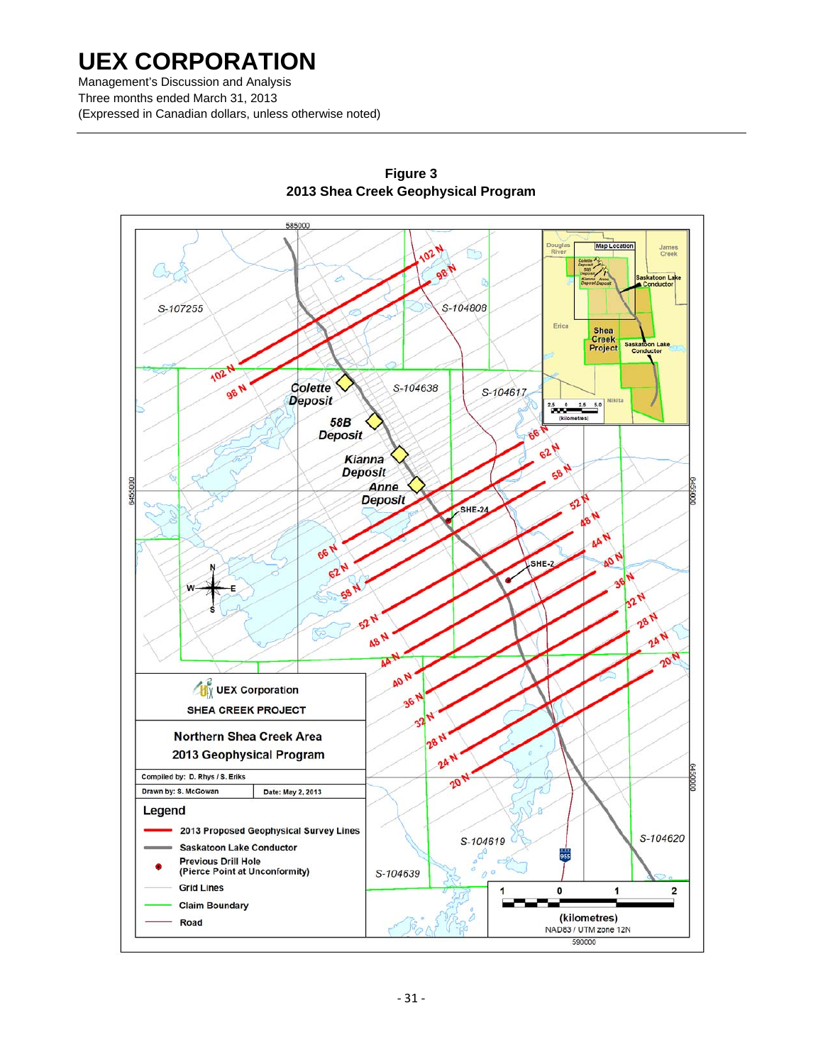**Figure 3**
**2013 Shea Creek Geophysical Program**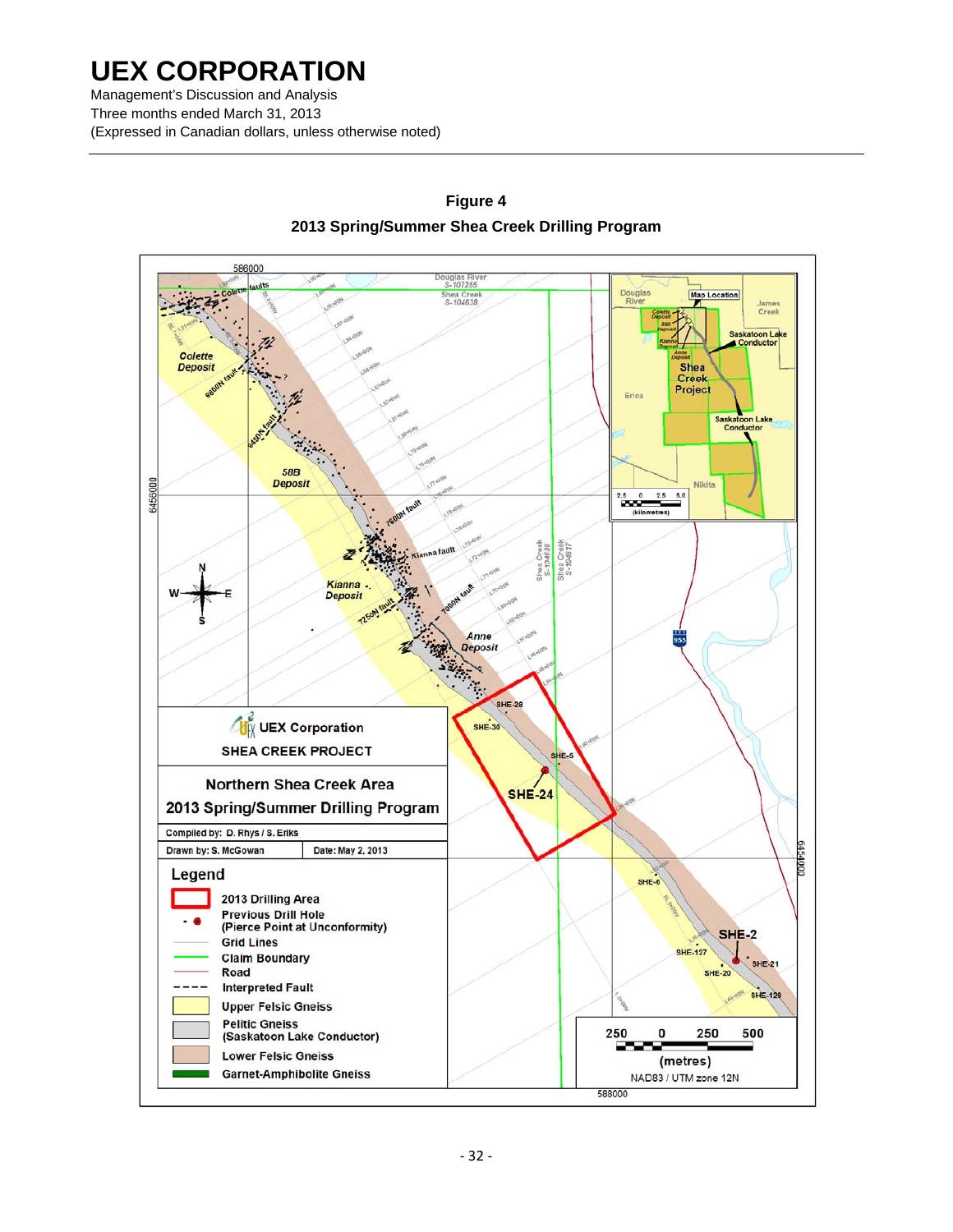**Figure 4**

**2013 Spring/Summer Shea Creek Drilling Program**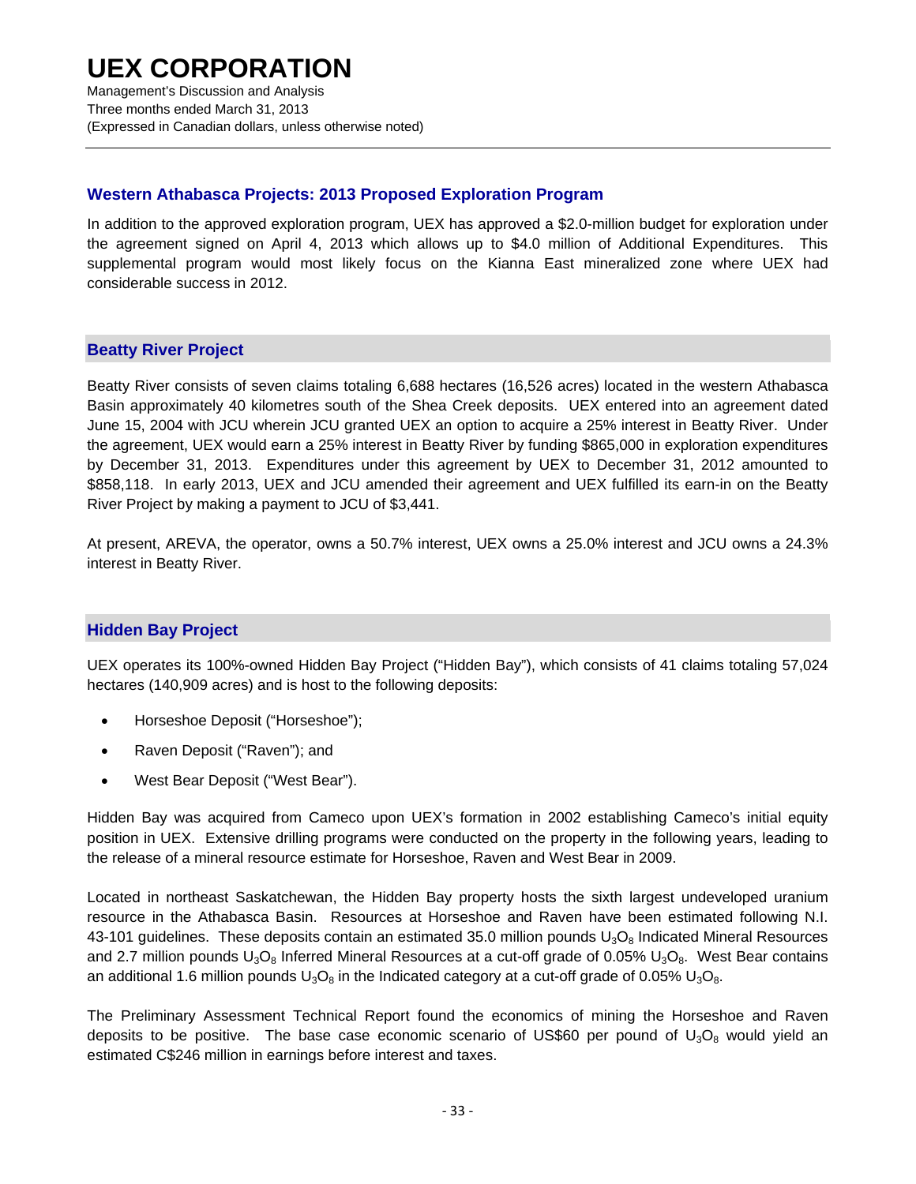## Western Athabasca Projects: 2013 Proposed Exploration Program

In addition to the approved exploration program, UEX has approved a $2.0-million budget for exploration under the agreement signed on April 4, 2013 which allows up to $4.0 million of Additional Expenditures. This supplemental program would most likely focus on the Kianna East mineralized zone where UEX had considerable success in 2012.

## Beatty River Project

Beatty River consists of seven claims totaling 6,688 hectares (16,526 acres) located in the western Athabasca Basin approximately 40 kilometres south of the Shea Creek deposits. UEX entered into an agreement dated June 15, 2004 with JCU wherein JCU granted UEX an option to acquire a 25% interest in Beatty River. Under the agreement, UEX would earn a 25% interest in Beatty River by funding $865,000 in exploration expenditures by December 31, 2013. Expenditures under this agreement by UEX to December 31, 2012 amounted to $858,118. In early 2013, UEX and JCU amended their agreement and UEX fulfilled its earn-in on the Beatty River Project by making a payment to JCU of $3,441.

At present, AREVA, the operator, owns a 50.7% interest, UEX owns a 25.0% interest and JCU owns a 24.3% interest in Beatty River.

## Hidden Bay Project

UEX operates its 100%-owned Hidden Bay Project ("Hidden Bay"), which consists of 41 claims totaling 57,024 hectares (140,909 acres) and is host to the following deposits:

- Horseshoe Deposit ("Horseshoe");
- Raven Deposit ("Raven"); and
- West Bear Deposit ("West Bear").

Hidden Bay was acquired from Cameco upon UEX's formation in 2002 establishing Cameco's initial equity position in UEX. Extensive drilling programs were conducted on the property in the following years, leading to the release of a mineral resource estimate for Horseshoe, Raven and West Bear in 2009.

Located in northeast Saskatchewan, the Hidden Bay property hosts the sixth largest undeveloped uranium resource in the Athabasca Basin. Resources at Horseshoe and Raven have been estimated following N.I. 43-101 guidelines. These deposits contain an estimated 35.0 million pounds $U_3O_8$ Indicated Mineral Resources and 2.7 million pounds $U_3O_8$ Inferred Mineral Resources at a cut-off grade of 0.05% $U_3O_8$. West Bear contains an additional 1.6 million pounds $U_3O_8$ in the Indicated category at a cut-off grade of 0.05% $U_3O_8$.

The Preliminary Assessment Technical Report found the economics of mining the Horseshoe and Raven deposits to be positive. The base case economic scenario of US$60 per pound of $U_3O_8$ would yield an estimated C$246 million in earnings before interest and taxes.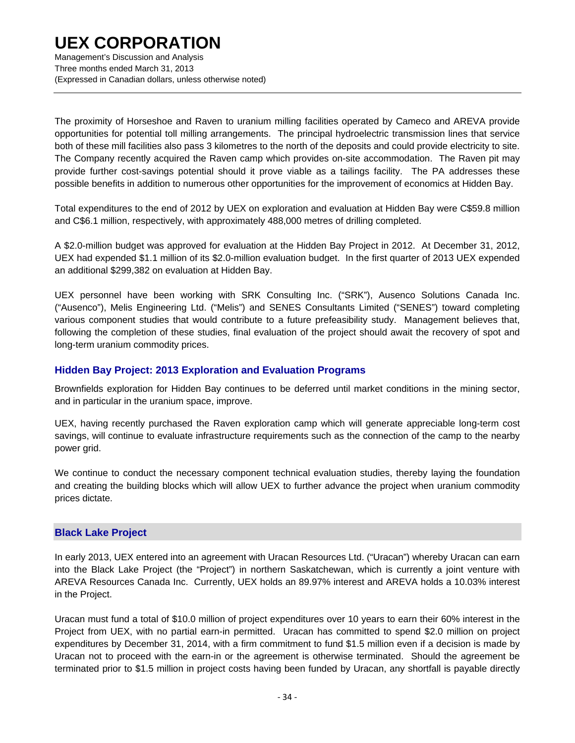The proximity of Horseshoe and Raven to uranium milling facilities operated by Cameco and AREVA provide opportunities for potential toll milling arrangements. The principal hydroelectric transmission lines that service both of these mill facilities also pass 3 kilometres to the north of the deposits and could provide electricity to site. The Company recently acquired the Raven camp which provides on-site accommodation. The Raven pit may provide further cost-savings potential should it prove viable as a tailings facility. The PA addresses these possible benefits in addition to numerous other opportunities for the improvement of economics at Hidden Bay.

Total expenditures to the end of 2012 by UEX on exploration and evaluation at Hidden Bay were C$59.8 million and C$6.1 million, respectively, with approximately 488,000 metres of drilling completed.

A $2.0-million budget was approved for evaluation at the Hidden Bay Project in 2012. At December 31, 2012, UEX had expended $1.1 million of its $2.0-million evaluation budget. In the first quarter of 2013 UEX expended an additional $299,382 on evaluation at Hidden Bay.

UEX personnel have been working with SRK Consulting Inc. ("SRK"), Ausenco Solutions Canada Inc. ("Ausenco"), Melis Engineering Ltd. ("Melis") and SENES Consultants Limited ("SENES") toward completing various component studies that would contribute to a future prefeasibility study. Management believes that, following the completion of these studies, final evaluation of the project should await the recovery of spot and long-term uranium commodity prices.

## Hidden Bay Project: 2013 Exploration and Evaluation Programs

Brownfields exploration for Hidden Bay continues to be deferred until market conditions in the mining sector, and in particular in the uranium space, improve.

UEX, having recently purchased the Raven exploration camp which will generate appreciable long-term cost savings, will continue to evaluate infrastructure requirements such as the connection of the camp to the nearby power grid.

We continue to conduct the necessary component technical evaluation studies, thereby laying the foundation and creating the building blocks which will allow UEX to further advance the project when uranium commodity prices dictate.

## Black Lake Project

In early 2013, UEX entered into an agreement with Uracan Resources Ltd. ("Uracan") whereby Uracan can earn into the Black Lake Project (the "Project") in northern Saskatchewan, which is currently a joint venture with AREVA Resources Canada Inc. Currently, UEX holds an 89.97% interest and AREVA holds a 10.03% interest in the Project.

Uracan must fund a total of $10.0 million of project expenditures over 10 years to earn their 60% interest in the Project from UEX, with no partial earn-in permitted. Uracan has committed to spend $2.0 million on project expenditures by December 31, 2014, with a firm commitment to fund $1.5 million even if a decision is made by Uracan not to proceed with the earn-in or the agreement is otherwise terminated. Should the agreement be terminated prior to $1.5 million in project costs having been funded by Uracan, any shortfall is payable directly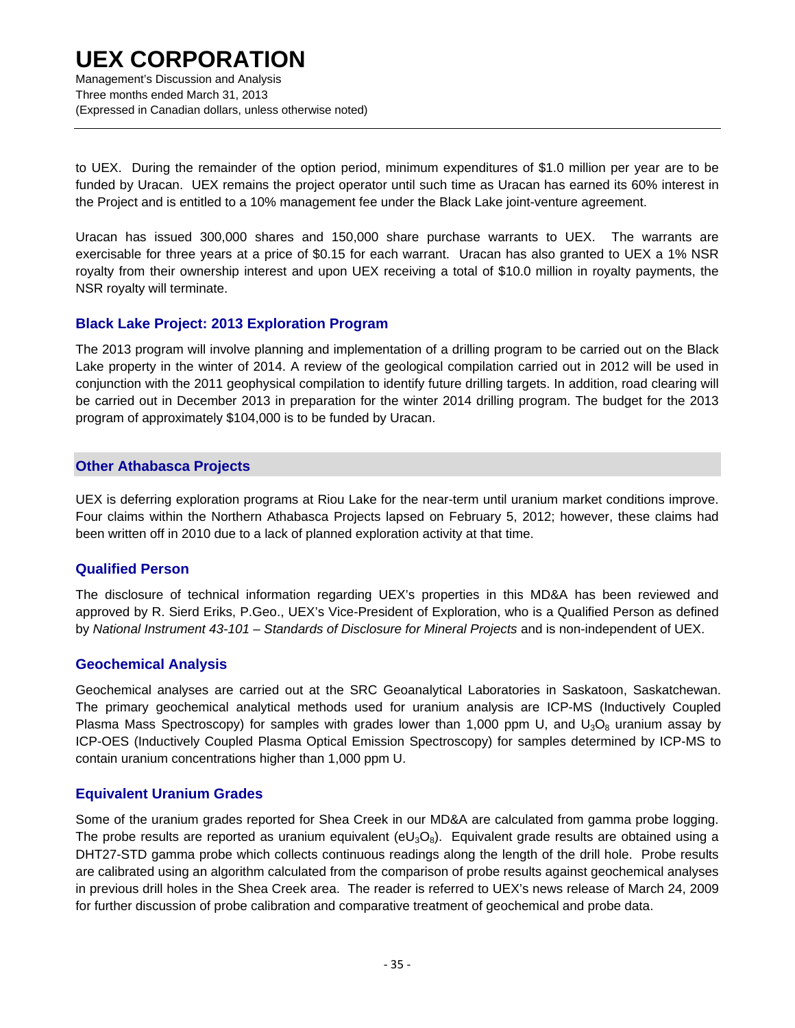to UEX. During the remainder of the option period, minimum expenditures of $1.0 million per year are to be funded by Uracan. UEX remains the project operator until such time as Uracan has earned its 60% interest in the Project and is entitled to a 10% management fee under the Black Lake joint-venture agreement.

Uracan has issued 300,000 shares and 150,000 share purchase warrants to UEX. The warrants are exercisable for three years at a price of $0.15 for each warrant. Uracan has also granted to UEX a 1% NSR royalty from their ownership interest and upon UEX receiving a total of $10.0 million in royalty payments, the NSR royalty will terminate.

### Black Lake Project: 2013 Exploration Program

The 2013 program will involve planning and implementation of a drilling program to be carried out on the Black Lake property in the winter of 2014. A review of the geological compilation carried out in 2012 will be used in conjunction with the 2011 geophysical compilation to identify future drilling targets. In addition, road clearing will be carried out in December 2013 in preparation for the winter 2014 drilling program. The budget for the 2013 program of approximately $104,000 is to be funded by Uracan.

## Other Athabasca Projects

UEX is deferring exploration programs at Riou Lake for the near-term until uranium market conditions improve. Four claims within the Northern Athabasca Projects lapsed on February 5, 2012; however, these claims had been written off in 2010 due to a lack of planned exploration activity at that time.

### Qualified Person

The disclosure of technical information regarding UEX's properties in this MD&A has been reviewed and approved by R. Sierd Eriks, P.Geo., UEX's Vice-President of Exploration, who is a Qualified Person as defined by *National Instrument 43-101 – Standards of Disclosure for Mineral Projects* and is non-independent of UEX.

### Geochemical Analysis

Geochemical analyses are carried out at the SRC Geoanalytical Laboratories in Saskatoon, Saskatchewan. The primary geochemical analytical methods used for uranium analysis are ICP-MS (Inductively Coupled Plasma Mass Spectroscopy) for samples with grades lower than 1,000 ppm U, and $U_3O_8$ uranium assay by ICP-OES (Inductively Coupled Plasma Optical Emission Spectroscopy) for samples determined by ICP-MS to contain uranium concentrations higher than 1,000 ppm U.

### Equivalent Uranium Grades

Some of the uranium grades reported for Shea Creek in our MD&A are calculated from gamma probe logging. The probe results are reported as uranium equivalent ($eU_3O_8$). Equivalent grade results are obtained using a DHT27-STD gamma probe which collects continuous readings along the length of the drill hole. Probe results are calibrated using an algorithm calculated from the comparison of probe results against geochemical analyses in previous drill holes in the Shea Creek area. The reader is referred to UEX's news release of March 24, 2009 for further discussion of probe calibration and comparative treatment of geochemical and probe data.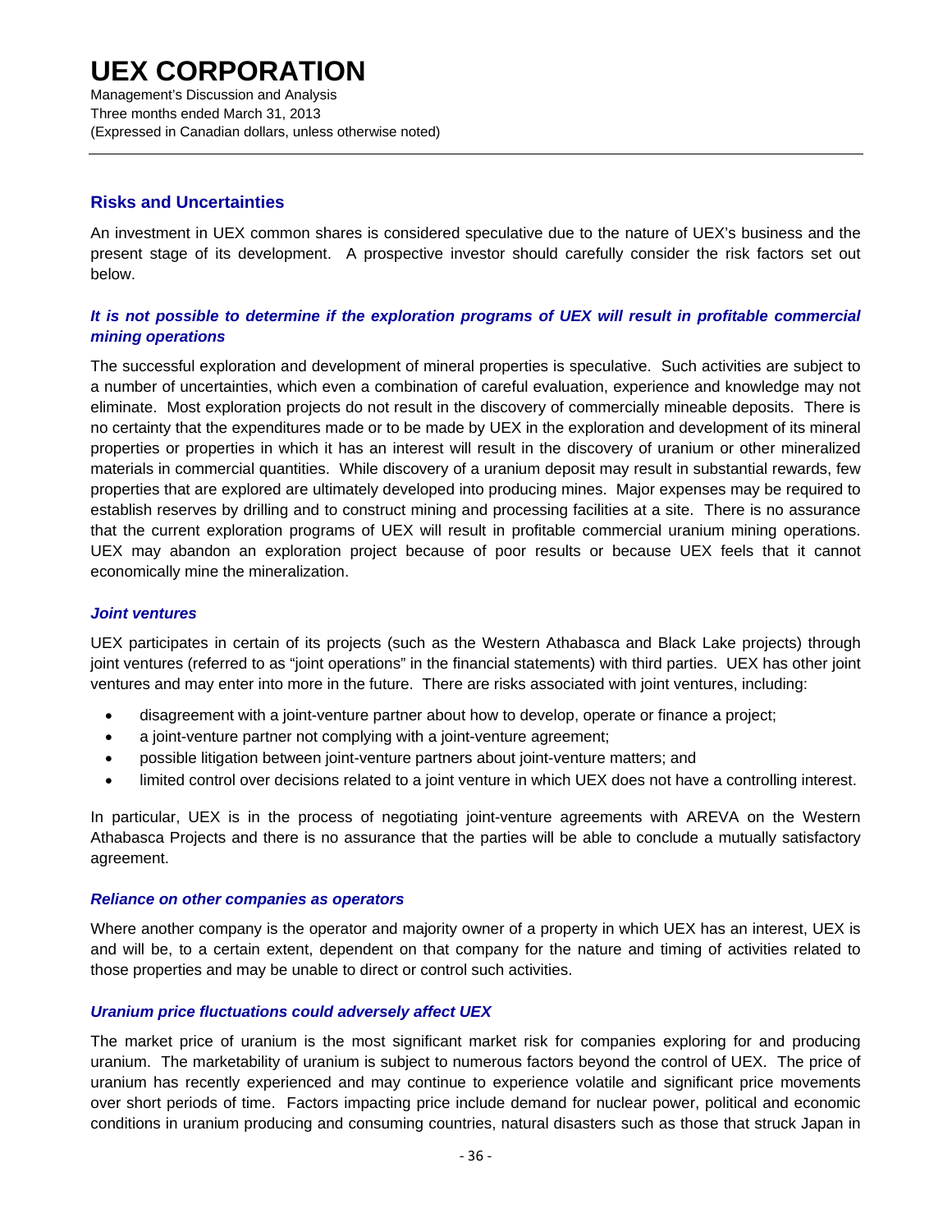## Risks and Uncertainties

An investment in UEX common shares is considered speculative due to the nature of UEX's business and the present stage of its development. A prospective investor should carefully consider the risk factors set out below.

### *It is not possible to determine if the exploration programs of UEX will result in profitable commercial mining operations*

The successful exploration and development of mineral properties is speculative. Such activities are subject to a number of uncertainties, which even a combination of careful evaluation, experience and knowledge may not eliminate. Most exploration projects do not result in the discovery of commercially mineable deposits. There is no certainty that the expenditures made or to be made by UEX in the exploration and development of its mineral properties or properties in which it has an interest will result in the discovery of uranium or other mineralized materials in commercial quantities. While discovery of a uranium deposit may result in substantial rewards, few properties that are explored are ultimately developed into producing mines. Major expenses may be required to establish reserves by drilling and to construct mining and processing facilities at a site. There is no assurance that the current exploration programs of UEX will result in profitable commercial uranium mining operations. UEX may abandon an exploration project because of poor results or because UEX feels that it cannot economically mine the mineralization.

### *Joint ventures*

UEX participates in certain of its projects (such as the Western Athabasca and Black Lake projects) through joint ventures (referred to as "joint operations" in the financial statements) with third parties. UEX has other joint ventures and may enter into more in the future. There are risks associated with joint ventures, including:

- disagreement with a joint-venture partner about how to develop, operate or finance a project;
- a joint-venture partner not complying with a joint-venture agreement;
- possible litigation between joint-venture partners about joint-venture matters; and
- limited control over decisions related to a joint venture in which UEX does not have a controlling interest.

In particular, UEX is in the process of negotiating joint-venture agreements with AREVA on the Western Athabasca Projects and there is no assurance that the parties will be able to conclude a mutually satisfactory agreement.

### *Reliance on other companies as operators*

Where another company is the operator and majority owner of a property in which UEX has an interest, UEX is and will be, to a certain extent, dependent on that company for the nature and timing of activities related to those properties and may be unable to direct or control such activities.

### *Uranium price fluctuations could adversely affect UEX*

The market price of uranium is the most significant market risk for companies exploring for and producing uranium. The marketability of uranium is subject to numerous factors beyond the control of UEX. The price of uranium has recently experienced and may continue to experience volatile and significant price movements over short periods of time. Factors impacting price include demand for nuclear power, political and economic conditions in uranium producing and consuming countries, natural disasters such as those that struck Japan in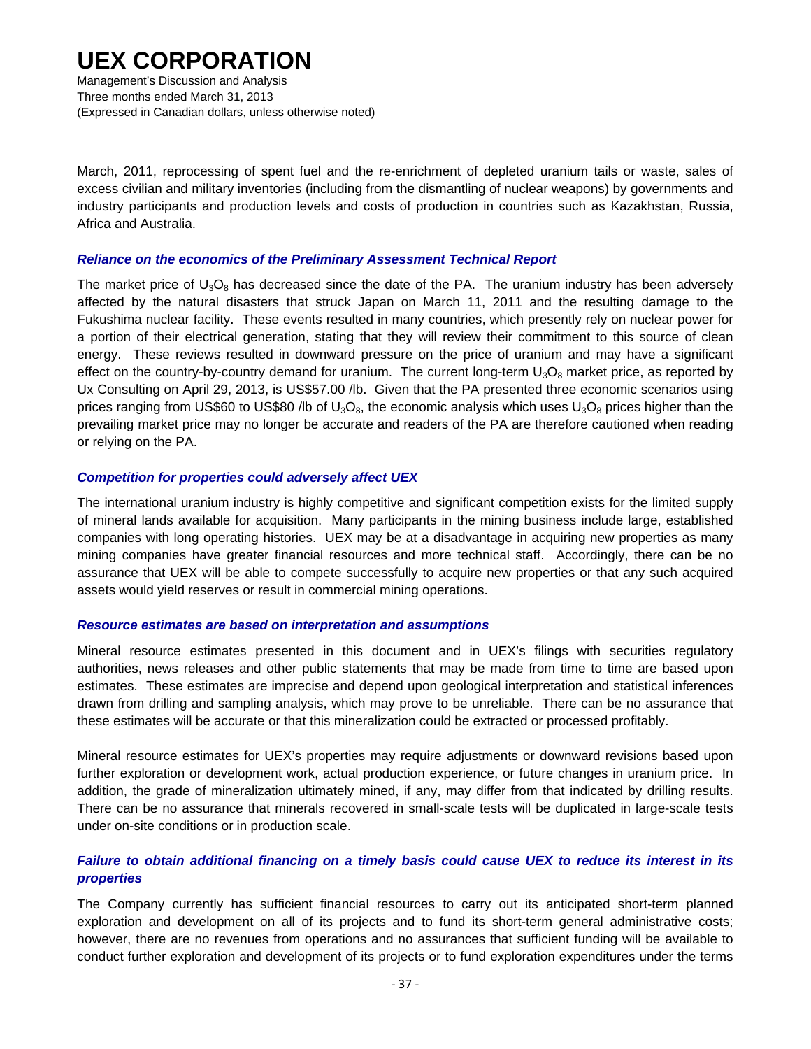March, 2011, reprocessing of spent fuel and the re-enrichment of depleted uranium tails or waste, sales of excess civilian and military inventories (including from the dismantling of nuclear weapons) by governments and industry participants and production levels and costs of production in countries such as Kazakhstan, Russia, Africa and Australia.

### *Reliance on the economics of the Preliminary Assessment Technical Report*

The market price of $U_3O_8$ has decreased since the date of the PA. The uranium industry has been adversely affected by the natural disasters that struck Japan on March 11, 2011 and the resulting damage to the Fukushima nuclear facility. These events resulted in many countries, which presently rely on nuclear power for a portion of their electrical generation, stating that they will review their commitment to this source of clean energy. These reviews resulted in downward pressure on the price of uranium and may have a significant effect on the country-by-country demand for uranium. The current long-term $U_3O_8$ market price, as reported by Ux Consulting on April 29, 2013, is US$57.00 /lb. Given that the PA presented three economic scenarios using prices ranging from US$60 to US$80 /lb of $U_3O_8$, the economic analysis which uses $U_3O_8$ prices higher than the prevailing market price may no longer be accurate and readers of the PA are therefore cautioned when reading or relying on the PA.

### *Competition for properties could adversely affect UEX*

The international uranium industry is highly competitive and significant competition exists for the limited supply of mineral lands available for acquisition. Many participants in the mining business include large, established companies with long operating histories. UEX may be at a disadvantage in acquiring new properties as many mining companies have greater financial resources and more technical staff. Accordingly, there can be no assurance that UEX will be able to compete successfully to acquire new properties or that any such acquired assets would yield reserves or result in commercial mining operations.

### *Resource estimates are based on interpretation and assumptions*

Mineral resource estimates presented in this document and in UEX's filings with securities regulatory authorities, news releases and other public statements that may be made from time to time are based upon estimates. These estimates are imprecise and depend upon geological interpretation and statistical inferences drawn from drilling and sampling analysis, which may prove to be unreliable. There can be no assurance that these estimates will be accurate or that this mineralization could be extracted or processed profitably.

Mineral resource estimates for UEX's properties may require adjustments or downward revisions based upon further exploration or development work, actual production experience, or future changes in uranium price. In addition, the grade of mineralization ultimately mined, if any, may differ from that indicated by drilling results. There can be no assurance that minerals recovered in small-scale tests will be duplicated in large-scale tests under on-site conditions or in production scale.

### *Failure to obtain additional financing on a timely basis could cause UEX to reduce its interest in its properties*

The Company currently has sufficient financial resources to carry out its anticipated short-term planned exploration and development on all of its projects and to fund its short-term general administrative costs; however, there are no revenues from operations and no assurances that sufficient funding will be available to conduct further exploration and development of its projects or to fund exploration expenditures under the terms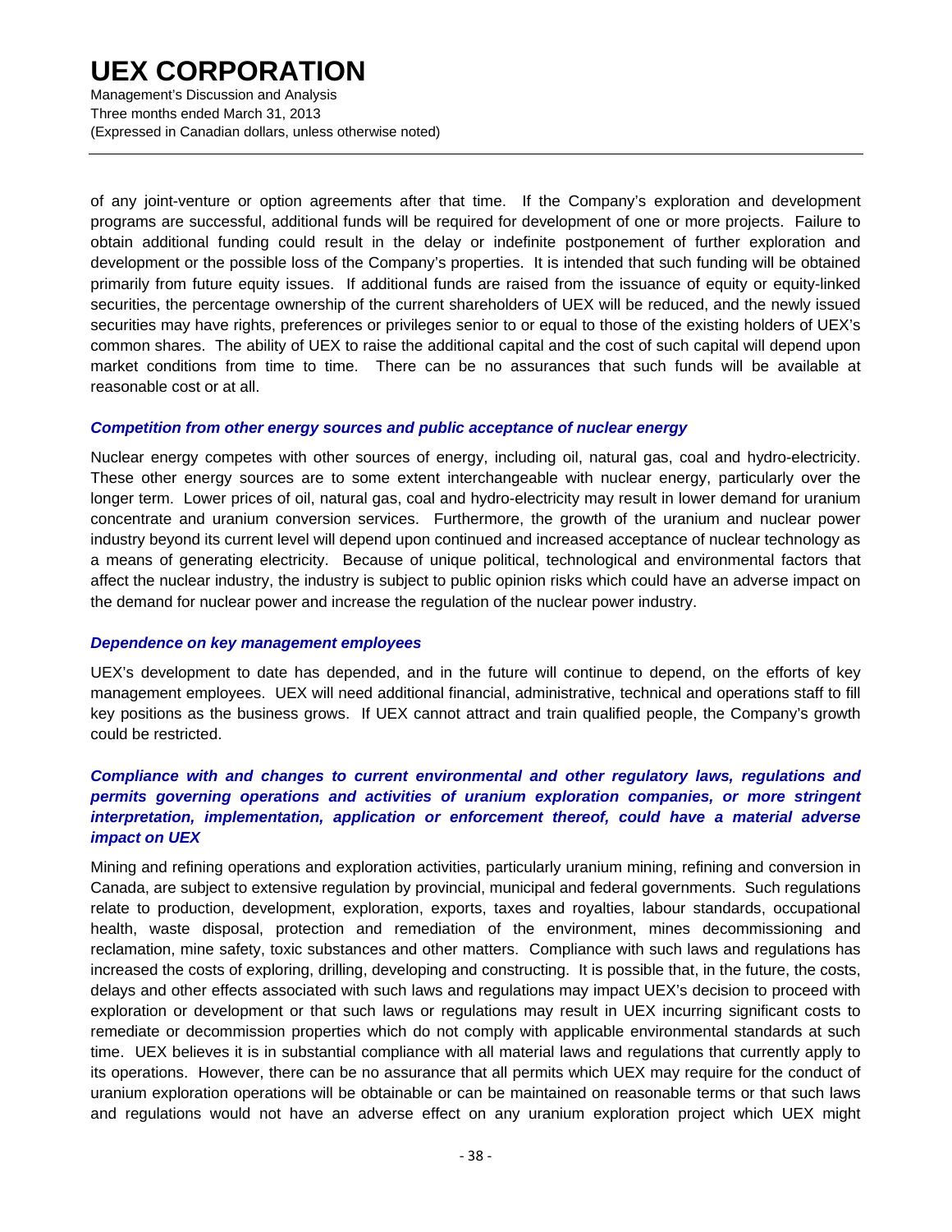of any joint-venture or option agreements after that time. If the Company's exploration and development programs are successful, additional funds will be required for development of one or more projects. Failure to obtain additional funding could result in the delay or indefinite postponement of further exploration and development or the possible loss of the Company's properties. It is intended that such funding will be obtained primarily from future equity issues. If additional funds are raised from the issuance of equity or equity-linked securities, the percentage ownership of the current shareholders of UEX will be reduced, and the newly issued securities may have rights, preferences or privileges senior to or equal to those of the existing holders of UEX's common shares. The ability of UEX to raise the additional capital and the cost of such capital will depend upon market conditions from time to time. There can be no assurances that such funds will be available at reasonable cost or at all.

***Competition from other energy sources and public acceptance of nuclear energy***

Nuclear energy competes with other sources of energy, including oil, natural gas, coal and hydro-electricity. These other energy sources are to some extent interchangeable with nuclear energy, particularly over the longer term. Lower prices of oil, natural gas, coal and hydro-electricity may result in lower demand for uranium concentrate and uranium conversion services. Furthermore, the growth of the uranium and nuclear power industry beyond its current level will depend upon continued and increased acceptance of nuclear technology as a means of generating electricity. Because of unique political, technological and environmental factors that affect the nuclear industry, the industry is subject to public opinion risks which could have an adverse impact on the demand for nuclear power and increase the regulation of the nuclear power industry.

***Dependence on key management employees***

UEX's development to date has depended, and in the future will continue to depend, on the efforts of key management employees. UEX will need additional financial, administrative, technical and operations staff to fill key positions as the business grows. If UEX cannot attract and train qualified people, the Company's growth could be restricted.

***Compliance with and changes to current environmental and other regulatory laws, regulations and permits governing operations and activities of uranium exploration companies, or more stringent interpretation, implementation, application or enforcement thereof, could have a material adverse impact on UEX***

Mining and refining operations and exploration activities, particularly uranium mining, refining and conversion in Canada, are subject to extensive regulation by provincial, municipal and federal governments. Such regulations relate to production, development, exploration, exports, taxes and royalties, labour standards, occupational health, waste disposal, protection and remediation of the environment, mines decommissioning and reclamation, mine safety, toxic substances and other matters. Compliance with such laws and regulations has increased the costs of exploring, drilling, developing and constructing. It is possible that, in the future, the costs, delays and other effects associated with such laws and regulations may impact UEX's decision to proceed with exploration or development or that such laws or regulations may result in UEX incurring significant costs to remediate or decommission properties which do not comply with applicable environmental standards at such time. UEX believes it is in substantial compliance with all material laws and regulations that currently apply to its operations. However, there can be no assurance that all permits which UEX may require for the conduct of uranium exploration operations will be obtainable or can be maintained on reasonable terms or that such laws and regulations would not have an adverse effect on any uranium exploration project which UEX might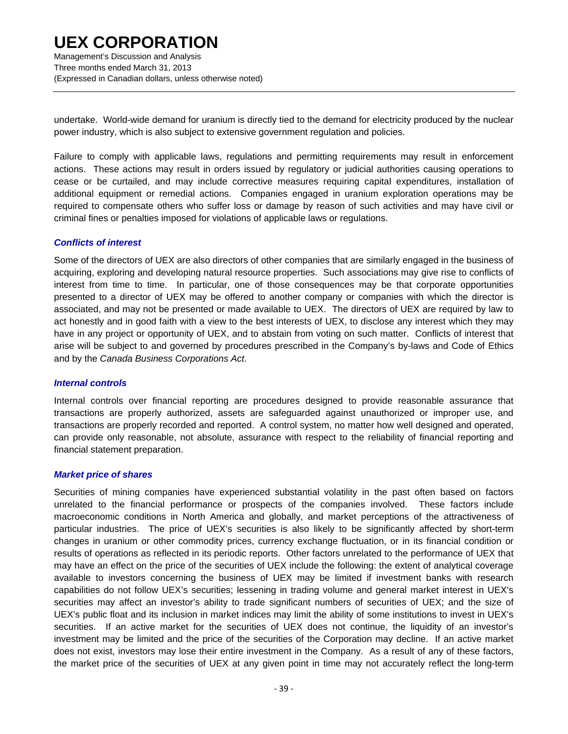undertake. World-wide demand for uranium is directly tied to the demand for electricity produced by the nuclear power industry, which is also subject to extensive government regulation and policies.

Failure to comply with applicable laws, regulations and permitting requirements may result in enforcement actions. These actions may result in orders issued by regulatory or judicial authorities causing operations to cease or be curtailed, and may include corrective measures requiring capital expenditures, installation of additional equipment or remedial actions. Companies engaged in uranium exploration operations may be required to compensate others who suffer loss or damage by reason of such activities and may have civil or criminal fines or penalties imposed for violations of applicable laws or regulations.

### *Conflicts of interest*

Some of the directors of UEX are also directors of other companies that are similarly engaged in the business of acquiring, exploring and developing natural resource properties. Such associations may give rise to conflicts of interest from time to time. In particular, one of those consequences may be that corporate opportunities presented to a director of UEX may be offered to another company or companies with which the director is associated, and may not be presented or made available to UEX. The directors of UEX are required by law to act honestly and in good faith with a view to the best interests of UEX, to disclose any interest which they may have in any project or opportunity of UEX, and to abstain from voting on such matter. Conflicts of interest that arise will be subject to and governed by procedures prescribed in the Company's by-laws and Code of Ethics and by the *Canada Business Corporations Act*.

### *Internal controls*

Internal controls over financial reporting are procedures designed to provide reasonable assurance that transactions are properly authorized, assets are safeguarded against unauthorized or improper use, and transactions are properly recorded and reported. A control system, no matter how well designed and operated, can provide only reasonable, not absolute, assurance with respect to the reliability of financial reporting and financial statement preparation.

### *Market price of shares*

Securities of mining companies have experienced substantial volatility in the past often based on factors unrelated to the financial performance or prospects of the companies involved. These factors include macroeconomic conditions in North America and globally, and market perceptions of the attractiveness of particular industries. The price of UEX's securities is also likely to be significantly affected by short-term changes in uranium or other commodity prices, currency exchange fluctuation, or in its financial condition or results of operations as reflected in its periodic reports. Other factors unrelated to the performance of UEX that may have an effect on the price of the securities of UEX include the following: the extent of analytical coverage available to investors concerning the business of UEX may be limited if investment banks with research capabilities do not follow UEX's securities; lessening in trading volume and general market interest in UEX's securities may affect an investor's ability to trade significant numbers of securities of UEX; and the size of UEX's public float and its inclusion in market indices may limit the ability of some institutions to invest in UEX's securities. If an active market for the securities of UEX does not continue, the liquidity of an investor's investment may be limited and the price of the securities of the Corporation may decline. If an active market does not exist, investors may lose their entire investment in the Company. As a result of any of these factors, the market price of the securities of UEX at any given point in time may not accurately reflect the long-term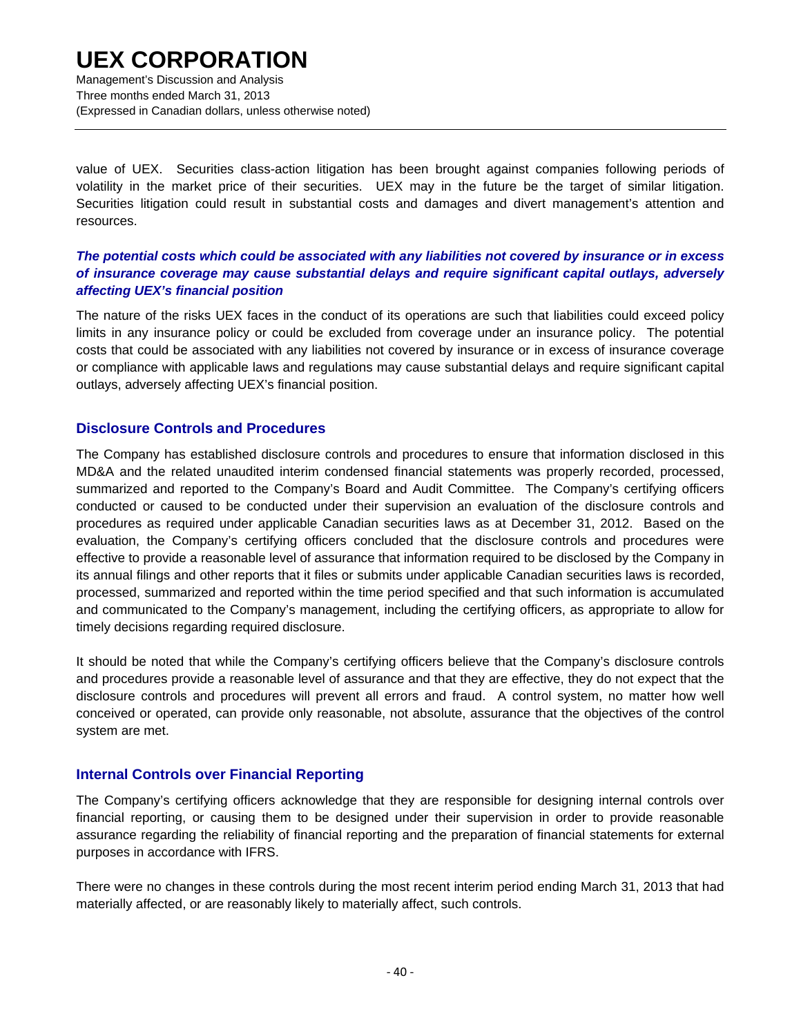value of UEX. Securities class-action litigation has been brought against companies following periods of volatility in the market price of their securities. UEX may in the future be the target of similar litigation. Securities litigation could result in substantial costs and damages and divert management's attention and resources.

***The potential costs which could be associated with any liabilities not covered by insurance or in excess of insurance coverage may cause substantial delays and require significant capital outlays, adversely affecting UEX's financial position***

The nature of the risks UEX faces in the conduct of its operations are such that liabilities could exceed policy limits in any insurance policy or could be excluded from coverage under an insurance policy. The potential costs that could be associated with any liabilities not covered by insurance or in excess of insurance coverage or compliance with applicable laws and regulations may cause substantial delays and require significant capital outlays, adversely affecting UEX's financial position.

## Disclosure Controls and Procedures

The Company has established disclosure controls and procedures to ensure that information disclosed in this MD&A and the related unaudited interim condensed financial statements was properly recorded, processed, summarized and reported to the Company's Board and Audit Committee. The Company's certifying officers conducted or caused to be conducted under their supervision an evaluation of the disclosure controls and procedures as required under applicable Canadian securities laws as at December 31, 2012. Based on the evaluation, the Company's certifying officers concluded that the disclosure controls and procedures were effective to provide a reasonable level of assurance that information required to be disclosed by the Company in its annual filings and other reports that it files or submits under applicable Canadian securities laws is recorded, processed, summarized and reported within the time period specified and that such information is accumulated and communicated to the Company's management, including the certifying officers, as appropriate to allow for timely decisions regarding required disclosure.

It should be noted that while the Company's certifying officers believe that the Company's disclosure controls and procedures provide a reasonable level of assurance and that they are effective, they do not expect that the disclosure controls and procedures will prevent all errors and fraud. A control system, no matter how well conceived or operated, can provide only reasonable, not absolute, assurance that the objectives of the control system are met.

## Internal Controls over Financial Reporting

The Company's certifying officers acknowledge that they are responsible for designing internal controls over financial reporting, or causing them to be designed under their supervision in order to provide reasonable assurance regarding the reliability of financial reporting and the preparation of financial statements for external purposes in accordance with IFRS.

There were no changes in these controls during the most recent interim period ending March 31, 2013 that had materially affected, or are reasonably likely to materially affect, such controls.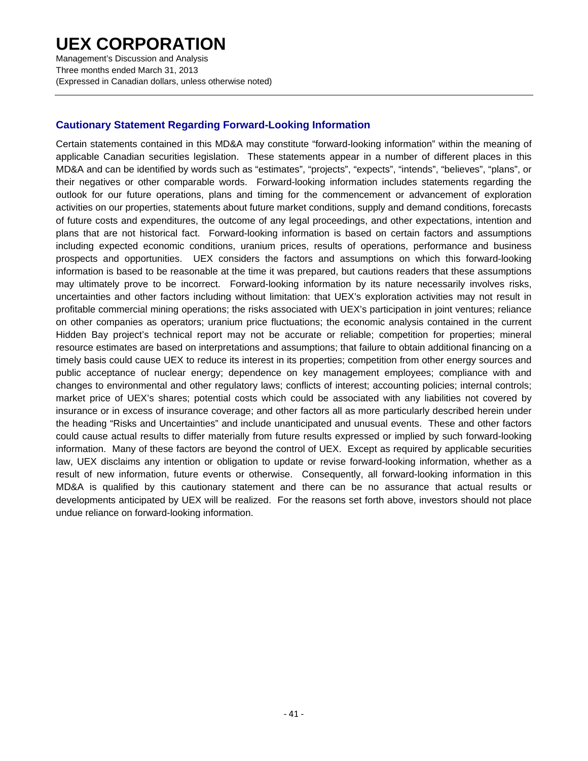## Cautionary Statement Regarding Forward-Looking Information

Certain statements contained in this MD&A may constitute "forward-looking information" within the meaning of applicable Canadian securities legislation. These statements appear in a number of different places in this MD&A and can be identified by words such as "estimates", "projects", "expects", "intends", "believes", "plans", or their negatives or other comparable words. Forward-looking information includes statements regarding the outlook for our future operations, plans and timing for the commencement or advancement of exploration activities on our properties, statements about future market conditions, supply and demand conditions, forecasts of future costs and expenditures, the outcome of any legal proceedings, and other expectations, intention and plans that are not historical fact. Forward-looking information is based on certain factors and assumptions including expected economic conditions, uranium prices, results of operations, performance and business prospects and opportunities. UEX considers the factors and assumptions on which this forward-looking information is based to be reasonable at the time it was prepared, but cautions readers that these assumptions may ultimately prove to be incorrect. Forward-looking information by its nature necessarily involves risks, uncertainties and other factors including without limitation: that UEX's exploration activities may not result in profitable commercial mining operations; the risks associated with UEX's participation in joint ventures; reliance on other companies as operators; uranium price fluctuations; the economic analysis contained in the current Hidden Bay project's technical report may not be accurate or reliable; competition for properties; mineral resource estimates are based on interpretations and assumptions; that failure to obtain additional financing on a timely basis could cause UEX to reduce its interest in its properties; competition from other energy sources and public acceptance of nuclear energy; dependence on key management employees; compliance with and changes to environmental and other regulatory laws; conflicts of interest; accounting policies; internal controls; market price of UEX's shares; potential costs which could be associated with any liabilities not covered by insurance or in excess of insurance coverage; and other factors all as more particularly described herein under the heading "Risks and Uncertainties" and include unanticipated and unusual events. These and other factors could cause actual results to differ materially from future results expressed or implied by such forward-looking information. Many of these factors are beyond the control of UEX. Except as required by applicable securities law, UEX disclaims any intention or obligation to update or revise forward-looking information, whether as a result of new information, future events or otherwise. Consequently, all forward-looking information in this MD&A is qualified by this cautionary statement and there can be no assurance that actual results or developments anticipated by UEX will be realized. For the reasons set forth above, investors should not place undue reliance on forward-looking information.